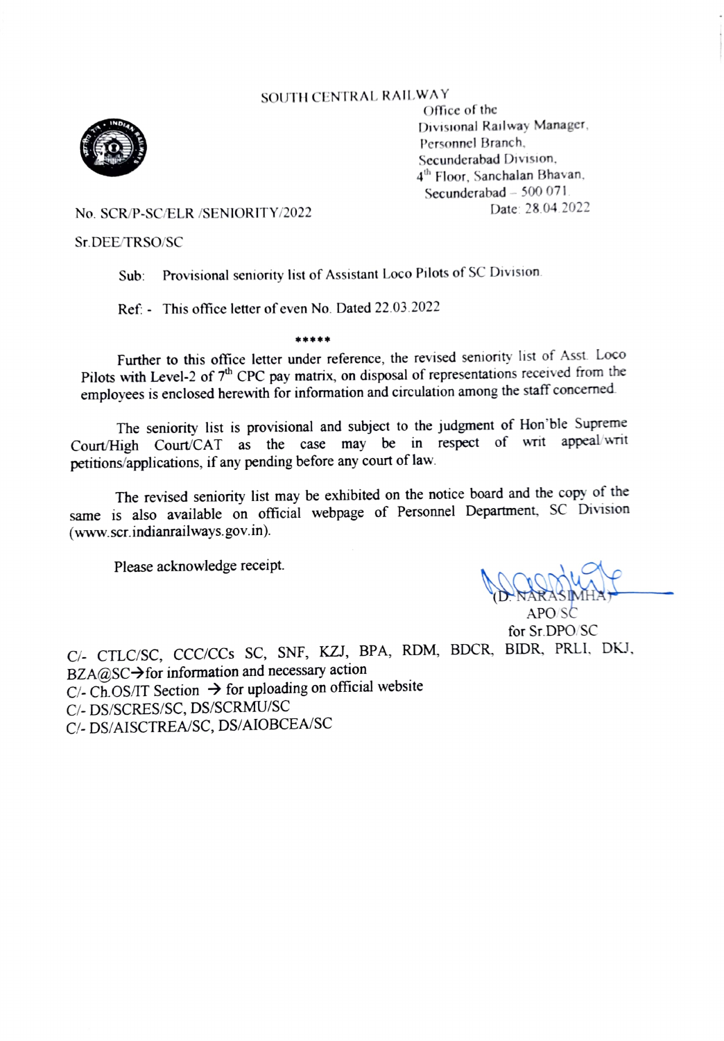SOUTH CENTRAL RAILWAY

Office of the
Divisional Railway Manager,
Personnel Branch,
Secunderabad Division,
4th Floor, Sanchalan Bhavan,
Secunderabad – 500 071

No. SCR/P-SC/ELR /SENIORITY/2022

Date: 28.04.2022

Sr.DEE/TRSO/SC

Sub: Provisional seniority list of Assistant Loco Pilots of SC Division.

Ref: - This office letter of even No. Dated 22.03.2022

\*\*\*\*\*

Further to this office letter under reference, the revised seniority list of Asst. Loco Pilots with Level-2 of 7th CPC pay matrix, on disposal of representations received from the employees is enclosed herewith for information and circulation among the staff concerned.

The seniority list is provisional and subject to the judgment of Hon'ble Supreme Court/High Court/CAT as the case may be in respect of writ appeal/writ petitions/applications, if any pending before any court of law.

The revised seniority list may be exhibited on the notice board and the copy of the same is also available on official webpage of Personnel Department, SC Division (www.scr.indianrailways.gov.in).

Please acknowledge receipt.

(D. NARASIMHA)
APO/SC
for Sr.DPO/SC

C/- CTLC/SC, CCC/CCs SC, SNF, KZJ, BPA, RDM, BDCR, BIDR, PRLI, DKJ, BZA@SC→for information and necessary action
C/- Ch.OS/IT Section → for uploading on official website
C/- DS/SCRES/SC, DS/SCRMU/SC
C/- DS/AISCTREA/SC, DS/AIOBCEA/SC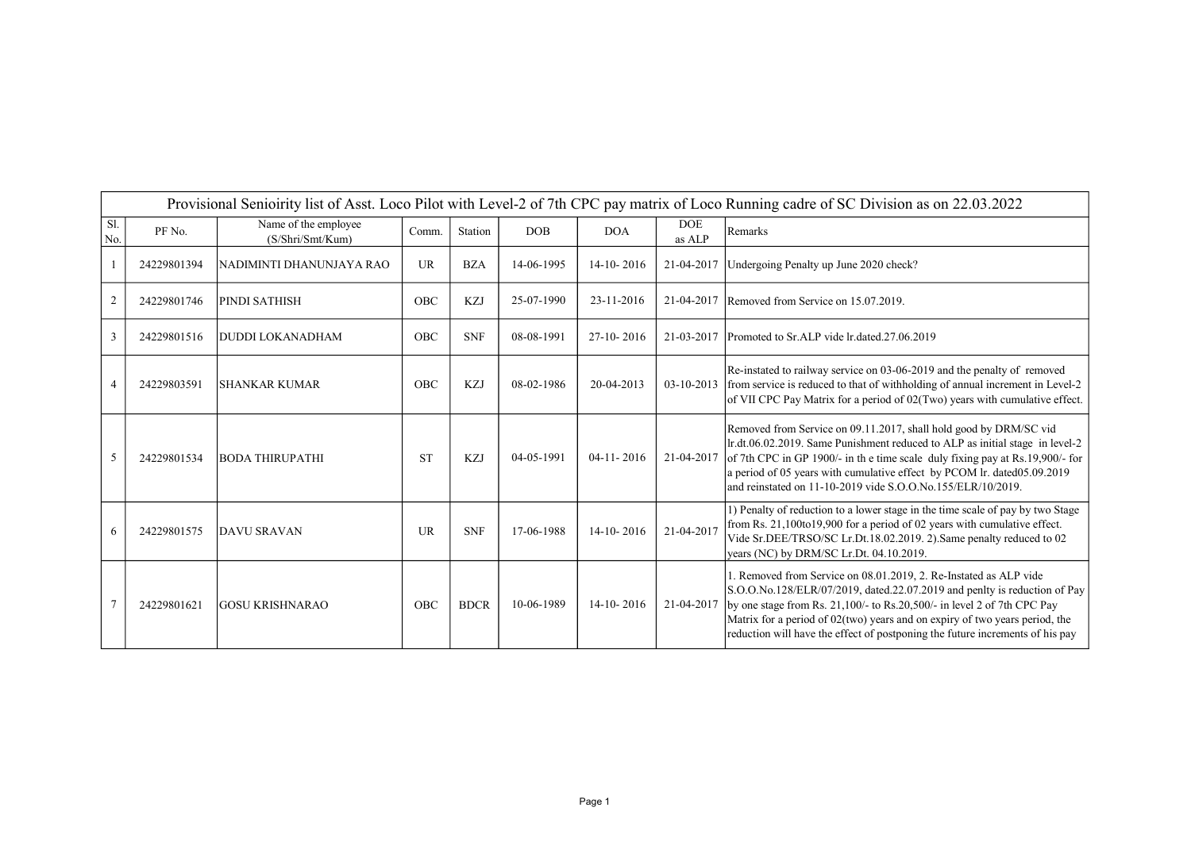| Provisional Senioirity list of Asst. Loco Pilot with Level-2 of 7th CPC pay matrix of Loco Running cadre of SC Division as on 22.03.2022 | | | | | | | | |
|---|---|---|---|---|---|---|---|---|
| Sl. No. | PF No. | Name of the employee (S/Shri/Smt/Kum) | Comm. | Station | DOB | DOA | DOE as ALP | Remarks |
| 1 | 24229801394 | NADIMINTI DHANUNJAYA RAO | UR | BZA | 14-06-1995 | 14-10- 2016 | 21-04-2017 | Undergoing Penalty up June 2020 check? |
| 2 | 24229801746 | PINDI SATHISH | OBC | KZJ | 25-07-1990 | 23-11-2016 | 21-04-2017 | Removed from Service on 15.07.2019. |
| 3 | 24229801516 | DUDDI LOKANADHAM | OBC | SNF | 08-08-1991 | 27-10- 2016 | 21-03-2017 | Promoted to Sr.ALP vide lr.dated.27.06.2019 |
| 4 | 24229803591 | SHANKAR KUMAR | OBC | KZJ | 08-02-1986 | 20-04-2013 | 03-10-2013 | Re-instated to railway service on 03-06-2019 and the penalty of removed from service is reduced to that of withholding of annual increment in Level-2 of VII CPC Pay Matrix for a period of 02(Two) years with cumulative effect. |
| 5 | 24229801534 | BODA THIRUPATHI | ST | KZJ | 04-05-1991 | 04-11- 2016 | 21-04-2017 | Removed from Service on 09.11.2017, shall hold good by DRM/SC vid lr.dt.06.02.2019. Same Punishment reduced to ALP as initial stage in level-2 of 7th CPC in GP 1900/- in th e time scale duly fixing pay at Rs.19,900/- for a period of 05 years with cumulative effect by PCOM lr. dated05.09.2019 and reinstated on 11-10-2019 vide S.O.O.No.155/ELR/10/2019. |
| 6 | 24229801575 | DAVU SRAVAN | UR | SNF | 17-06-1988 | 14-10- 2016 | 21-04-2017 | 1) Penalty of reduction to a lower stage in the time scale of pay by two Stage from Rs. 21,100to19,900 for a period of 02 years with cumulative effect. Vide Sr.DEE/TRSO/SC Lr.Dt.18.02.2019. 2).Same penalty reduced to 02 years (NC) by DRM/SC Lr.Dt. 04.10.2019. |
| 7 | 24229801621 | GOSU KRISHNARAO | OBC | BDCR | 10-06-1989 | 14-10- 2016 | 21-04-2017 | 1. Removed from Service on 08.01.2019, 2. Re-Instated as ALP vide S.O.O.No.128/ELR/07/2019, dated.22.07.2019 and penlty is reduction of Pay by one stage from Rs. 21,100/- to Rs.20,500/- in level 2 of 7th CPC Pay Matrix for a period of 02(two) years and on expiry of two years period, the reduction will have the effect of postponing the future increments of his pay |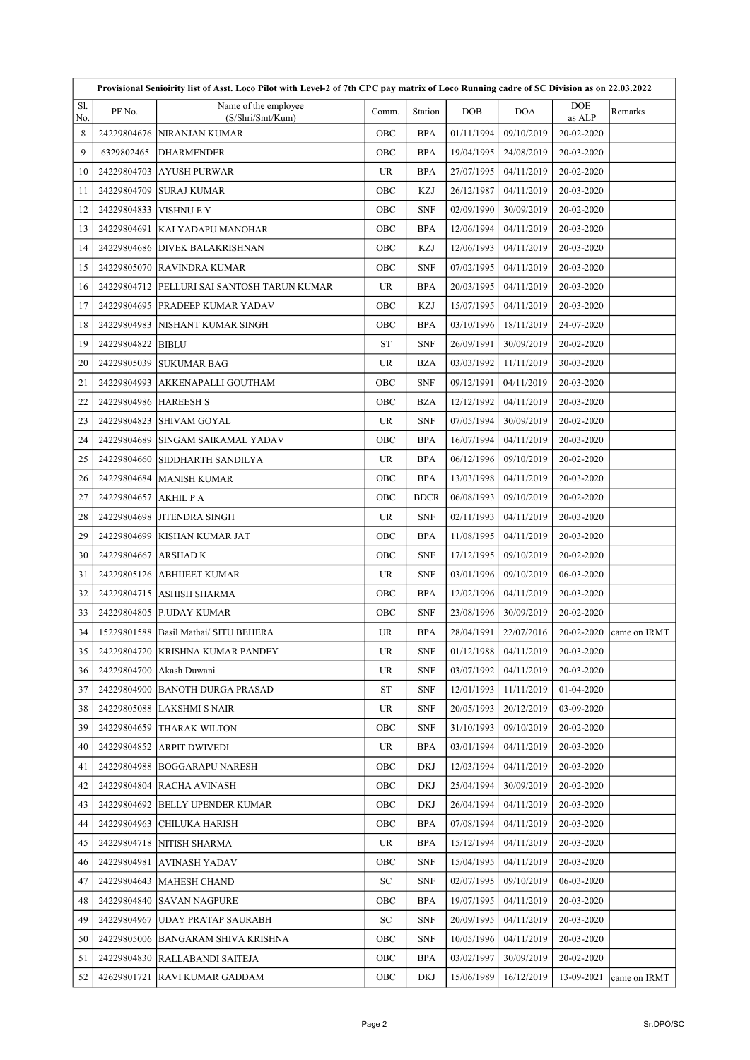| Provisional Senioirity list of Asst. Loco Pilot with Level-2 of 7th CPC pay matrix of Loco Running cadre of SC Division as on 22.03.2022 | | | | | | | | |
|---|---|---|---|---|---|---|---|---|
| Sl. No. | PF No. | Name of the employee (S/Shri/Smt/Kum) | Comm. | Station | DOB | DOA | DOE as ALP | Remarks |
| 8 | 24229804676 | NIRANJAN KUMAR | OBC | BPA | 01/11/1994 | 09/10/2019 | 20-02-2020 | |
| 9 | 6329802465 | DHARMENDER | OBC | BPA | 19/04/1995 | 24/08/2019 | 20-03-2020 | |
| 10 | 24229804703 | AYUSH PURWAR | UR | BPA | 27/07/1995 | 04/11/2019 | 20-02-2020 | |
| 11 | 24229804709 | SURAJ KUMAR | OBC | KZJ | 26/12/1987 | 04/11/2019 | 20-03-2020 | |
| 12 | 24229804833 | VISHNU E Y | OBC | SNF | 02/09/1990 | 30/09/2019 | 20-02-2020 | |
| 13 | 24229804691 | KALYADAPU MANOHAR | OBC | BPA | 12/06/1994 | 04/11/2019 | 20-03-2020 | |
| 14 | 24229804686 | DIVEK BALAKRISHNAN | OBC | KZJ | 12/06/1993 | 04/11/2019 | 20-03-2020 | |
| 15 | 24229805070 | RAVINDRA KUMAR | OBC | SNF | 07/02/1995 | 04/11/2019 | 20-03-2020 | |
| 16 | 24229804712 | PELLURI SAI SANTOSH TARUN KUMAR | UR | BPA | 20/03/1995 | 04/11/2019 | 20-03-2020 | |
| 17 | 24229804695 | PRADEEP KUMAR YADAV | OBC | KZJ | 15/07/1995 | 04/11/2019 | 20-03-2020 | |
| 18 | 24229804983 | NISHANT KUMAR SINGH | OBC | BPA | 03/10/1996 | 18/11/2019 | 24-07-2020 | |
| 19 | 24229804822 | BIBLU | ST | SNF | 26/09/1991 | 30/09/2019 | 20-02-2020 | |
| 20 | 24229805039 | SUKUMAR BAG | UR | BZA | 03/03/1992 | 11/11/2019 | 30-03-2020 | |
| 21 | 24229804993 | AKKENAPALLI GOUTHAM | OBC | SNF | 09/12/1991 | 04/11/2019 | 20-03-2020 | |
| 22 | 24229804986 | HAREESH S | OBC | BZA | 12/12/1992 | 04/11/2019 | 20-03-2020 | |
| 23 | 24229804823 | SHIVAM GOYAL | UR | SNF | 07/05/1994 | 30/09/2019 | 20-02-2020 | |
| 24 | 24229804689 | SINGAM SAIKAMAL YADAV | OBC | BPA | 16/07/1994 | 04/11/2019 | 20-03-2020 | |
| 25 | 24229804660 | SIDDHARTH SANDILYA | UR | BPA | 06/12/1996 | 09/10/2019 | 20-02-2020 | |
| 26 | 24229804684 | MANISH KUMAR | OBC | BPA | 13/03/1998 | 04/11/2019 | 20-03-2020 | |
| 27 | 24229804657 | AKHIL P A | OBC | BDCR | 06/08/1993 | 09/10/2019 | 20-02-2020 | |
| 28 | 24229804698 | JITENDRA SINGH | UR | SNF | 02/11/1993 | 04/11/2019 | 20-03-2020 | |
| 29 | 24229804699 | KISHAN KUMAR JAT | OBC | BPA | 11/08/1995 | 04/11/2019 | 20-03-2020 | |
| 30 | 24229804667 | ARSHAD K | OBC | SNF | 17/12/1995 | 09/10/2019 | 20-02-2020 | |
| 31 | 24229805126 | ABHIJEET KUMAR | UR | SNF | 03/01/1996 | 09/10/2019 | 06-03-2020 | |
| 32 | 24229804715 | ASHISH SHARMA | OBC | BPA | 12/02/1996 | 04/11/2019 | 20-03-2020 | |
| 33 | 24229804805 | P.UDAY KUMAR | OBC | SNF | 23/08/1996 | 30/09/2019 | 20-02-2020 | |
| 34 | 15229801588 | Basil Mathai/ SITU BEHERA | UR | BPA | 28/04/1991 | 22/07/2016 | 20-02-2020 | came on IRMT |
| 35 | 24229804720 | KRISHNA KUMAR PANDEY | UR | SNF | 01/12/1988 | 04/11/2019 | 20-03-2020 | |
| 36 | 24229804700 | Akash Duwani | UR | SNF | 03/07/1992 | 04/11/2019 | 20-03-2020 | |
| 37 | 24229804900 | BANOTH DURGA PRASAD | ST | SNF | 12/01/1993 | 11/11/2019 | 01-04-2020 | |
| 38 | 24229805088 | LAKSHMI S NAIR | UR | SNF | 20/05/1993 | 20/12/2019 | 03-09-2020 | |
| 39 | 24229804659 | THARAK WILTON | OBC | SNF | 31/10/1993 | 09/10/2019 | 20-02-2020 | |
| 40 | 24229804852 | ARPIT DWIVEDI | UR | BPA | 03/01/1994 | 04/11/2019 | 20-03-2020 | |
| 41 | 24229804988 | BOGGARAPU NARESH | OBC | DKJ | 12/03/1994 | 04/11/2019 | 20-03-2020 | |
| 42 | 24229804804 | RACHA AVINASH | OBC | DKJ | 25/04/1994 | 30/09/2019 | 20-02-2020 | |
| 43 | 24229804692 | BELLY UPENDER KUMAR | OBC | DKJ | 26/04/1994 | 04/11/2019 | 20-03-2020 | |
| 44 | 24229804963 | CHILUKA HARISH | OBC | BPA | 07/08/1994 | 04/11/2019 | 20-03-2020 | |
| 45 | 24229804718 | NITISH SHARMA | UR | BPA | 15/12/1994 | 04/11/2019 | 20-03-2020 | |
| 46 | 24229804981 | AVINASH YADAV | OBC | SNF | 15/04/1995 | 04/11/2019 | 20-03-2020 | |
| 47 | 24229804643 | MAHESH CHAND | SC | SNF | 02/07/1995 | 09/10/2019 | 06-03-2020 | |
| 48 | 24229804840 | SAVAN NAGPURE | OBC | BPA | 19/07/1995 | 04/11/2019 | 20-03-2020 | |
| 49 | 24229804967 | UDAY PRATAP SAURABH | SC | SNF | 20/09/1995 | 04/11/2019 | 20-03-2020 | |
| 50 | 24229805006 | BANGARAM SHIVA KRISHNA | OBC | SNF | 10/05/1996 | 04/11/2019 | 20-03-2020 | |
| 51 | 24229804830 | RALLABANDI SAITEJA | OBC | BPA | 03/02/1997 | 30/09/2019 | 20-02-2020 | |
| 52 | 42629801721 | RAVI KUMAR GADDAM | OBC | DKJ | 15/06/1989 | 16/12/2019 | 13-09-2021 | came on IRMT |

Sr.DPO/SC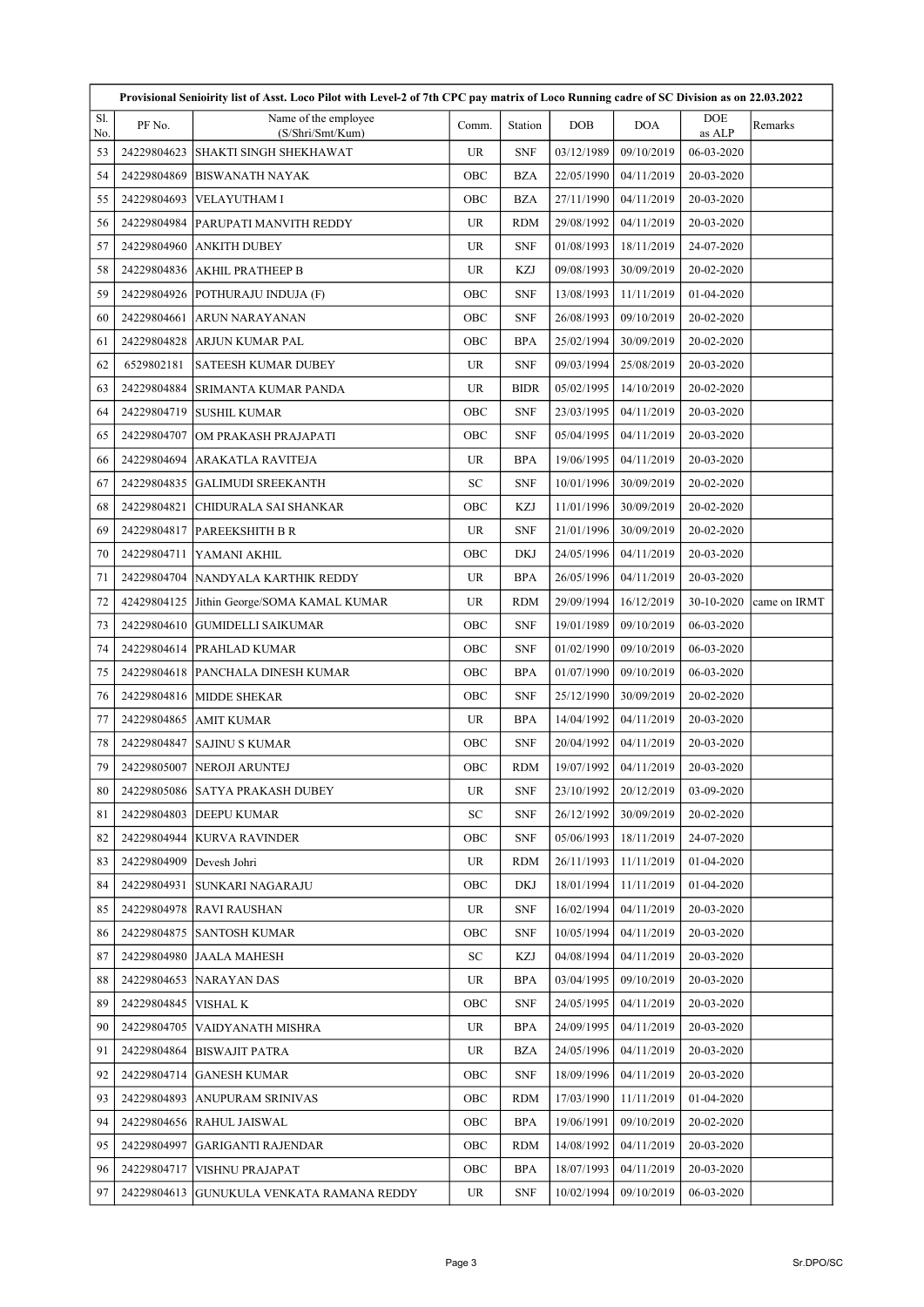| Provisional Senioirity list of Asst. Loco Pilot with Level-2 of 7th CPC pay matrix of Loco Running cadre of SC Division as on 22.03.2022 | | | | | | | | |
|---|---|---|---|---|---|---|---|---|
| Sl. No. | PF No. | Name of the employee (S/Shri/Smt/Kum) | Comm. | Station | DOB | DOA | DOE as ALP | Remarks |
| 53 | 24229804623 | SHAKTI SINGH SHEKHAWAT | UR | SNF | 03/12/1989 | 09/10/2019 | 06-03-2020 | |
| 54 | 24229804869 | BISWANATH NAYAK | OBC | BZA | 22/05/1990 | 04/11/2019 | 20-03-2020 | |
| 55 | 24229804693 | VELAYUTHAM I | OBC | BZA | 27/11/1990 | 04/11/2019 | 20-03-2020 | |
| 56 | 24229804984 | PARUPATI MANVITH REDDY | UR | RDM | 29/08/1992 | 04/11/2019 | 20-03-2020 | |
| 57 | 24229804960 | ANKITH DUBEY | UR | SNF | 01/08/1993 | 18/11/2019 | 24-07-2020 | |
| 58 | 24229804836 | AKHIL PRATHEEP B | UR | KZJ | 09/08/1993 | 30/09/2019 | 20-02-2020 | |
| 59 | 24229804926 | POTHURAJU INDUJA (F) | OBC | SNF | 13/08/1993 | 11/11/2019 | 01-04-2020 | |
| 60 | 24229804661 | ARUN NARAYANAN | OBC | SNF | 26/08/1993 | 09/10/2019 | 20-02-2020 | |
| 61 | 24229804828 | ARJUN KUMAR PAL | OBC | BPA | 25/02/1994 | 30/09/2019 | 20-02-2020 | |
| 62 | 6529802181 | SATEESH KUMAR DUBEY | UR | SNF | 09/03/1994 | 25/08/2019 | 20-03-2020 | |
| 63 | 24229804884 | SRIMANTA KUMAR PANDA | UR | BIDR | 05/02/1995 | 14/10/2019 | 20-02-2020 | |
| 64 | 24229804719 | SUSHIL KUMAR | OBC | SNF | 23/03/1995 | 04/11/2019 | 20-03-2020 | |
| 65 | 24229804707 | OM PRAKASH PRAJAPATI | OBC | SNF | 05/04/1995 | 04/11/2019 | 20-03-2020 | |
| 66 | 24229804694 | ARAKATLA RAVITEJA | UR | BPA | 19/06/1995 | 04/11/2019 | 20-03-2020 | |
| 67 | 24229804835 | GALIMUDI SREEKANTH | SC | SNF | 10/01/1996 | 30/09/2019 | 20-02-2020 | |
| 68 | 24229804821 | CHIDURALA SAI SHANKAR | OBC | KZJ | 11/01/1996 | 30/09/2019 | 20-02-2020 | |
| 69 | 24229804817 | PAREEKSHITH B R | UR | SNF | 21/01/1996 | 30/09/2019 | 20-02-2020 | |
| 70 | 24229804711 | YAMANI AKHIL | OBC | DKJ | 24/05/1996 | 04/11/2019 | 20-03-2020 | |
| 71 | 24229804704 | NANDYALA KARTHIK REDDY | UR | BPA | 26/05/1996 | 04/11/2019 | 20-03-2020 | |
| 72 | 42429804125 | Jithin George/SOMA KAMAL KUMAR | UR | RDM | 29/09/1994 | 16/12/2019 | 30-10-2020 | came on IRMT |
| 73 | 24229804610 | GUMIDELLI SAIKUMAR | OBC | SNF | 19/01/1989 | 09/10/2019 | 06-03-2020 | |
| 74 | 24229804614 | PRAHLAD KUMAR | OBC | SNF | 01/02/1990 | 09/10/2019 | 06-03-2020 | |
| 75 | 24229804618 | PANCHALA DINESH KUMAR | OBC | BPA | 01/07/1990 | 09/10/2019 | 06-03-2020 | |
| 76 | 24229804816 | MIDDE SHEKAR | OBC | SNF | 25/12/1990 | 30/09/2019 | 20-02-2020 | |
| 77 | 24229804865 | AMIT KUMAR | UR | BPA | 14/04/1992 | 04/11/2019 | 20-03-2020 | |
| 78 | 24229804847 | SAJINU S KUMAR | OBC | SNF | 20/04/1992 | 04/11/2019 | 20-03-2020 | |
| 79 | 24229805007 | NEROJI ARUNTEJ | OBC | RDM | 19/07/1992 | 04/11/2019 | 20-03-2020 | |
| 80 | 24229805086 | SATYA PRAKASH DUBEY | UR | SNF | 23/10/1992 | 20/12/2019 | 03-09-2020 | |
| 81 | 24229804803 | DEEPU KUMAR | SC | SNF | 26/12/1992 | 30/09/2019 | 20-02-2020 | |
| 82 | 24229804944 | KURVA RAVINDER | OBC | SNF | 05/06/1993 | 18/11/2019 | 24-07-2020 | |
| 83 | 24229804909 | Devesh Johri | UR | RDM | 26/11/1993 | 11/11/2019 | 01-04-2020 | |
| 84 | 24229804931 | SUNKARI NAGARAJU | OBC | DKJ | 18/01/1994 | 11/11/2019 | 01-04-2020 | |
| 85 | 24229804978 | RAVI RAUSHAN | UR | SNF | 16/02/1994 | 04/11/2019 | 20-03-2020 | |
| 86 | 24229804875 | SANTOSH KUMAR | OBC | SNF | 10/05/1994 | 04/11/2019 | 20-03-2020 | |
| 87 | 24229804980 | JAALA MAHESH | SC | KZJ | 04/08/1994 | 04/11/2019 | 20-03-2020 | |
| 88 | 24229804653 | NARAYAN DAS | UR | BPA | 03/04/1995 | 09/10/2019 | 20-03-2020 | |
| 89 | 24229804845 | VISHAL K | OBC | SNF | 24/05/1995 | 04/11/2019 | 20-03-2020 | |
| 90 | 24229804705 | VAIDYANATH MISHRA | UR | BPA | 24/09/1995 | 04/11/2019 | 20-03-2020 | |
| 91 | 24229804864 | BISWAJIT PATRA | UR | BZA | 24/05/1996 | 04/11/2019 | 20-03-2020 | |
| 92 | 24229804714 | GANESH KUMAR | OBC | SNF | 18/09/1996 | 04/11/2019 | 20-03-2020 | |
| 93 | 24229804893 | ANUPURAM SRINIVAS | OBC | RDM | 17/03/1990 | 11/11/2019 | 01-04-2020 | |
| 94 | 24229804656 | RAHUL JAISWAL | OBC | BPA | 19/06/1991 | 09/10/2019 | 20-02-2020 | |
| 95 | 24229804997 | GARIGANTI RAJENDAR | OBC | RDM | 14/08/1992 | 04/11/2019 | 20-03-2020 | |
| 96 | 24229804717 | VISHNU PRAJAPAT | OBC | BPA | 18/07/1993 | 04/11/2019 | 20-03-2020 | |
| 97 | 24229804613 | GUNUKULA VENKATA RAMANA REDDY | UR | SNF | 10/02/1994 | 09/10/2019 | 06-03-2020 | |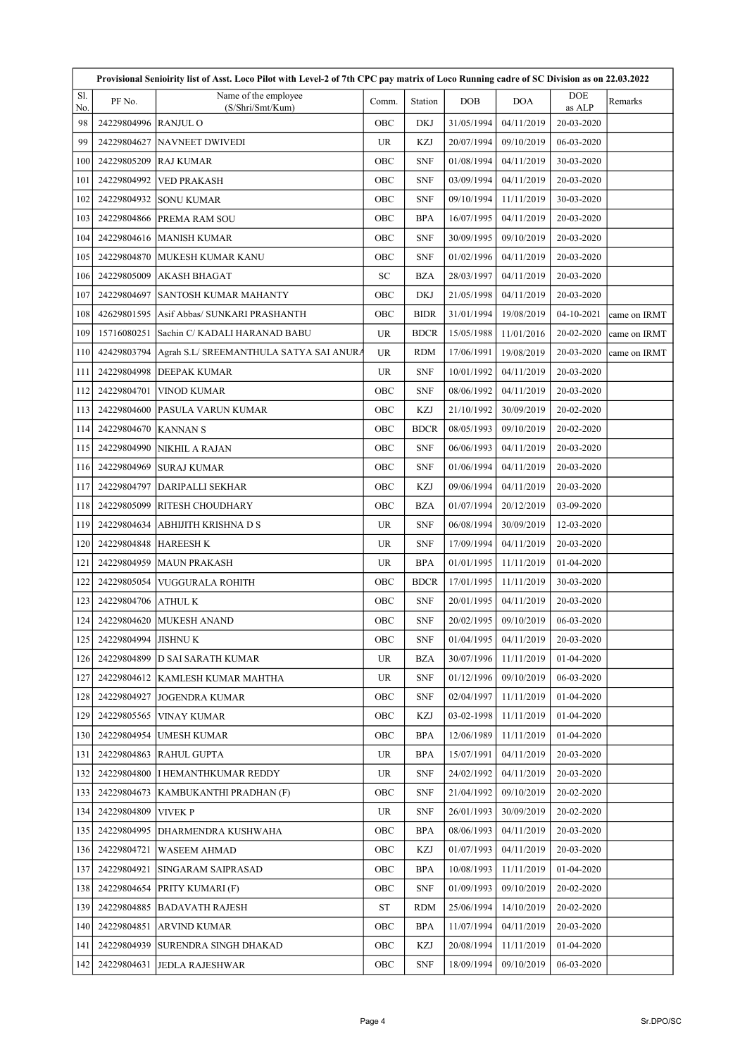| Provisional Senioirity list of Asst. Loco Pilot with Level-2 of 7th CPC pay matrix of Loco Running cadre of SC Division as on 22.03.2022 | | | | | | | | |
|---|---|---|---|---|---|---|---|---|
| Sl. No. | PF No. | Name of the employee (S/Shri/Smt/Kum) | Comm. | Station | DOB | DOA | DOE as ALP | Remarks |
| 98 | 24229804996 | RANJUL O | OBC | DKJ | 31/05/1994 | 04/11/2019 | 20-03-2020 | |
| 99 | 24229804627 | NAVNEET DWIVEDI | UR | KZJ | 20/07/1994 | 09/10/2019 | 06-03-2020 | |
| 100 | 24229805209 | RAJ KUMAR | OBC | SNF | 01/08/1994 | 04/11/2019 | 30-03-2020 | |
| 101 | 24229804992 | VED PRAKASH | OBC | SNF | 03/09/1994 | 04/11/2019 | 20-03-2020 | |
| 102 | 24229804932 | SONU KUMAR | OBC | SNF | 09/10/1994 | 11/11/2019 | 30-03-2020 | |
| 103 | 24229804866 | PREMA RAM SOU | OBC | BPA | 16/07/1995 | 04/11/2019 | 20-03-2020 | |
| 104 | 24229804616 | MANISH KUMAR | OBC | SNF | 30/09/1995 | 09/10/2019 | 20-03-2020 | |
| 105 | 24229804870 | MUKESH KUMAR KANU | OBC | SNF | 01/02/1996 | 04/11/2019 | 20-03-2020 | |
| 106 | 24229805009 | AKASH BHAGAT | SC | BZA | 28/03/1997 | 04/11/2019 | 20-03-2020 | |
| 107 | 24229804697 | SANTOSH KUMAR MAHANTY | OBC | DKJ | 21/05/1998 | 04/11/2019 | 20-03-2020 | |
| 108 | 42629801595 | Asif Abbas/ SUNKARI PRASHANTH | OBC | BIDR | 31/01/1994 | 19/08/2019 | 04-10-2021 | came on IRMT |
| 109 | 15716080251 | Sachin C/ KADALI HARANAD BABU | UR | BDCR | 15/05/1988 | 11/01/2016 | 20-02-2020 | came on IRMT |
| 110 | 42429803794 | Agrah S.L/ SREEMANTHULA SATYA SAI ANURA | UR | RDM | 17/06/1991 | 19/08/2019 | 20-03-2020 | came on IRMT |
| 111 | 24229804998 | DEEPAK KUMAR | UR | SNF | 10/01/1992 | 04/11/2019 | 20-03-2020 | |
| 112 | 24229804701 | VINOD KUMAR | OBC | SNF | 08/06/1992 | 04/11/2019 | 20-03-2020 | |
| 113 | 24229804600 | PASULA VARUN KUMAR | OBC | KZJ | 21/10/1992 | 30/09/2019 | 20-02-2020 | |
| 114 | 24229804670 | KANNAN S | OBC | BDCR | 08/05/1993 | 09/10/2019 | 20-02-2020 | |
| 115 | 24229804990 | NIKHIL A RAJAN | OBC | SNF | 06/06/1993 | 04/11/2019 | 20-03-2020 | |
| 116 | 24229804969 | SURAJ KUMAR | OBC | SNF | 01/06/1994 | 04/11/2019 | 20-03-2020 | |
| 117 | 24229804797 | DARIPALLI SEKHAR | OBC | KZJ | 09/06/1994 | 04/11/2019 | 20-03-2020 | |
| 118 | 24229805099 | RITESH CHOUDHARY | OBC | BZA | 01/07/1994 | 20/12/2019 | 03-09-2020 | |
| 119 | 24229804634 | ABHIJITH KRISHNA D S | UR | SNF | 06/08/1994 | 30/09/2019 | 12-03-2020 | |
| 120 | 24229804848 | HAREESH K | UR | SNF | 17/09/1994 | 04/11/2019 | 20-03-2020 | |
| 121 | 24229804959 | MAUN PRAKASH | UR | BPA | 01/01/1995 | 11/11/2019 | 01-04-2020 | |
| 122 | 24229805054 | VUGGURALA ROHITH | OBC | BDCR | 17/01/1995 | 11/11/2019 | 30-03-2020 | |
| 123 | 24229804706 | ATHUL K | OBC | SNF | 20/01/1995 | 04/11/2019 | 20-03-2020 | |
| 124 | 24229804620 | MUKESH ANAND | OBC | SNF | 20/02/1995 | 09/10/2019 | 06-03-2020 | |
| 125 | 24229804994 | JISHNU K | OBC | SNF | 01/04/1995 | 04/11/2019 | 20-03-2020 | |
| 126 | 24229804899 | D SAI SARATH KUMAR | UR | BZA | 30/07/1996 | 11/11/2019 | 01-04-2020 | |
| 127 | 24229804612 | KAMLESH KUMAR MAHTHA | UR | SNF | 01/12/1996 | 09/10/2019 | 06-03-2020 | |
| 128 | 24229804927 | JOGENDRA KUMAR | OBC | SNF | 02/04/1997 | 11/11/2019 | 01-04-2020 | |
| 129 | 24229805565 | VINAY KUMAR | OBC | KZJ | 03-02-1998 | 11/11/2019 | 01-04-2020 | |
| 130 | 24229804954 | UMESH KUMAR | OBC | BPA | 12/06/1989 | 11/11/2019 | 01-04-2020 | |
| 131 | 24229804863 | RAHUL GUPTA | UR | BPA | 15/07/1991 | 04/11/2019 | 20-03-2020 | |
| 132 | 24229804800 | I HEMANTHKUMAR REDDY | UR | SNF | 24/02/1992 | 04/11/2019 | 20-03-2020 | |
| 133 | 24229804673 | KAMBUKANTHI PRADHAN (F) | OBC | SNF | 21/04/1992 | 09/10/2019 | 20-02-2020 | |
| 134 | 24229804809 | VIVEK P | UR | SNF | 26/01/1993 | 30/09/2019 | 20-02-2020 | |
| 135 | 24229804995 | DHARMENDRA KUSHWAHA | OBC | BPA | 08/06/1993 | 04/11/2019 | 20-03-2020 | |
| 136 | 24229804721 | WASEEM AHMAD | OBC | KZJ | 01/07/1993 | 04/11/2019 | 20-03-2020 | |
| 137 | 24229804921 | SINGARAM SAIPRASAD | OBC | BPA | 10/08/1993 | 11/11/2019 | 01-04-2020 | |
| 138 | 24229804654 | PRITY KUMARI (F) | OBC | SNF | 01/09/1993 | 09/10/2019 | 20-02-2020 | |
| 139 | 24229804885 | BADAVATH RAJESH | ST | RDM | 25/06/1994 | 14/10/2019 | 20-02-2020 | |
| 140 | 24229804851 | ARVIND KUMAR | OBC | BPA | 11/07/1994 | 04/11/2019 | 20-03-2020 | |
| 141 | 24229804939 | SURENDRA SINGH DHAKAD | OBC | KZJ | 20/08/1994 | 11/11/2019 | 01-04-2020 | |
| 142 | 24229804631 | JEDLA RAJESHWAR | OBC | SNF | 18/09/1994 | 09/10/2019 | 06-03-2020 | |

Sr.DPO/SC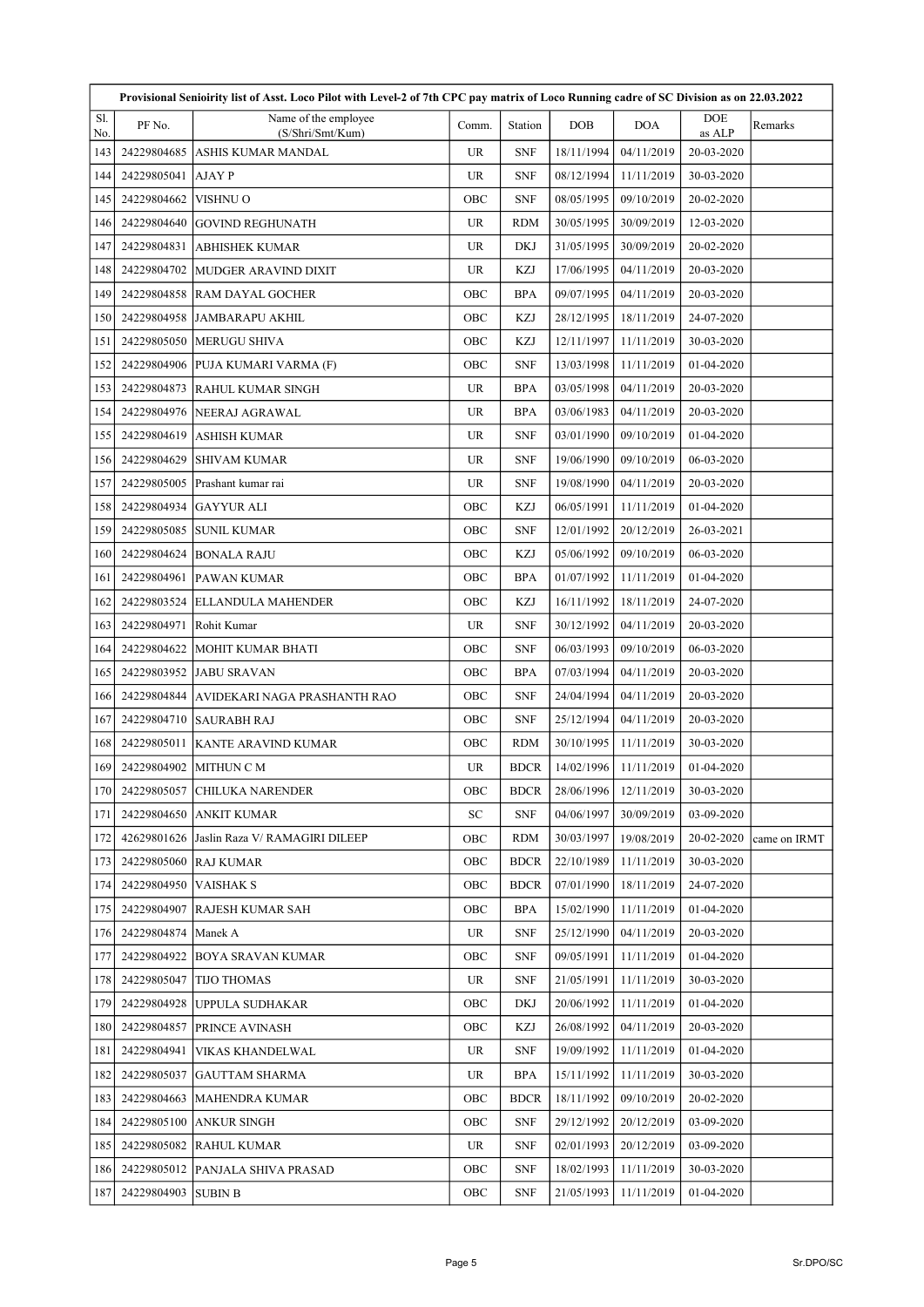| Provisional Senioirity list of Asst. Loco Pilot with Level-2 of 7th CPC pay matrix of Loco Running cadre of SC Division as on 22.03.2022 | | | | | | | | |
|---|---|---|---|---|---|---|---|---|
| Sl. No. | PF No. | Name of the employee (S/Shri/Smt/Kum) | Comm. | Station | DOB | DOA | DOE as ALP | Remarks |
| 143 | 24229804685 | ASHIS KUMAR MANDAL | UR | SNF | 18/11/1994 | 04/11/2019 | 20-03-2020 | |
| 144 | 24229805041 | AJAY P | UR | SNF | 08/12/1994 | 11/11/2019 | 30-03-2020 | |
| 145 | 24229804662 | VISHNU O | OBC | SNF | 08/05/1995 | 09/10/2019 | 20-02-2020 | |
| 146 | 24229804640 | GOVIND REGHUNATH | UR | RDM | 30/05/1995 | 30/09/2019 | 12-03-2020 | |
| 147 | 24229804831 | ABHISHEK KUMAR | UR | DKJ | 31/05/1995 | 30/09/2019 | 20-02-2020 | |
| 148 | 24229804702 | MUDGER ARAVIND DIXIT | UR | KZJ | 17/06/1995 | 04/11/2019 | 20-03-2020 | |
| 149 | 24229804858 | RAM DAYAL GOCHER | OBC | BPA | 09/07/1995 | 04/11/2019 | 20-03-2020 | |
| 150 | 24229804958 | JAMBARAPU AKHIL | OBC | KZJ | 28/12/1995 | 18/11/2019 | 24-07-2020 | |
| 151 | 24229805050 | MERUGU SHIVA | OBC | KZJ | 12/11/1997 | 11/11/2019 | 30-03-2020 | |
| 152 | 24229804906 | PUJA KUMARI VARMA (F) | OBC | SNF | 13/03/1998 | 11/11/2019 | 01-04-2020 | |
| 153 | 24229804873 | RAHUL KUMAR SINGH | UR | BPA | 03/05/1998 | 04/11/2019 | 20-03-2020 | |
| 154 | 24229804976 | NEERAJ AGRAWAL | UR | BPA | 03/06/1983 | 04/11/2019 | 20-03-2020 | |
| 155 | 24229804619 | ASHISH KUMAR | UR | SNF | 03/01/1990 | 09/10/2019 | 01-04-2020 | |
| 156 | 24229804629 | SHIVAM KUMAR | UR | SNF | 19/06/1990 | 09/10/2019 | 06-03-2020 | |
| 157 | 24229805005 | Prashant kumar rai | UR | SNF | 19/08/1990 | 04/11/2019 | 20-03-2020 | |
| 158 | 24229804934 | GAYYUR ALI | OBC | KZJ | 06/05/1991 | 11/11/2019 | 01-04-2020 | |
| 159 | 24229805085 | SUNIL KUMAR | OBC | SNF | 12/01/1992 | 20/12/2019 | 26-03-2021 | |
| 160 | 24229804624 | BONALA RAJU | OBC | KZJ | 05/06/1992 | 09/10/2019 | 06-03-2020 | |
| 161 | 24229804961 | PAWAN KUMAR | OBC | BPA | 01/07/1992 | 11/11/2019 | 01-04-2020 | |
| 162 | 24229803524 | ELLANDULA MAHENDER | OBC | KZJ | 16/11/1992 | 18/11/2019 | 24-07-2020 | |
| 163 | 24229804971 | Rohit Kumar | UR | SNF | 30/12/1992 | 04/11/2019 | 20-03-2020 | |
| 164 | 24229804622 | MOHIT KUMAR BHATI | OBC | SNF | 06/03/1993 | 09/10/2019 | 06-03-2020 | |
| 165 | 24229803952 | JABU SRAVAN | OBC | BPA | 07/03/1994 | 04/11/2019 | 20-03-2020 | |
| 166 | 24229804844 | AVIDEKARI NAGA PRASHANTH RAO | OBC | SNF | 24/04/1994 | 04/11/2019 | 20-03-2020 | |
| 167 | 24229804710 | SAURABH RAJ | OBC | SNF | 25/12/1994 | 04/11/2019 | 20-03-2020 | |
| 168 | 24229805011 | KANTE ARAVIND KUMAR | OBC | RDM | 30/10/1995 | 11/11/2019 | 30-03-2020 | |
| 169 | 24229804902 | MITHUN C M | UR | BDCR | 14/02/1996 | 11/11/2019 | 01-04-2020 | |
| 170 | 24229805057 | CHILUKA NARENDER | OBC | BDCR | 28/06/1996 | 12/11/2019 | 30-03-2020 | |
| 171 | 24229804650 | ANKIT KUMAR | SC | SNF | 04/06/1997 | 30/09/2019 | 03-09-2020 | |
| 172 | 42629801626 | Jaslin Raza V/ RAMAGIRI DILEEP | OBC | RDM | 30/03/1997 | 19/08/2019 | 20-02-2020 | came on IRMT |
| 173 | 24229805060 | RAJ KUMAR | OBC | BDCR | 22/10/1989 | 11/11/2019 | 30-03-2020 | |
| 174 | 24229804950 | VAISHAK S | OBC | BDCR | 07/01/1990 | 18/11/2019 | 24-07-2020 | |
| 175 | 24229804907 | RAJESH KUMAR SAH | OBC | BPA | 15/02/1990 | 11/11/2019 | 01-04-2020 | |
| 176 | 24229804874 | Manek A | UR | SNF | 25/12/1990 | 04/11/2019 | 20-03-2020 | |
| 177 | 24229804922 | BOYA SRAVAN KUMAR | OBC | SNF | 09/05/1991 | 11/11/2019 | 01-04-2020 | |
| 178 | 24229805047 | TIJO THOMAS | UR | SNF | 21/05/1991 | 11/11/2019 | 30-03-2020 | |
| 179 | 24229804928 | UPPULA SUDHAKAR | OBC | DKJ | 20/06/1992 | 11/11/2019 | 01-04-2020 | |
| 180 | 24229804857 | PRINCE AVINASH | OBC | KZJ | 26/08/1992 | 04/11/2019 | 20-03-2020 | |
| 181 | 24229804941 | VIKAS KHANDELWAL | UR | SNF | 19/09/1992 | 11/11/2019 | 01-04-2020 | |
| 182 | 24229805037 | GAUTTAM SHARMA | UR | BPA | 15/11/1992 | 11/11/2019 | 30-03-2020 | |
| 183 | 24229804663 | MAHENDRA KUMAR | OBC | BDCR | 18/11/1992 | 09/10/2019 | 20-02-2020 | |
| 184 | 24229805100 | ANKUR SINGH | OBC | SNF | 29/12/1992 | 20/12/2019 | 03-09-2020 | |
| 185 | 24229805082 | RAHUL KUMAR | UR | SNF | 02/01/1993 | 20/12/2019 | 03-09-2020 | |
| 186 | 24229805012 | PANJALA SHIVA PRASAD | OBC | SNF | 18/02/1993 | 11/11/2019 | 30-03-2020 | |
| 187 | 24229804903 | SUBIN B | OBC | SNF | 21/05/1993 | 11/11/2019 | 01-04-2020 | |

Sr.DPO/SC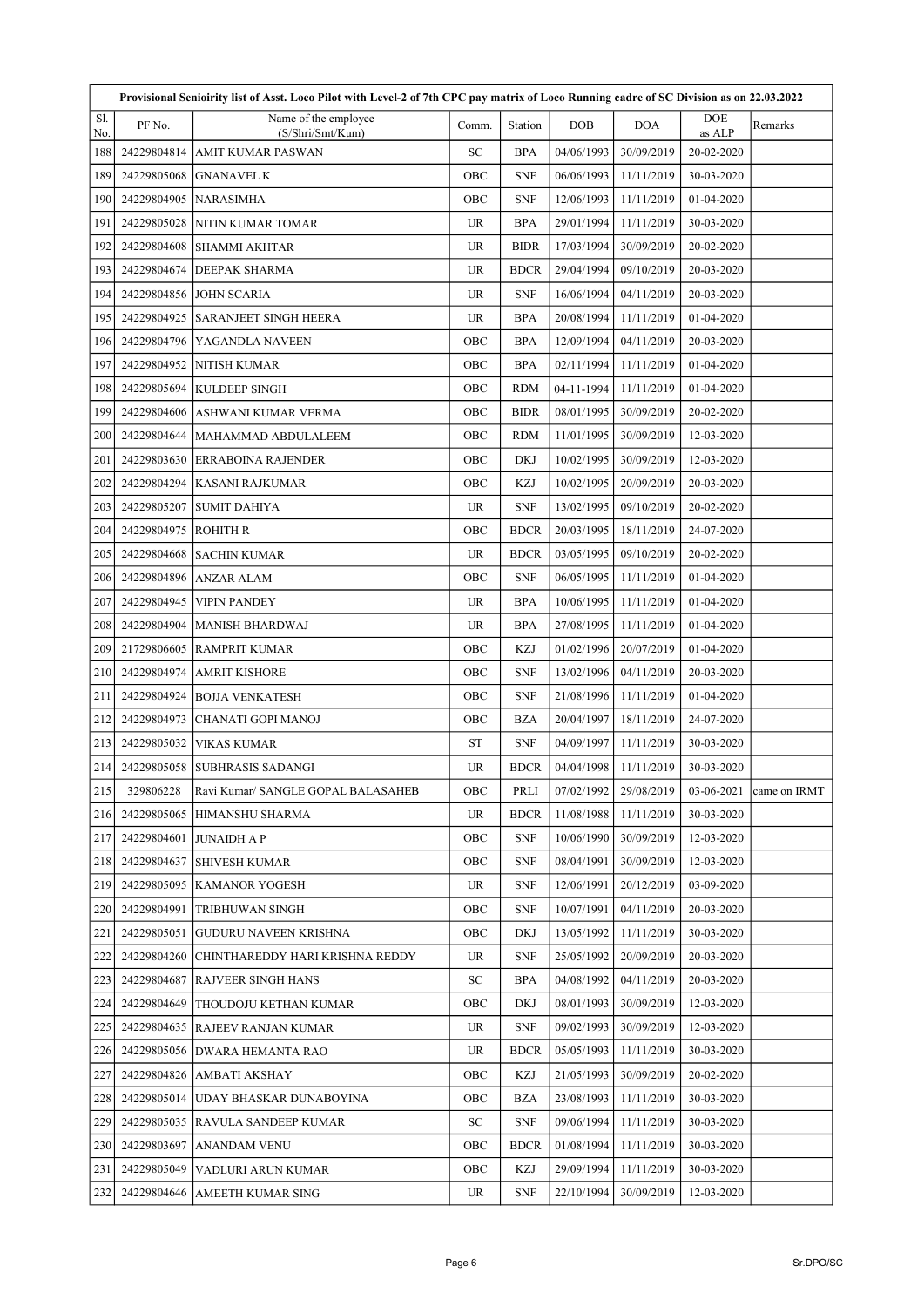| Provisional Senioirity list of Asst. Loco Pilot with Level-2 of 7th CPC pay matrix of Loco Running cadre of SC Division as on 22.03.2022 | | | | | | | | |
|---|---|---|---|---|---|---|---|---|
| Sl. No. | PF No. | Name of the employee (S/Shri/Smt/Kum) | Comm. | Station | DOB | DOA | DOE as ALP | Remarks |
| 188 | 24229804814 | AMIT KUMAR PASWAN | SC | BPA | 04/06/1993 | 30/09/2019 | 20-02-2020 | |
| 189 | 24229805068 | GNANAVEL K | OBC | SNF | 06/06/1993 | 11/11/2019 | 30-03-2020 | |
| 190 | 24229804905 | NARASIMHA | OBC | SNF | 12/06/1993 | 11/11/2019 | 01-04-2020 | |
| 191 | 24229805028 | NITIN KUMAR TOMAR | UR | BPA | 29/01/1994 | 11/11/2019 | 30-03-2020 | |
| 192 | 24229804608 | SHAMMI AKHTAR | UR | BIDR | 17/03/1994 | 30/09/2019 | 20-02-2020 | |
| 193 | 24229804674 | DEEPAK SHARMA | UR | BDCR | 29/04/1994 | 09/10/2019 | 20-03-2020 | |
| 194 | 24229804856 | JOHN SCARIA | UR | SNF | 16/06/1994 | 04/11/2019 | 20-03-2020 | |
| 195 | 24229804925 | SARANJEET SINGH HEERA | UR | BPA | 20/08/1994 | 11/11/2019 | 01-04-2020 | |
| 196 | 24229804796 | YAGANDLA NAVEEN | OBC | BPA | 12/09/1994 | 04/11/2019 | 20-03-2020 | |
| 197 | 24229804952 | NITISH KUMAR | OBC | BPA | 02/11/1994 | 11/11/2019 | 01-04-2020 | |
| 198 | 24229805694 | KULDEEP SINGH | OBC | RDM | 04-11-1994 | 11/11/2019 | 01-04-2020 | |
| 199 | 24229804606 | ASHWANI KUMAR VERMA | OBC | BIDR | 08/01/1995 | 30/09/2019 | 20-02-2020 | |
| 200 | 24229804644 | MAHAMMAD ABDULALEEM | OBC | RDM | 11/01/1995 | 30/09/2019 | 12-03-2020 | |
| 201 | 24229803630 | ERRABOINA RAJENDER | OBC | DKJ | 10/02/1995 | 30/09/2019 | 12-03-2020 | |
| 202 | 24229804294 | KASANI RAJKUMAR | OBC | KZJ | 10/02/1995 | 20/09/2019 | 20-03-2020 | |
| 203 | 24229805207 | SUMIT DAHIYA | UR | SNF | 13/02/1995 | 09/10/2019 | 20-02-2020 | |
| 204 | 24229804975 | ROHITH R | OBC | BDCR | 20/03/1995 | 18/11/2019 | 24-07-2020 | |
| 205 | 24229804668 | SACHIN KUMAR | UR | BDCR | 03/05/1995 | 09/10/2019 | 20-02-2020 | |
| 206 | 24229804896 | ANZAR ALAM | OBC | SNF | 06/05/1995 | 11/11/2019 | 01-04-2020 | |
| 207 | 24229804945 | VIPIN PANDEY | UR | BPA | 10/06/1995 | 11/11/2019 | 01-04-2020 | |
| 208 | 24229804904 | MANISH BHARDWAJ | UR | BPA | 27/08/1995 | 11/11/2019 | 01-04-2020 | |
| 209 | 21729806605 | RAMPRIT KUMAR | OBC | KZJ | 01/02/1996 | 20/07/2019 | 01-04-2020 | |
| 210 | 24229804974 | AMRIT KISHORE | OBC | SNF | 13/02/1996 | 04/11/2019 | 20-03-2020 | |
| 211 | 24229804924 | BOJJA VENKATESH | OBC | SNF | 21/08/1996 | 11/11/2019 | 01-04-2020 | |
| 212 | 24229804973 | CHANATI GOPI MANOJ | OBC | BZA | 20/04/1997 | 18/11/2019 | 24-07-2020 | |
| 213 | 24229805032 | VIKAS KUMAR | ST | SNF | 04/09/1997 | 11/11/2019 | 30-03-2020 | |
| 214 | 24229805058 | SUBHRASIS SADANGI | UR | BDCR | 04/04/1998 | 11/11/2019 | 30-03-2020 | |
| 215 | 329806228 | Ravi Kumar/ SANGLE GOPAL BALASAHEB | OBC | PRLI | 07/02/1992 | 29/08/2019 | 03-06-2021 | came on IRMT |
| 216 | 24229805065 | HIMANSHU SHARMA | UR | BDCR | 11/08/1988 | 11/11/2019 | 30-03-2020 | |
| 217 | 24229804601 | JUNAIDH A P | OBC | SNF | 10/06/1990 | 30/09/2019 | 12-03-2020 | |
| 218 | 24229804637 | SHIVESH KUMAR | OBC | SNF | 08/04/1991 | 30/09/2019 | 12-03-2020 | |
| 219 | 24229805095 | KAMANOR YOGESH | UR | SNF | 12/06/1991 | 20/12/2019 | 03-09-2020 | |
| 220 | 24229804991 | TRIBHUWAN SINGH | OBC | SNF | 10/07/1991 | 04/11/2019 | 20-03-2020 | |
| 221 | 24229805051 | GUDURU NAVEEN KRISHNA | OBC | DKJ | 13/05/1992 | 11/11/2019 | 30-03-2020 | |
| 222 | 24229804260 | CHINTHAREDDY HARI KRISHNA REDDY | UR | SNF | 25/05/1992 | 20/09/2019 | 20-03-2020 | |
| 223 | 24229804687 | RAJVEER SINGH HANS | SC | BPA | 04/08/1992 | 04/11/2019 | 20-03-2020 | |
| 224 | 24229804649 | THOUDOJU KETHAN KUMAR | OBC | DKJ | 08/01/1993 | 30/09/2019 | 12-03-2020 | |
| 225 | 24229804635 | RAJEEV RANJAN KUMAR | UR | SNF | 09/02/1993 | 30/09/2019 | 12-03-2020 | |
| 226 | 24229805056 | DWARA HEMANTA RAO | UR | BDCR | 05/05/1993 | 11/11/2019 | 30-03-2020 | |
| 227 | 24229804826 | AMBATI AKSHAY | OBC | KZJ | 21/05/1993 | 30/09/2019 | 20-02-2020 | |
| 228 | 24229805014 | UDAY BHASKAR DUNABOYINA | OBC | BZA | 23/08/1993 | 11/11/2019 | 30-03-2020 | |
| 229 | 24229805035 | RAVULA SANDEEP KUMAR | SC | SNF | 09/06/1994 | 11/11/2019 | 30-03-2020 | |
| 230 | 24229803697 | ANANDAM VENU | OBC | BDCR | 01/08/1994 | 11/11/2019 | 30-03-2020 | |
| 231 | 24229805049 | VADLURI ARUN KUMAR | OBC | KZJ | 29/09/1994 | 11/11/2019 | 30-03-2020 | |
| 232 | 24229804646 | AMEETH KUMAR SING | UR | SNF | 22/10/1994 | 30/09/2019 | 12-03-2020 | |

Sr.DPO/SC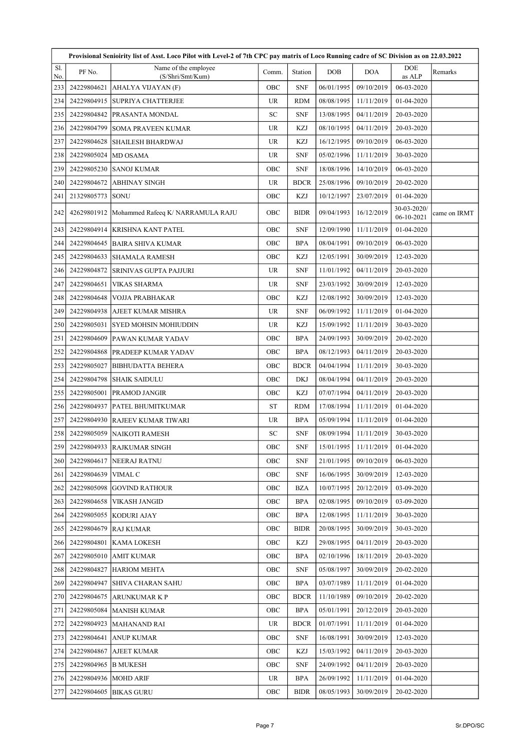| Provisional Senioirity list of Asst. Loco Pilot with Level-2 of 7th CPC pay matrix of Loco Running cadre of SC Division as on 22.03.2022 | | | | | | | | |
|---|---|---|---|---|---|---|---|---|
| Sl. No. | PF No. | Name of the employee (S/Shri/Smt/Kum) | Comm. | Station | DOB | DOA | DOE as ALP | Remarks |
| 233 | 24229804621 | AHALYA VIJAYAN (F) | OBC | SNF | 06/01/1995 | 09/10/2019 | 06-03-2020 | |
| 234 | 24229804915 | SUPRIYA CHATTERJEE | UR | RDM | 08/08/1995 | 11/11/2019 | 01-04-2020 | |
| 235 | 24229804842 | PRASANTA MONDAL | SC | SNF | 13/08/1995 | 04/11/2019 | 20-03-2020 | |
| 236 | 24229804799 | SOMA PRAVEEN KUMAR | UR | KZJ | 08/10/1995 | 04/11/2019 | 20-03-2020 | |
| 237 | 24229804628 | SHAILESH BHARDWAJ | UR | KZJ | 16/12/1995 | 09/10/2019 | 06-03-2020 | |
| 238 | 24229805024 | MD OSAMA | UR | SNF | 05/02/1996 | 11/11/2019 | 30-03-2020 | |
| 239 | 24229805230 | SANOJ KUMAR | OBC | SNF | 18/08/1996 | 14/10/2019 | 06-03-2020 | |
| 240 | 24229804672 | ABHINAY SINGH | UR | BDCR | 25/08/1996 | 09/10/2019 | 20-02-2020 | |
| 241 | 21329805773 | SONU | OBC | KZJ | 10/12/1997 | 23/07/2019 | 01-04-2020 | |
| 242 | 42629801912 | Mohammed Rafeeq K/ NARRAMULA RAJU | OBC | BIDR | 09/04/1993 | 16/12/2019 | 30-03-2020/ 06-10-2021 | came on IRMT |
| 243 | 24229804914 | KRISHNA KANT PATEL | OBC | SNF | 12/09/1990 | 11/11/2019 | 01-04-2020 | |
| 244 | 24229804645 | BAIRA SHIVA KUMAR | OBC | BPA | 08/04/1991 | 09/10/2019 | 06-03-2020 | |
| 245 | 24229804633 | SHAMALA RAMESH | OBC | KZJ | 12/05/1991 | 30/09/2019 | 12-03-2020 | |
| 246 | 24229804872 | SRINIVAS GUPTA PAJJURI | UR | SNF | 11/01/1992 | 04/11/2019 | 20-03-2020 | |
| 247 | 24229804651 | VIKAS SHARMA | UR | SNF | 23/03/1992 | 30/09/2019 | 12-03-2020 | |
| 248 | 24229804648 | VOJJA PRABHAKAR | OBC | KZJ | 12/08/1992 | 30/09/2019 | 12-03-2020 | |
| 249 | 24229804938 | AJEET KUMAR MISHRA | UR | SNF | 06/09/1992 | 11/11/2019 | 01-04-2020 | |
| 250 | 24229805031 | SYED MOHSIN MOHIUDDIN | UR | KZJ | 15/09/1992 | 11/11/2019 | 30-03-2020 | |
| 251 | 24229804609 | PAWAN KUMAR YADAV | OBC | BPA | 24/09/1993 | 30/09/2019 | 20-02-2020 | |
| 252 | 24229804868 | PRADEEP KUMAR YADAV | OBC | BPA | 08/12/1993 | 04/11/2019 | 20-03-2020 | |
| 253 | 24229805027 | BIBHUDATTA BEHERA | OBC | BDCR | 04/04/1994 | 11/11/2019 | 30-03-2020 | |
| 254 | 24229804798 | SHAIK SAIDULU | OBC | DKJ | 08/04/1994 | 04/11/2019 | 20-03-2020 | |
| 255 | 24229805001 | PRAMOD JANGIR | OBC | KZJ | 07/07/1994 | 04/11/2019 | 20-03-2020 | |
| 256 | 24229804937 | PATEL BHUMITKUMAR | ST | RDM | 17/08/1994 | 11/11/2019 | 01-04-2020 | |
| 257 | 24229804930 | RAJEEV KUMAR TIWARI | UR | BPA | 05/09/1994 | 11/11/2019 | 01-04-2020 | |
| 258 | 24229805059 | NAIKOTI RAMESH | SC | SNF | 08/09/1994 | 11/11/2019 | 30-03-2020 | |
| 259 | 24229804933 | RAJKUMAR SINGH | OBC | SNF | 15/01/1995 | 11/11/2019 | 01-04-2020 | |
| 260 | 24229804617 | NEERAJ RATNU | OBC | SNF | 21/01/1995 | 09/10/2019 | 06-03-2020 | |
| 261 | 24229804639 | VIMAL C | OBC | SNF | 16/06/1995 | 30/09/2019 | 12-03-2020 | |
| 262 | 24229805098 | GOVIND RATHOUR | OBC | BZA | 10/07/1995 | 20/12/2019 | 03-09-2020 | |
| 263 | 24229804658 | VIKASH JANGID | OBC | BPA | 02/08/1995 | 09/10/2019 | 03-09-2020 | |
| 264 | 24229805055 | KODURI AJAY | OBC | BPA | 12/08/1995 | 11/11/2019 | 30-03-2020 | |
| 265 | 24229804679 | RAJ KUMAR | OBC | BIDR | 20/08/1995 | 30/09/2019 | 30-03-2020 | |
| 266 | 24229804801 | KAMA LOKESH | OBC | KZJ | 29/08/1995 | 04/11/2019 | 20-03-2020 | |
| 267 | 24229805010 | AMIT KUMAR | OBC | BPA | 02/10/1996 | 18/11/2019 | 20-03-2020 | |
| 268 | 24229804827 | HARIOM MEHTA | OBC | SNF | 05/08/1997 | 30/09/2019 | 20-02-2020 | |
| 269 | 24229804947 | SHIVA CHARAN SAHU | OBC | BPA | 03/07/1989 | 11/11/2019 | 01-04-2020 | |
| 270 | 24229804675 | ARUNKUMAR K P | OBC | BDCR | 11/10/1989 | 09/10/2019 | 20-02-2020 | |
| 271 | 24229805084 | MANISH KUMAR | OBC | BPA | 05/01/1991 | 20/12/2019 | 20-03-2020 | |
| 272 | 24229804923 | MAHANAND RAI | UR | BDCR | 01/07/1991 | 11/11/2019 | 01-04-2020 | |
| 273 | 24229804641 | ANUP KUMAR | OBC | SNF | 16/08/1991 | 30/09/2019 | 12-03-2020 | |
| 274 | 24229804867 | AJEET KUMAR | OBC | KZJ | 15/03/1992 | 04/11/2019 | 20-03-2020 | |
| 275 | 24229804965 | B MUKESH | OBC | SNF | 24/09/1992 | 04/11/2019 | 20-03-2020 | |
| 276 | 24229804936 | MOHD ARIF | UR | BPA | 26/09/1992 | 11/11/2019 | 01-04-2020 | |
| 277 | 24229804605 | BIKAS GURU | OBC | BIDR | 08/05/1993 | 30/09/2019 | 20-02-2020 | |

Sr.DPO/SC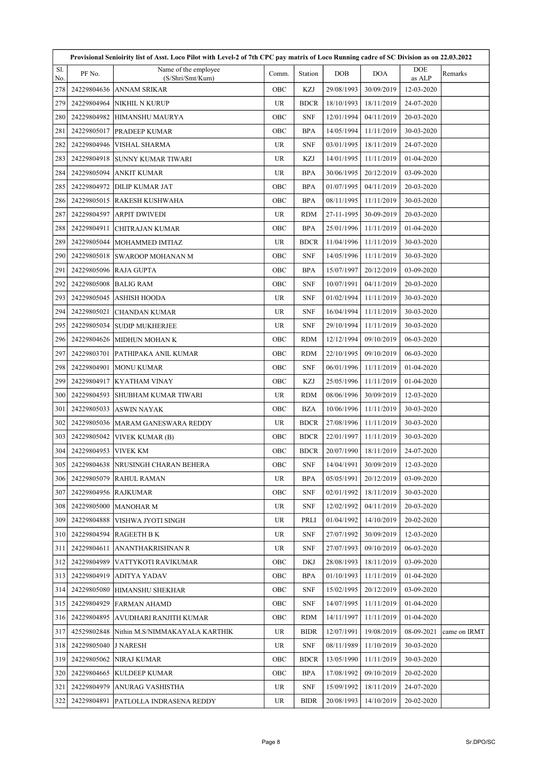| Provisional Senioirity list of Asst. Loco Pilot with Level-2 of 7th CPC pay matrix of Loco Running cadre of SC Division as on 22.03.2022 | | | | | | | | |
|---|---|---|---|---|---|---|---|---|
| Sl. No. | PF No. | Name of the employee (S/Shri/Smt/Kum) | Comm. | Station | DOB | DOA | DOE as ALP | Remarks |
| 278 | 24229804636 | ANNAM SRIKAR | OBC | KZJ | 29/08/1993 | 30/09/2019 | 12-03-2020 | |
| 279 | 24229804964 | NIKHIL N KURUP | UR | BDCR | 18/10/1993 | 18/11/2019 | 24-07-2020 | |
| 280 | 24229804982 | HIMANSHU MAURYA | OBC | SNF | 12/01/1994 | 04/11/2019 | 20-03-2020 | |
| 281 | 24229805017 | PRADEEP KUMAR | OBC | BPA | 14/05/1994 | 11/11/2019 | 30-03-2020 | |
| 282 | 24229804946 | VISHAL SHARMA | UR | SNF | 03/01/1995 | 18/11/2019 | 24-07-2020 | |
| 283 | 24229804918 | SUNNY KUMAR TIWARI | UR | KZJ | 14/01/1995 | 11/11/2019 | 01-04-2020 | |
| 284 | 24229805094 | ANKIT KUMAR | UR | BPA | 30/06/1995 | 20/12/2019 | 03-09-2020 | |
| 285 | 24229804972 | DILIP KUMAR JAT | OBC | BPA | 01/07/1995 | 04/11/2019 | 20-03-2020 | |
| 286 | 24229805015 | RAKESH KUSHWAHA | OBC | BPA | 08/11/1995 | 11/11/2019 | 30-03-2020 | |
| 287 | 24229804597 | ARPIT DWIVEDI | UR | RDM | 27-11-1995 | 30-09-2019 | 20-03-2020 | |
| 288 | 24229804911 | CHITRAJAN KUMAR | OBC | BPA | 25/01/1996 | 11/11/2019 | 01-04-2020 | |
| 289 | 24229805044 | MOHAMMED IMTIAZ | UR | BDCR | 11/04/1996 | 11/11/2019 | 30-03-2020 | |
| 290 | 24229805018 | SWAROOP MOHANAN M | OBC | SNF | 14/05/1996 | 11/11/2019 | 30-03-2020 | |
| 291 | 24229805096 | RAJA GUPTA | OBC | BPA | 15/07/1997 | 20/12/2019 | 03-09-2020 | |
| 292 | 24229805008 | BALIG RAM | OBC | SNF | 10/07/1991 | 04/11/2019 | 20-03-2020 | |
| 293 | 24229805045 | ASHISH HOODA | UR | SNF | 01/02/1994 | 11/11/2019 | 30-03-2020 | |
| 294 | 24229805021 | CHANDAN KUMAR | UR | SNF | 16/04/1994 | 11/11/2019 | 30-03-2020 | |
| 295 | 24229805034 | SUDIP MUKHERJEE | UR | SNF | 29/10/1994 | 11/11/2019 | 30-03-2020 | |
| 296 | 24229804626 | MIDHUN MOHAN K | OBC | RDM | 12/12/1994 | 09/10/2019 | 06-03-2020 | |
| 297 | 24229803701 | PATHIPAKA ANIL KUMAR | OBC | RDM | 22/10/1995 | 09/10/2019 | 06-03-2020 | |
| 298 | 24229804901 | MONU KUMAR | OBC | SNF | 06/01/1996 | 11/11/2019 | 01-04-2020 | |
| 299 | 24229804917 | KYATHAM VINAY | OBC | KZJ | 25/05/1996 | 11/11/2019 | 01-04-2020 | |
| 300 | 24229804593 | SHUBHAM KUMAR TIWARI | UR | RDM | 08/06/1996 | 30/09/2019 | 12-03-2020 | |
| 301 | 24229805033 | ASWIN NAYAK | OBC | BZA | 10/06/1996 | 11/11/2019 | 30-03-2020 | |
| 302 | 24229805036 | MARAM GANESWARA REDDY | UR | BDCR | 27/08/1996 | 11/11/2019 | 30-03-2020 | |
| 303 | 24229805042 | VIVEK KUMAR (B) | OBC | BDCR | 22/01/1997 | 11/11/2019 | 30-03-2020 | |
| 304 | 24229804953 | VIVEK KM | OBC | BDCR | 20/07/1990 | 18/11/2019 | 24-07-2020 | |
| 305 | 24229804638 | NRUSINGH CHARAN BEHERA | OBC | SNF | 14/04/1991 | 30/09/2019 | 12-03-2020 | |
| 306 | 24229805079 | RAHUL RAMAN | UR | BPA | 05/05/1991 | 20/12/2019 | 03-09-2020 | |
| 307 | 24229804956 | RAJKUMAR | OBC | SNF | 02/01/1992 | 18/11/2019 | 30-03-2020 | |
| 308 | 24229805000 | MANOHAR M | UR | SNF | 12/02/1992 | 04/11/2019 | 20-03-2020 | |
| 309 | 24229804888 | VISHWA JYOTI SINGH | UR | PRLI | 01/04/1992 | 14/10/2019 | 20-02-2020 | |
| 310 | 24229804594 | RAGEETH B K | UR | SNF | 27/07/1992 | 30/09/2019 | 12-03-2020 | |
| 311 | 24229804611 | ANANTHAKRISHNAN R | UR | SNF | 27/07/1993 | 09/10/2019 | 06-03-2020 | |
| 312 | 24229804989 | VATTYKOTI RAVIKUMAR | OBC | DKJ | 28/08/1993 | 18/11/2019 | 03-09-2020 | |
| 313 | 24229804919 | ADITYA YADAV | OBC | BPA | 01/10/1993 | 11/11/2019 | 01-04-2020 | |
| 314 | 24229805080 | HIMANSHU SHEKHAR | OBC | SNF | 15/02/1995 | 20/12/2019 | 03-09-2020 | |
| 315 | 24229804929 | FARMAN AHAMD | OBC | SNF | 14/07/1995 | 11/11/2019 | 01-04-2020 | |
| 316 | 24229804895 | AVUDHARI RANJITH KUMAR | OBC | RDM | 14/11/1997 | 11/11/2019 | 01-04-2020 | |
| 317 | 42529802848 | Nithin M.S/NIMMAKAYALA KARTHIK | UR | BIDR | 12/07/1991 | 19/08/2019 | 08-09-2021 | came on IRMT |
| 318 | 24229805040 | J NARESH | UR | SNF | 08/11/1989 | 11/10/2019 | 30-03-2020 | |
| 319 | 24229805062 | NIRAJ KUMAR | OBC | BDCR | 13/05/1990 | 11/11/2019 | 30-03-2020 | |
| 320 | 24229804665 | KULDEEP KUMAR | OBC | BPA | 17/08/1992 | 09/10/2019 | 20-02-2020 | |
| 321 | 24229804979 | ANURAG VASHISTHA | UR | SNF | 15/09/1992 | 18/11/2019 | 24-07-2020 | |
| 322 | 24229804891 | PATLOLLA INDRASENA REDDY | UR | BIDR | 20/08/1993 | 14/10/2019 | 20-02-2020 | |

Sr.DPO/SC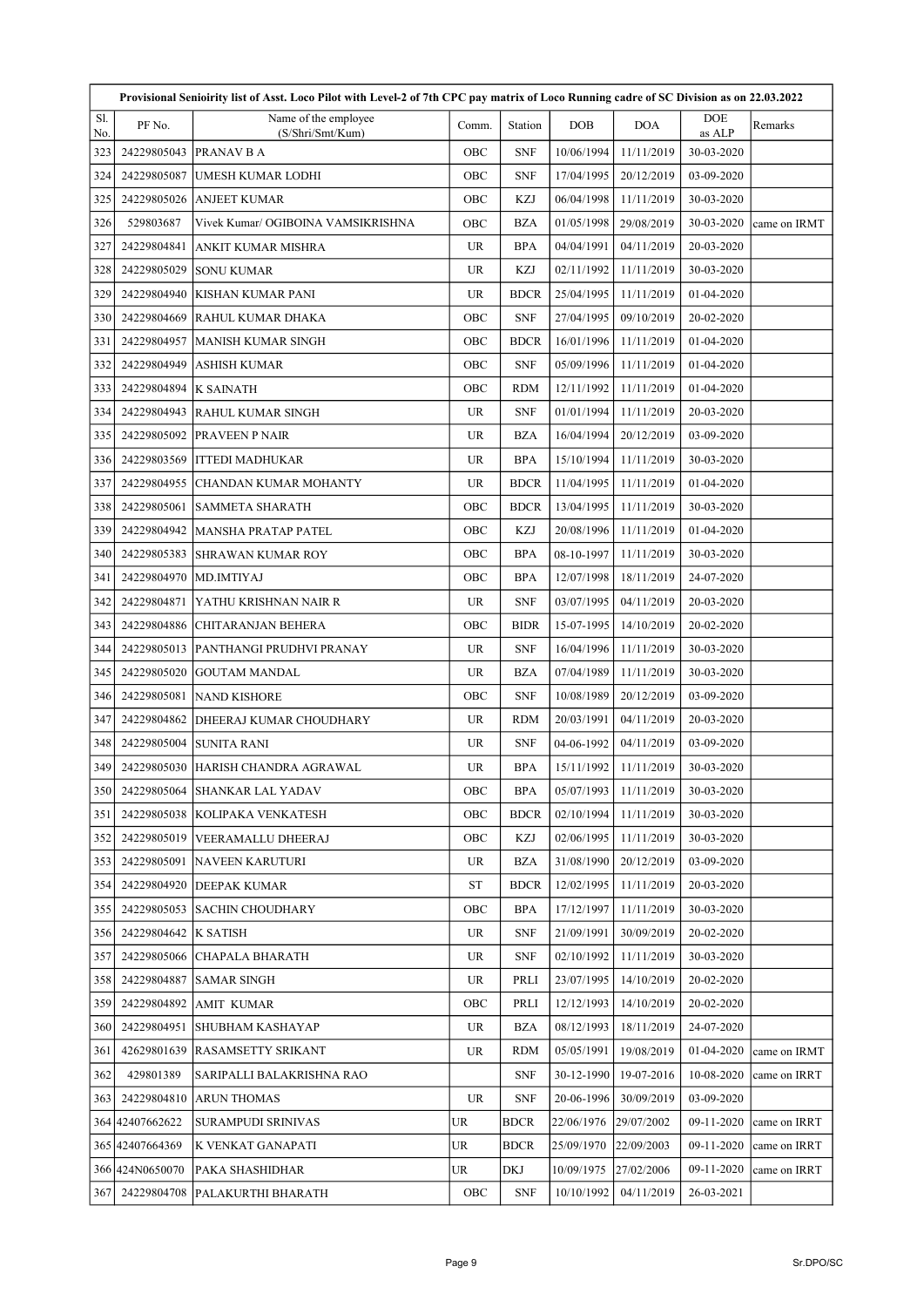| Provisional Senioirity list of Asst. Loco Pilot with Level-2 of 7th CPC pay matrix of Loco Running cadre of SC Division as on 22.03.2022 | | | | | | | | |
|---|---|---|---|---|---|---|---|---|
| Sl. No. | PF No. | Name of the employee (S/Shri/Smt/Kum) | Comm. | Station | DOB | DOA | DOE as ALP | Remarks |
| 323 | 24229805043 | PRANAV B A | OBC | SNF | 10/06/1994 | 11/11/2019 | 30-03-2020 | |
| 324 | 24229805087 | UMESH KUMAR LODHI | OBC | SNF | 17/04/1995 | 20/12/2019 | 03-09-2020 | |
| 325 | 24229805026 | ANJEET KUMAR | OBC | KZJ | 06/04/1998 | 11/11/2019 | 30-03-2020 | |
| 326 | 529803687 | Vivek Kumar/ OGIBOINA VAMSIKRISHNA | OBC | BZA | 01/05/1998 | 29/08/2019 | 30-03-2020 | came on IRMT |
| 327 | 24229804841 | ANKIT KUMAR MISHRA | UR | BPA | 04/04/1991 | 04/11/2019 | 20-03-2020 | |
| 328 | 24229805029 | SONU KUMAR | UR | KZJ | 02/11/1992 | 11/11/2019 | 30-03-2020 | |
| 329 | 24229804940 | KISHAN KUMAR PANI | UR | BDCR | 25/04/1995 | 11/11/2019 | 01-04-2020 | |
| 330 | 24229804669 | RAHUL KUMAR DHAKA | OBC | SNF | 27/04/1995 | 09/10/2019 | 20-02-2020 | |
| 331 | 24229804957 | MANISH KUMAR SINGH | OBC | BDCR | 16/01/1996 | 11/11/2019 | 01-04-2020 | |
| 332 | 24229804949 | ASHISH KUMAR | OBC | SNF | 05/09/1996 | 11/11/2019 | 01-04-2020 | |
| 333 | 24229804894 | K SAINATH | OBC | RDM | 12/11/1992 | 11/11/2019 | 01-04-2020 | |
| 334 | 24229804943 | RAHUL KUMAR SINGH | UR | SNF | 01/01/1994 | 11/11/2019 | 20-03-2020 | |
| 335 | 24229805092 | PRAVEEN P NAIR | UR | BZA | 16/04/1994 | 20/12/2019 | 03-09-2020 | |
| 336 | 24229803569 | ITTEDI MADHUKAR | UR | BPA | 15/10/1994 | 11/11/2019 | 30-03-2020 | |
| 337 | 24229804955 | CHANDAN KUMAR MOHANTY | UR | BDCR | 11/04/1995 | 11/11/2019 | 01-04-2020 | |
| 338 | 24229805061 | SAMMETA SHARATH | OBC | BDCR | 13/04/1995 | 11/11/2019 | 30-03-2020 | |
| 339 | 24229804942 | MANSHA PRATAP PATEL | OBC | KZJ | 20/08/1996 | 11/11/2019 | 01-04-2020 | |
| 340 | 24229805383 | SHRAWAN KUMAR ROY | OBC | BPA | 08-10-1997 | 11/11/2019 | 30-03-2020 | |
| 341 | 24229804970 | MD.IMTIYAJ | OBC | BPA | 12/07/1998 | 18/11/2019 | 24-07-2020 | |
| 342 | 24229804871 | YATHU KRISHNAN NAIR R | UR | SNF | 03/07/1995 | 04/11/2019 | 20-03-2020 | |
| 343 | 24229804886 | CHITARANJAN BEHERA | OBC | BIDR | 15-07-1995 | 14/10/2019 | 20-02-2020 | |
| 344 | 24229805013 | PANTHANGI PRUDHVI PRANAY | UR | SNF | 16/04/1996 | 11/11/2019 | 30-03-2020 | |
| 345 | 24229805020 | GOUTAM MANDAL | UR | BZA | 07/04/1989 | 11/11/2019 | 30-03-2020 | |
| 346 | 24229805081 | NAND KISHORE | OBC | SNF | 10/08/1989 | 20/12/2019 | 03-09-2020 | |
| 347 | 24229804862 | DHEERAJ KUMAR CHOUDHARY | UR | RDM | 20/03/1991 | 04/11/2019 | 20-03-2020 | |
| 348 | 24229805004 | SUNITA RANI | UR | SNF | 04-06-1992 | 04/11/2019 | 03-09-2020 | |
| 349 | 24229805030 | HARISH CHANDRA AGRAWAL | UR | BPA | 15/11/1992 | 11/11/2019 | 30-03-2020 | |
| 350 | 24229805064 | SHANKAR LAL YADAV | OBC | BPA | 05/07/1993 | 11/11/2019 | 30-03-2020 | |
| 351 | 24229805038 | KOLIPAKA VENKATESH | OBC | BDCR | 02/10/1994 | 11/11/2019 | 30-03-2020 | |
| 352 | 24229805019 | VEERAMALLU DHEERAJ | OBC | KZJ | 02/06/1995 | 11/11/2019 | 30-03-2020 | |
| 353 | 24229805091 | NAVEEN KARUTURI | UR | BZA | 31/08/1990 | 20/12/2019 | 03-09-2020 | |
| 354 | 24229804920 | DEEPAK KUMAR | ST | BDCR | 12/02/1995 | 11/11/2019 | 20-03-2020 | |
| 355 | 24229805053 | SACHIN CHOUDHARY | OBC | BPA | 17/12/1997 | 11/11/2019 | 30-03-2020 | |
| 356 | 24229804642 | K SATISH | UR | SNF | 21/09/1991 | 30/09/2019 | 20-02-2020 | |
| 357 | 24229805066 | CHAPALA BHARATH | UR | SNF | 02/10/1992 | 11/11/2019 | 30-03-2020 | |
| 358 | 24229804887 | SAMAR SINGH | UR | PRLI | 23/07/1995 | 14/10/2019 | 20-02-2020 | |
| 359 | 24229804892 | AMIT KUMAR | OBC | PRLI | 12/12/1993 | 14/10/2019 | 20-02-2020 | |
| 360 | 24229804951 | SHUBHAM KASHAYAP | UR | BZA | 08/12/1993 | 18/11/2019 | 24-07-2020 | |
| 361 | 42629801639 | RASAMSETTY SRIKANT | UR | RDM | 05/05/1991 | 19/08/2019 | 01-04-2020 | came on IRMT |
| 362 | 429801389 | SARIPALLI BALAKRISHNA RAO | | SNF | 30-12-1990 | 19-07-2016 | 10-08-2020 | came on IRRT |
| 363 | 24229804810 | ARUN THOMAS | UR | SNF | 20-06-1996 | 30/09/2019 | 03-09-2020 | |
| 364 | 42407662622 | SURAMPUDI SRINIVAS | UR | BDCR | 22/06/1976 | 29/07/2002 | 09-11-2020 | came on IRRT |
| 365 | 42407664369 | K VENKAT GANAPATI | UR | BDCR | 25/09/1970 | 22/09/2003 | 09-11-2020 | came on IRRT |
| 366 | 424N0650070 | PAKA SHASHIDHAR | UR | DKJ | 10/09/1975 | 27/02/2006 | 09-11-2020 | came on IRRT |
| 367 | 24229804708 | PALAKURTHI BHARATH | OBC | SNF | 10/10/1992 | 04/11/2019 | 26-03-2021 | |

Sr.DPO/SC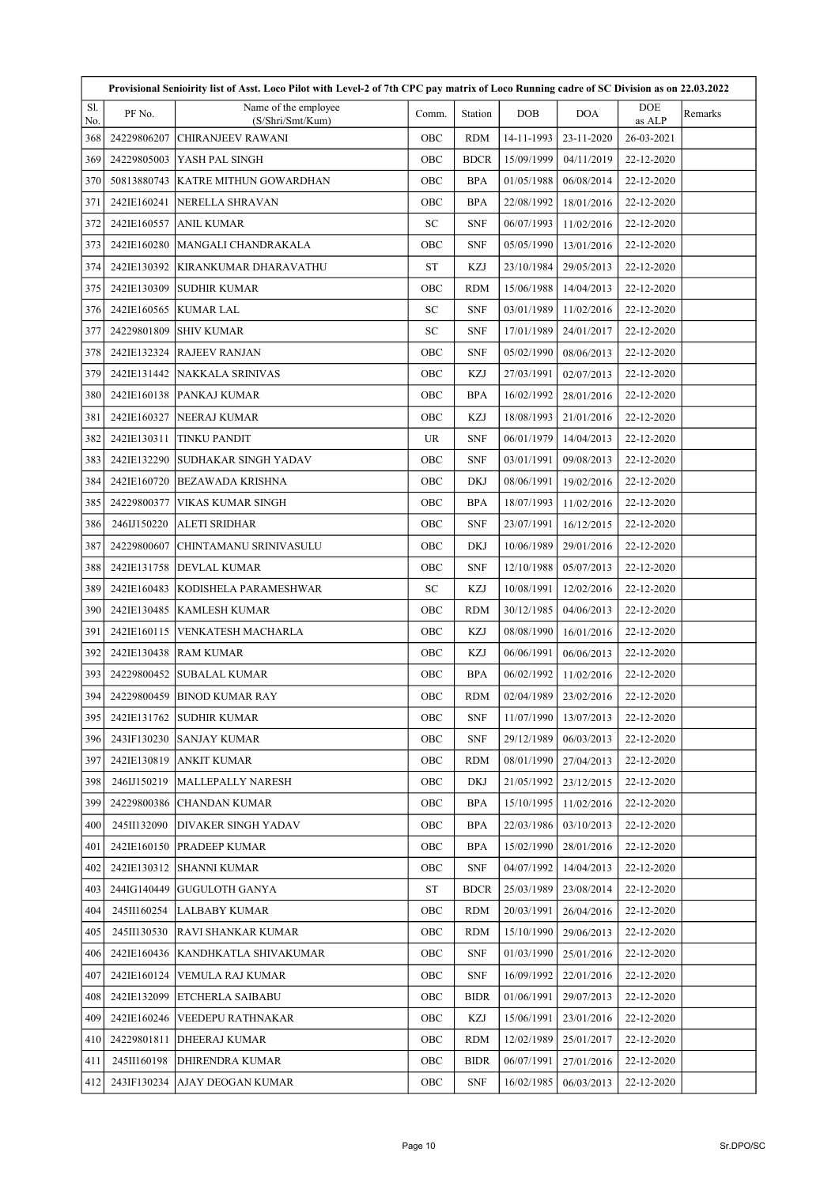| Provisional Senioirity list of Asst. Loco Pilot with Level-2 of 7th CPC pay matrix of Loco Running cadre of SC Division as on 22.03.2022 | | | | | | | | |
|---|---|---|---|---|---|---|---|---|
| Sl. No. | PF No. | Name of the employee (S/Shri/Smt/Kum) | Comm. | Station | DOB | DOA | DOE as ALP | Remarks |
| 368 | 24229806207 | CHIRANJEEV RAWANI | OBC | RDM | 14-11-1993 | 23-11-2020 | 26-03-2021 | |
| 369 | 24229805003 | YASH PAL SINGH | OBC | BDCR | 15/09/1999 | 04/11/2019 | 22-12-2020 | |
| 370 | 50813880743 | KATRE MITHUN GOWARDHAN | OBC | BPA | 01/05/1988 | 06/08/2014 | 22-12-2020 | |
| 371 | 242IE160241 | NERELLA SHRAVAN | OBC | BPA | 22/08/1992 | 18/01/2016 | 22-12-2020 | |
| 372 | 242IE160557 | ANIL KUMAR | SC | SNF | 06/07/1993 | 11/02/2016 | 22-12-2020 | |
| 373 | 242IE160280 | MANGALI CHANDRAKALA | OBC | SNF | 05/05/1990 | 13/01/2016 | 22-12-2020 | |
| 374 | 242IE130392 | KIRANKUMAR DHARAVATHU | ST | KZJ | 23/10/1984 | 29/05/2013 | 22-12-2020 | |
| 375 | 242IE130309 | SUDHIR KUMAR | OBC | RDM | 15/06/1988 | 14/04/2013 | 22-12-2020 | |
| 376 | 242IE160565 | KUMAR LAL | SC | SNF | 03/01/1989 | 11/02/2016 | 22-12-2020 | |
| 377 | 24229801809 | SHIV KUMAR | SC | SNF | 17/01/1989 | 24/01/2017 | 22-12-2020 | |
| 378 | 242IE132324 | RAJEEV RANJAN | OBC | SNF | 05/02/1990 | 08/06/2013 | 22-12-2020 | |
| 379 | 242IE131442 | NAKKALA SRINIVAS | OBC | KZJ | 27/03/1991 | 02/07/2013 | 22-12-2020 | |
| 380 | 242IE160138 | PANKAJ KUMAR | OBC | BPA | 16/02/1992 | 28/01/2016 | 22-12-2020 | |
| 381 | 242IE160327 | NEERAJ KUMAR | OBC | KZJ | 18/08/1993 | 21/01/2016 | 22-12-2020 | |
| 382 | 242IE130311 | TINKU PANDIT | UR | SNF | 06/01/1979 | 14/04/2013 | 22-12-2020 | |
| 383 | 242IE132290 | SUDHAKAR SINGH YADAV | OBC | SNF | 03/01/1991 | 09/08/2013 | 22-12-2020 | |
| 384 | 242IE160720 | BEZAWADA KRISHNA | OBC | DKJ | 08/06/1991 | 19/02/2016 | 22-12-2020 | |
| 385 | 24229800377 | VIKAS KUMAR SINGH | OBC | BPA | 18/07/1993 | 11/02/2016 | 22-12-2020 | |
| 386 | 246IJ150220 | ALETI SRIDHAR | OBC | SNF | 23/07/1991 | 16/12/2015 | 22-12-2020 | |
| 387 | 24229800607 | CHINTAMANU SRINIVASULU | OBC | DKJ | 10/06/1989 | 29/01/2016 | 22-12-2020 | |
| 388 | 242IE131758 | DEVLAL KUMAR | OBC | SNF | 12/10/1988 | 05/07/2013 | 22-12-2020 | |
| 389 | 242IE160483 | KODISHELA PARAMESHWAR | SC | KZJ | 10/08/1991 | 12/02/2016 | 22-12-2020 | |
| 390 | 242IE130485 | KAMLESH KUMAR | OBC | RDM | 30/12/1985 | 04/06/2013 | 22-12-2020 | |
| 391 | 242IE160115 | VENKATESH MACHARLA | OBC | KZJ | 08/08/1990 | 16/01/2016 | 22-12-2020 | |
| 392 | 242IE130438 | RAM KUMAR | OBC | KZJ | 06/06/1991 | 06/06/2013 | 22-12-2020 | |
| 393 | 24229800452 | SUBALAL KUMAR | OBC | BPA | 06/02/1992 | 11/02/2016 | 22-12-2020 | |
| 394 | 24229800459 | BINOD KUMAR RAY | OBC | RDM | 02/04/1989 | 23/02/2016 | 22-12-2020 | |
| 395 | 242IE131762 | SUDHIR KUMAR | OBC | SNF | 11/07/1990 | 13/07/2013 | 22-12-2020 | |
| 396 | 243IF130230 | SANJAY KUMAR | OBC | SNF | 29/12/1989 | 06/03/2013 | 22-12-2020 | |
| 397 | 242IE130819 | ANKIT KUMAR | OBC | RDM | 08/01/1990 | 27/04/2013 | 22-12-2020 | |
| 398 | 246IJ150219 | MALLEPALLY NARESH | OBC | DKJ | 21/05/1992 | 23/12/2015 | 22-12-2020 | |
| 399 | 24229800386 | CHANDAN KUMAR | OBC | BPA | 15/10/1995 | 11/02/2016 | 22-12-2020 | |
| 400 | 245II132090 | DIVAKER SINGH YADAV | OBC | BPA | 22/03/1986 | 03/10/2013 | 22-12-2020 | |
| 401 | 242IE160150 | PRADEEP KUMAR | OBC | BPA | 15/02/1990 | 28/01/2016 | 22-12-2020 | |
| 402 | 242IE130312 | SHANNI KUMAR | OBC | SNF | 04/07/1992 | 14/04/2013 | 22-12-2020 | |
| 403 | 244IG140449 | GUGULOTH GANYA | ST | BDCR | 25/03/1989 | 23/08/2014 | 22-12-2020 | |
| 404 | 245II160254 | LALBABY KUMAR | OBC | RDM | 20/03/1991 | 26/04/2016 | 22-12-2020 | |
| 405 | 245II130530 | RAVI SHANKAR KUMAR | OBC | RDM | 15/10/1990 | 29/06/2013 | 22-12-2020 | |
| 406 | 242IE160436 | KANDHKATLA SHIVAKUMAR | OBC | SNF | 01/03/1990 | 25/01/2016 | 22-12-2020 | |
| 407 | 242IE160124 | VEMULA RAJ KUMAR | OBC | SNF | 16/09/1992 | 22/01/2016 | 22-12-2020 | |
| 408 | 242IE132099 | ETCHERLA SAIBABU | OBC | BIDR | 01/06/1991 | 29/07/2013 | 22-12-2020 | |
| 409 | 242IE160246 | VEEDEPU RATHNAKAR | OBC | KZJ | 15/06/1991 | 23/01/2016 | 22-12-2020 | |
| 410 | 24229801811 | DHEERAJ KUMAR | OBC | RDM | 12/02/1989 | 25/01/2017 | 22-12-2020 | |
| 411 | 245II160198 | DHIRENDRA KUMAR | OBC | BIDR | 06/07/1991 | 27/01/2016 | 22-12-2020 | |
| 412 | 243IF130234 | AJAY DEOGAN KUMAR | OBC | SNF | 16/02/1985 | 06/03/2013 | 22-12-2020 | |

Sr.DPO/SC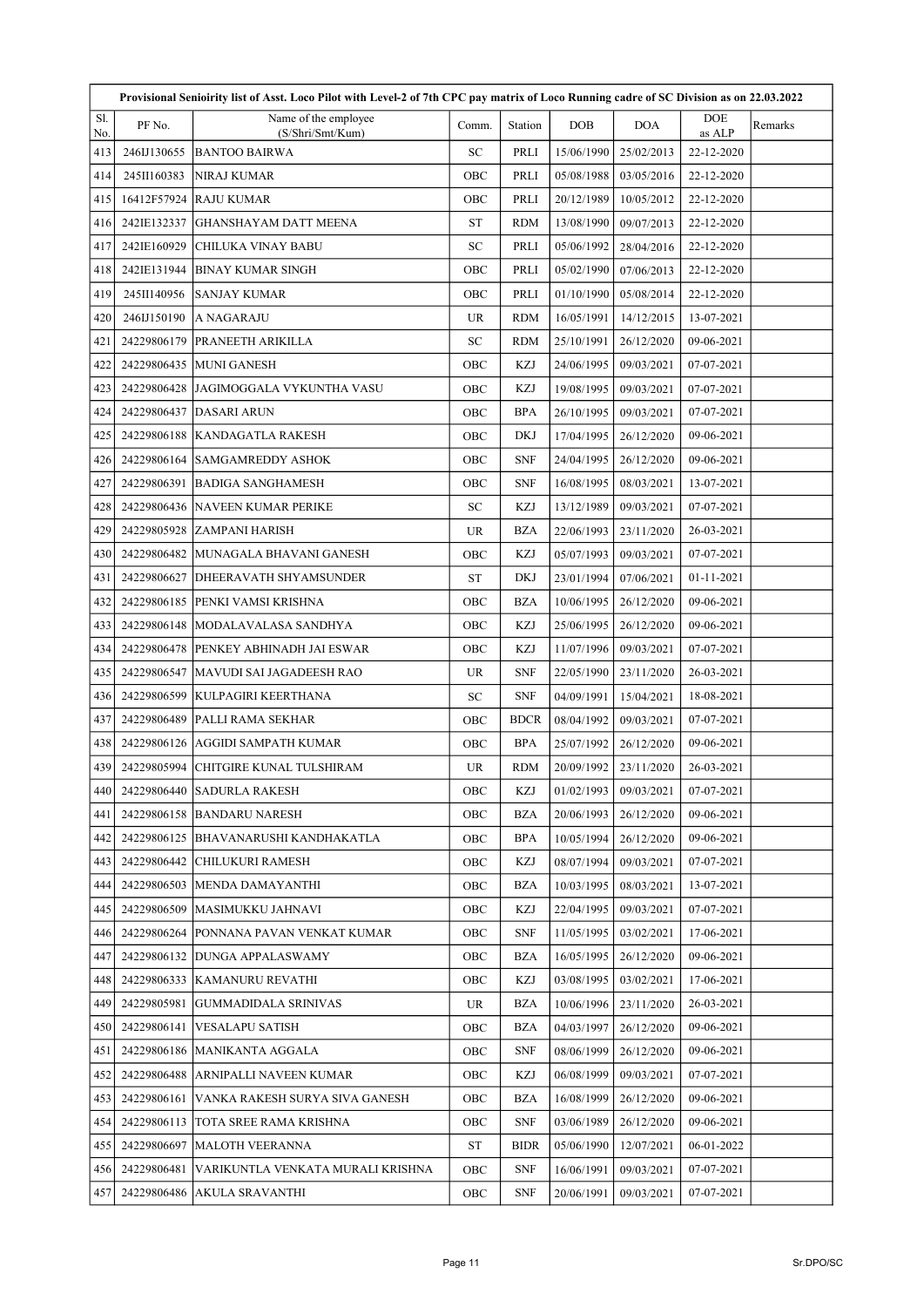| Provisional Senioirity list of Asst. Loco Pilot with Level-2 of 7th CPC pay matrix of Loco Running cadre of SC Division as on 22.03.2022 | | | | | | | | |
|---|---|---|---|---|---|---|---|---|
| Sl. No. | PF No. | Name of the employee (S/Shri/Smt/Kum) | Comm. | Station | DOB | DOA | DOE as ALP | Remarks |
| 413 | 246IJ130655 | BANTOO BAIRWA | SC | PRLI | 15/06/1990 | 25/02/2013 | 22-12-2020 | |
| 414 | 245II160383 | NIRAJ KUMAR | OBC | PRLI | 05/08/1988 | 03/05/2016 | 22-12-2020 | |
| 415 | 16412F57924 | RAJU KUMAR | OBC | PRLI | 20/12/1989 | 10/05/2012 | 22-12-2020 | |
| 416 | 242IE132337 | GHANSHAYAM DATT MEENA | ST | RDM | 13/08/1990 | 09/07/2013 | 22-12-2020 | |
| 417 | 242IE160929 | CHILUKA VINAY BABU | SC | PRLI | 05/06/1992 | 28/04/2016 | 22-12-2020 | |
| 418 | 242IE131944 | BINAY KUMAR SINGH | OBC | PRLI | 05/02/1990 | 07/06/2013 | 22-12-2020 | |
| 419 | 245II140956 | SANJAY KUMAR | OBC | PRLI | 01/10/1990 | 05/08/2014 | 22-12-2020 | |
| 420 | 246IJ150190 | A NAGARAJU | UR | RDM | 16/05/1991 | 14/12/2015 | 13-07-2021 | |
| 421 | 24229806179 | PRANEETH ARIKILLA | SC | RDM | 25/10/1991 | 26/12/2020 | 09-06-2021 | |
| 422 | 24229806435 | MUNI GANESH | OBC | KZJ | 24/06/1995 | 09/03/2021 | 07-07-2021 | |
| 423 | 24229806428 | JAGIMOGGALA VYKUNTHA VASU | OBC | KZJ | 19/08/1995 | 09/03/2021 | 07-07-2021 | |
| 424 | 24229806437 | DASARI ARUN | OBC | BPA | 26/10/1995 | 09/03/2021 | 07-07-2021 | |
| 425 | 24229806188 | KANDAGATLA RAKESH | OBC | DKJ | 17/04/1995 | 26/12/2020 | 09-06-2021 | |
| 426 | 24229806164 | SAMGAMREDDY ASHOK | OBC | SNF | 24/04/1995 | 26/12/2020 | 09-06-2021 | |
| 427 | 24229806391 | BADIGA SANGHAMESH | OBC | SNF | 16/08/1995 | 08/03/2021 | 13-07-2021 | |
| 428 | 24229806436 | NAVEEN KUMAR PERIKE | SC | KZJ | 13/12/1989 | 09/03/2021 | 07-07-2021 | |
| 429 | 24229805928 | ZAMPANI HARISH | UR | BZA | 22/06/1993 | 23/11/2020 | 26-03-2021 | |
| 430 | 24229806482 | MUNAGALA BHAVANI GANESH | OBC | KZJ | 05/07/1993 | 09/03/2021 | 07-07-2021 | |
| 431 | 24229806627 | DHEERAVATH SHYAMSUNDER | ST | DKJ | 23/01/1994 | 07/06/2021 | 01-11-2021 | |
| 432 | 24229806185 | PENKI VAMSI KRISHNA | OBC | BZA | 10/06/1995 | 26/12/2020 | 09-06-2021 | |
| 433 | 24229806148 | MODALAVALASA SANDHYA | OBC | KZJ | 25/06/1995 | 26/12/2020 | 09-06-2021 | |
| 434 | 24229806478 | PENKEY ABHINADH JAI ESWAR | OBC | KZJ | 11/07/1996 | 09/03/2021 | 07-07-2021 | |
| 435 | 24229806547 | MAVUDI SAI JAGADEESH RAO | UR | SNF | 22/05/1990 | 23/11/2020 | 26-03-2021 | |
| 436 | 24229806599 | KULPAGIRI KEERTHANA | SC | SNF | 04/09/1991 | 15/04/2021 | 18-08-2021 | |
| 437 | 24229806489 | PALLI RAMA SEKHAR | OBC | BDCR | 08/04/1992 | 09/03/2021 | 07-07-2021 | |
| 438 | 24229806126 | AGGIDI SAMPATH KUMAR | OBC | BPA | 25/07/1992 | 26/12/2020 | 09-06-2021 | |
| 439 | 24229805994 | CHITGIRE KUNAL TULSHIRAM | UR | RDM | 20/09/1992 | 23/11/2020 | 26-03-2021 | |
| 440 | 24229806440 | SADURLA RAKESH | OBC | KZJ | 01/02/1993 | 09/03/2021 | 07-07-2021 | |
| 441 | 24229806158 | BANDARU NARESH | OBC | BZA | 20/06/1993 | 26/12/2020 | 09-06-2021 | |
| 442 | 24229806125 | BHAVANARUSHI KANDHAKATLA | OBC | BPA | 10/05/1994 | 26/12/2020 | 09-06-2021 | |
| 443 | 24229806442 | CHILUKURI RAMESH | OBC | KZJ | 08/07/1994 | 09/03/2021 | 07-07-2021 | |
| 444 | 24229806503 | MENDA DAMAYANTHI | OBC | BZA | 10/03/1995 | 08/03/2021 | 13-07-2021 | |
| 445 | 24229806509 | MASIMUKKU JAHNAVI | OBC | KZJ | 22/04/1995 | 09/03/2021 | 07-07-2021 | |
| 446 | 24229806264 | PONNANA PAVAN VENKAT KUMAR | OBC | SNF | 11/05/1995 | 03/02/2021 | 17-06-2021 | |
| 447 | 24229806132 | DUNGA APPALASWAMY | OBC | BZA | 16/05/1995 | 26/12/2020 | 09-06-2021 | |
| 448 | 24229806333 | KAMANURU REVATHI | OBC | KZJ | 03/08/1995 | 03/02/2021 | 17-06-2021 | |
| 449 | 24229805981 | GUMMADIDALA SRINIVAS | UR | BZA | 10/06/1996 | 23/11/2020 | 26-03-2021 | |
| 450 | 24229806141 | VESALAPU SATISH | OBC | BZA | 04/03/1997 | 26/12/2020 | 09-06-2021 | |
| 451 | 24229806186 | MANIKANTA AGGALA | OBC | SNF | 08/06/1999 | 26/12/2020 | 09-06-2021 | |
| 452 | 24229806488 | ARNIPALLI NAVEEN KUMAR | OBC | KZJ | 06/08/1999 | 09/03/2021 | 07-07-2021 | |
| 453 | 24229806161 | VANKA RAKESH SURYA SIVA GANESH | OBC | BZA | 16/08/1999 | 26/12/2020 | 09-06-2021 | |
| 454 | 24229806113 | TOTA SREE RAMA KRISHNA | OBC | SNF | 03/06/1989 | 26/12/2020 | 09-06-2021 | |
| 455 | 24229806697 | MALOTH VEERANNA | ST | BIDR | 05/06/1990 | 12/07/2021 | 06-01-2022 | |
| 456 | 24229806481 | VARIKUNTLA VENKATA MURALI KRISHNA | OBC | SNF | 16/06/1991 | 09/03/2021 | 07-07-2021 | |
| 457 | 24229806486 | AKULA SRAVANTHI | OBC | SNF | 20/06/1991 | 09/03/2021 | 07-07-2021 | |

Sr.DPO/SC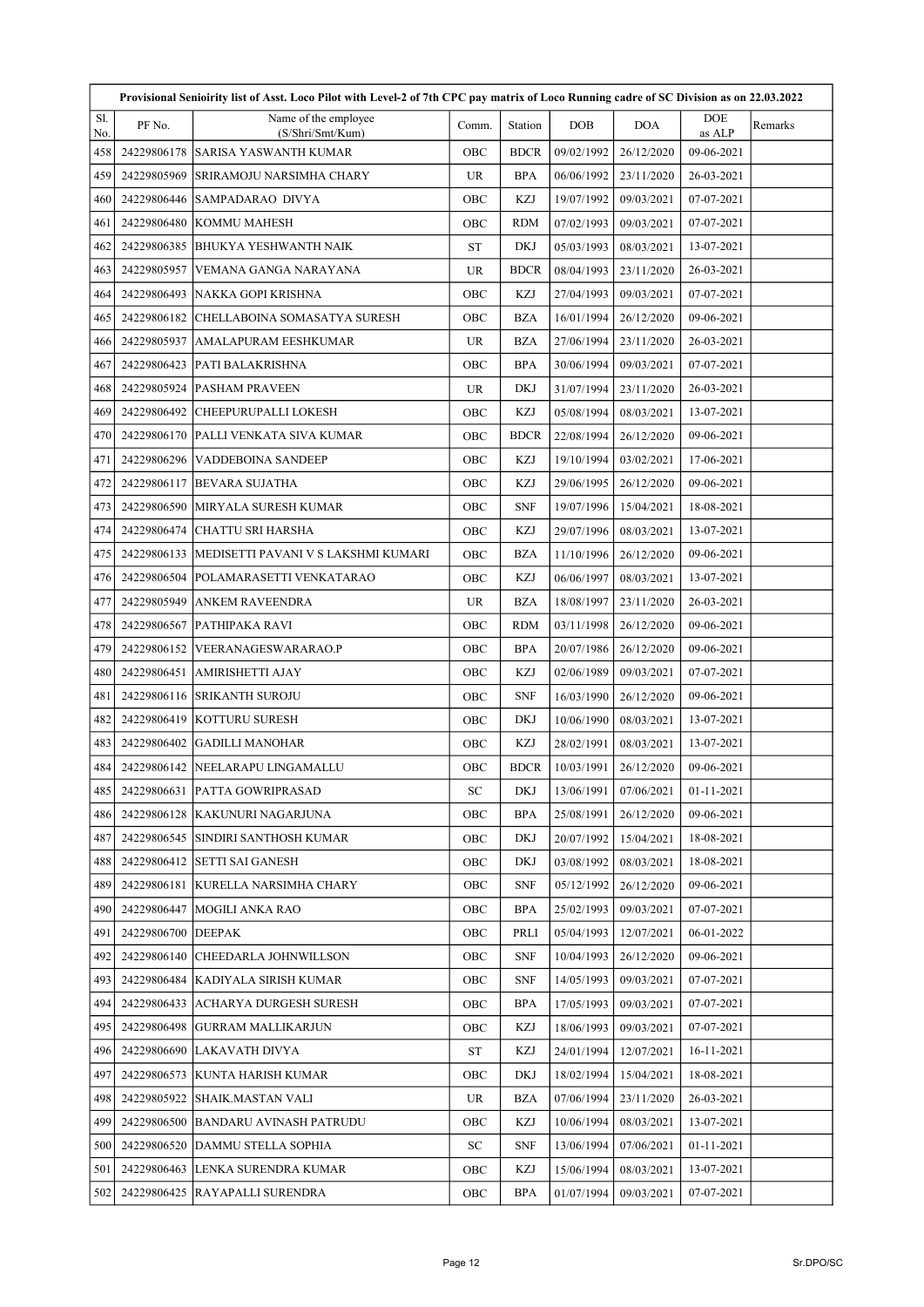| Provisional Senioirity list of Asst. Loco Pilot with Level-2 of 7th CPC pay matrix of Loco Running cadre of SC Division as on 22.03.2022 | | | | | | | | |
|---|---|---|---|---|---|---|---|---|
| Sl. No. | PF No. | Name of the employee (S/Shri/Smt/Kum) | Comm. | Station | DOB | DOA | DOE as ALP | Remarks |
| 458 | 24229806178 | SARISA YASWANTH KUMAR | OBC | BDCR | 09/02/1992 | 26/12/2020 | 09-06-2021 | |
| 459 | 24229805969 | SRIRAMOJU NARSIMHA CHARY | UR | BPA | 06/06/1992 | 23/11/2020 | 26-03-2021 | |
| 460 | 24229806446 | SAMPADARAO DIVYA | OBC | KZJ | 19/07/1992 | 09/03/2021 | 07-07-2021 | |
| 461 | 24229806480 | KOMMU MAHESH | OBC | RDM | 07/02/1993 | 09/03/2021 | 07-07-2021 | |
| 462 | 24229806385 | BHUKYA YESHWANTH NAIK | ST | DKJ | 05/03/1993 | 08/03/2021 | 13-07-2021 | |
| 463 | 24229805957 | VEMANA GANGA NARAYANA | UR | BDCR | 08/04/1993 | 23/11/2020 | 26-03-2021 | |
| 464 | 24229806493 | NAKKA GOPI KRISHNA | OBC | KZJ | 27/04/1993 | 09/03/2021 | 07-07-2021 | |
| 465 | 24229806182 | CHELLABOINA SOMASATYA SURESH | OBC | BZA | 16/01/1994 | 26/12/2020 | 09-06-2021 | |
| 466 | 24229805937 | AMALAPURAM EESHKUMAR | UR | BZA | 27/06/1994 | 23/11/2020 | 26-03-2021 | |
| 467 | 24229806423 | PATI BALAKRISHNA | OBC | BPA | 30/06/1994 | 09/03/2021 | 07-07-2021 | |
| 468 | 24229805924 | PASHAM PRAVEEN | UR | DKJ | 31/07/1994 | 23/11/2020 | 26-03-2021 | |
| 469 | 24229806492 | CHEEPURUPALLI LOKESH | OBC | KZJ | 05/08/1994 | 08/03/2021 | 13-07-2021 | |
| 470 | 24229806170 | PALLI VENKATA SIVA KUMAR | OBC | BDCR | 22/08/1994 | 26/12/2020 | 09-06-2021 | |
| 471 | 24229806296 | VADDEBOINA SANDEEP | OBC | KZJ | 19/10/1994 | 03/02/2021 | 17-06-2021 | |
| 472 | 24229806117 | BEVARA SUJATHA | OBC | KZJ | 29/06/1995 | 26/12/2020 | 09-06-2021 | |
| 473 | 24229806590 | MIRYALA SURESH KUMAR | OBC | SNF | 19/07/1996 | 15/04/2021 | 18-08-2021 | |
| 474 | 24229806474 | CHATTU SRI HARSHA | OBC | KZJ | 29/07/1996 | 08/03/2021 | 13-07-2021 | |
| 475 | 24229806133 | MEDISETTI PAVANI V S LAKSHMI KUMARI | OBC | BZA | 11/10/1996 | 26/12/2020 | 09-06-2021 | |
| 476 | 24229806504 | POLAMARASETTI VENKATARAO | OBC | KZJ | 06/06/1997 | 08/03/2021 | 13-07-2021 | |
| 477 | 24229805949 | ANKEM RAVEENDRA | UR | BZA | 18/08/1997 | 23/11/2020 | 26-03-2021 | |
| 478 | 24229806567 | PATHIPAKA RAVI | OBC | RDM | 03/11/1998 | 26/12/2020 | 09-06-2021 | |
| 479 | 24229806152 | VEERANAGESWARARAO.P | OBC | BPA | 20/07/1986 | 26/12/2020 | 09-06-2021 | |
| 480 | 24229806451 | AMIRISHETTI AJAY | OBC | KZJ | 02/06/1989 | 09/03/2021 | 07-07-2021 | |
| 481 | 24229806116 | SRIKANTH SUROJU | OBC | SNF | 16/03/1990 | 26/12/2020 | 09-06-2021 | |
| 482 | 24229806419 | KOTTURU SURESH | OBC | DKJ | 10/06/1990 | 08/03/2021 | 13-07-2021 | |
| 483 | 24229806402 | GADILLI MANOHAR | OBC | KZJ | 28/02/1991 | 08/03/2021 | 13-07-2021 | |
| 484 | 24229806142 | NEELARAPU LINGAMALLU | OBC | BDCR | 10/03/1991 | 26/12/2020 | 09-06-2021 | |
| 485 | 24229806631 | PATTA GOWRIPRASAD | SC | DKJ | 13/06/1991 | 07/06/2021 | 01-11-2021 | |
| 486 | 24229806128 | KAKUNURI NAGARJUNA | OBC | BPA | 25/08/1991 | 26/12/2020 | 09-06-2021 | |
| 487 | 24229806545 | SINDIRI SANTHOSH KUMAR | OBC | DKJ | 20/07/1992 | 15/04/2021 | 18-08-2021 | |
| 488 | 24229806412 | SETTI SAI GANESH | OBC | DKJ | 03/08/1992 | 08/03/2021 | 18-08-2021 | |
| 489 | 24229806181 | KURELLA NARSIMHA CHARY | OBC | SNF | 05/12/1992 | 26/12/2020 | 09-06-2021 | |
| 490 | 24229806447 | MOGILI ANKA RAO | OBC | BPA | 25/02/1993 | 09/03/2021 | 07-07-2021 | |
| 491 | 24229806700 | DEEPAK | OBC | PRLI | 05/04/1993 | 12/07/2021 | 06-01-2022 | |
| 492 | 24229806140 | CHEEDARLA JOHNWILLSON | OBC | SNF | 10/04/1993 | 26/12/2020 | 09-06-2021 | |
| 493 | 24229806484 | KADIYALA SIRISH KUMAR | OBC | SNF | 14/05/1993 | 09/03/2021 | 07-07-2021 | |
| 494 | 24229806433 | ACHARYA DURGESH SURESH | OBC | BPA | 17/05/1993 | 09/03/2021 | 07-07-2021 | |
| 495 | 24229806498 | GURRAM MALLIKARJUN | OBC | KZJ | 18/06/1993 | 09/03/2021 | 07-07-2021 | |
| 496 | 24229806690 | LAKAVATH DIVYA | ST | KZJ | 24/01/1994 | 12/07/2021 | 16-11-2021 | |
| 497 | 24229806573 | KUNTA HARISH KUMAR | OBC | DKJ | 18/02/1994 | 15/04/2021 | 18-08-2021 | |
| 498 | 24229805922 | SHAIK.MASTAN VALI | UR | BZA | 07/06/1994 | 23/11/2020 | 26-03-2021 | |
| 499 | 24229806500 | BANDARU AVINASH PATRUDU | OBC | KZJ | 10/06/1994 | 08/03/2021 | 13-07-2021 | |
| 500 | 24229806520 | DAMMU STELLA SOPHIA | SC | SNF | 13/06/1994 | 07/06/2021 | 01-11-2021 | |
| 501 | 24229806463 | LENKA SURENDRA KUMAR | OBC | KZJ | 15/06/1994 | 08/03/2021 | 13-07-2021 | |
| 502 | 24229806425 | RAYAPALLI SURENDRA | OBC | BPA | 01/07/1994 | 09/03/2021 | 07-07-2021 | |

Sr.DPO/SC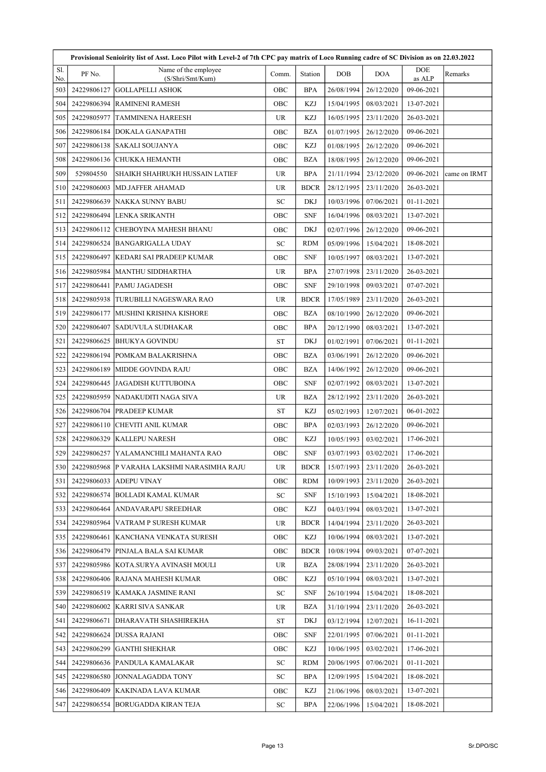| Provisional Senioirity list of Asst. Loco Pilot with Level-2 of 7th CPC pay matrix of Loco Running cadre of SC Division as on 22.03.2022 | | | | | | | | |
|---|---|---|---|---|---|---|---|---|
| Sl. No. | PF No. | Name of the employee (S/Shri/Smt/Kum) | Comm. | Station | DOB | DOA | DOE as ALP | Remarks |
| 503 | 24229806127 | GOLLAPELLI ASHOK | OBC | BPA | 26/08/1994 | 26/12/2020 | 09-06-2021 | |
| 504 | 24229806394 | RAMINENI RAMESH | OBC | KZJ | 15/04/1995 | 08/03/2021 | 13-07-2021 | |
| 505 | 24229805977 | TAMMINENA HAREESH | UR | KZJ | 16/05/1995 | 23/11/2020 | 26-03-2021 | |
| 506 | 24229806184 | DOKALA GANAPATHI | OBC | BZA | 01/07/1995 | 26/12/2020 | 09-06-2021 | |
| 507 | 24229806138 | SAKALI SOUJANYA | OBC | KZJ | 01/08/1995 | 26/12/2020 | 09-06-2021 | |
| 508 | 24229806136 | CHUKKA HEMANTH | OBC | BZA | 18/08/1995 | 26/12/2020 | 09-06-2021 | |
| 509 | 529804550 | SHAIKH SHAHRUKH HUSSAIN LATIEF | UR | BPA | 21/11/1994 | 23/12/2020 | 09-06-2021 | came on IRMT |
| 510 | 24229806003 | MD.JAFFER AHAMAD | UR | BDCR | 28/12/1995 | 23/11/2020 | 26-03-2021 | |
| 511 | 24229806639 | NAKKA SUNNY BABU | SC | DKJ | 10/03/1996 | 07/06/2021 | 01-11-2021 | |
| 512 | 24229806494 | LENKA SRIKANTH | OBC | SNF | 16/04/1996 | 08/03/2021 | 13-07-2021 | |
| 513 | 24229806112 | CHEBOYINA MAHESH BHANU | OBC | DKJ | 02/07/1996 | 26/12/2020 | 09-06-2021 | |
| 514 | 24229806524 | BANGARIGALLA UDAY | SC | RDM | 05/09/1996 | 15/04/2021 | 18-08-2021 | |
| 515 | 24229806497 | KEDARI SAI PRADEEP KUMAR | OBC | SNF | 10/05/1997 | 08/03/2021 | 13-07-2021 | |
| 516 | 24229805984 | MANTHU SIDDHARTHA | UR | BPA | 27/07/1998 | 23/11/2020 | 26-03-2021 | |
| 517 | 24229806441 | PAMU JAGADESH | OBC | SNF | 29/10/1998 | 09/03/2021 | 07-07-2021 | |
| 518 | 24229805938 | TURUBILLI NAGESWARA RAO | UR | BDCR | 17/05/1989 | 23/11/2020 | 26-03-2021 | |
| 519 | 24229806177 | MUSHINI KRISHNA KISHORE | OBC | BZA | 08/10/1990 | 26/12/2020 | 09-06-2021 | |
| 520 | 24229806407 | SADUVULA SUDHAKAR | OBC | BPA | 20/12/1990 | 08/03/2021 | 13-07-2021 | |
| 521 | 24229806625 | BHUKYA GOVINDU | ST | DKJ | 01/02/1991 | 07/06/2021 | 01-11-2021 | |
| 522 | 24229806194 | POMKAM BALAKRISHNA | OBC | BZA | 03/06/1991 | 26/12/2020 | 09-06-2021 | |
| 523 | 24229806189 | MIDDE GOVINDA RAJU | OBC | BZA | 14/06/1992 | 26/12/2020 | 09-06-2021 | |
| 524 | 24229806445 | JAGADISH KUTTUBOINA | OBC | SNF | 02/07/1992 | 08/03/2021 | 13-07-2021 | |
| 525 | 24229805959 | NADAKUDITI NAGA SIVA | UR | BZA | 28/12/1992 | 23/11/2020 | 26-03-2021 | |
| 526 | 24229806704 | PRADEEP KUMAR | ST | KZJ | 05/02/1993 | 12/07/2021 | 06-01-2022 | |
| 527 | 24229806110 | CHEVITI ANIL KUMAR | OBC | BPA | 02/03/1993 | 26/12/2020 | 09-06-2021 | |
| 528 | 24229806329 | KALLEPU NARESH | OBC | KZJ | 10/05/1993 | 03/02/2021 | 17-06-2021 | |
| 529 | 24229806257 | YALAMANCHILI MAHANTA RAO | OBC | SNF | 03/07/1993 | 03/02/2021 | 17-06-2021 | |
| 530 | 24229805968 | P VARAHA LAKSHMI NARASIMHA RAJU | UR | BDCR | 15/07/1993 | 23/11/2020 | 26-03-2021 | |
| 531 | 24229806033 | ADEPU VINAY | OBC | RDM | 10/09/1993 | 23/11/2020 | 26-03-2021 | |
| 532 | 24229806574 | BOLLADI KAMAL KUMAR | SC | SNF | 15/10/1993 | 15/04/2021 | 18-08-2021 | |
| 533 | 24229806464 | ANDAVARAPU SREEDHAR | OBC | KZJ | 04/03/1994 | 08/03/2021 | 13-07-2021 | |
| 534 | 24229805964 | VATRAM P SURESH KUMAR | UR | BDCR | 14/04/1994 | 23/11/2020 | 26-03-2021 | |
| 535 | 24229806461 | KANCHANA VENKATA SURESH | OBC | KZJ | 10/06/1994 | 08/03/2021 | 13-07-2021 | |
| 536 | 24229806479 | PINJALA BALA SAI KUMAR | OBC | BDCR | 10/08/1994 | 09/03/2021 | 07-07-2021 | |
| 537 | 24229805986 | KOTA.SURYA AVINASH MOULI | UR | BZA | 28/08/1994 | 23/11/2020 | 26-03-2021 | |
| 538 | 24229806406 | RAJANA MAHESH KUMAR | OBC | KZJ | 05/10/1994 | 08/03/2021 | 13-07-2021 | |
| 539 | 24229806519 | KAMAKA JASMINE RANI | SC | SNF | 26/10/1994 | 15/04/2021 | 18-08-2021 | |
| 540 | 24229806002 | KARRI SIVA SANKAR | UR | BZA | 31/10/1994 | 23/11/2020 | 26-03-2021 | |
| 541 | 24229806671 | DHARAVATH SHASHIREKHA | ST | DKJ | 03/12/1994 | 12/07/2021 | 16-11-2021 | |
| 542 | 24229806624 | DUSSA RAJANI | OBC | SNF | 22/01/1995 | 07/06/2021 | 01-11-2021 | |
| 543 | 24229806299 | GANTHI SHEKHAR | OBC | KZJ | 10/06/1995 | 03/02/2021 | 17-06-2021 | |
| 544 | 24229806636 | PANDULA KAMALAKAR | SC | RDM | 20/06/1995 | 07/06/2021 | 01-11-2021 | |
| 545 | 24229806580 | JONNALAGADDA TONY | SC | BPA | 12/09/1995 | 15/04/2021 | 18-08-2021 | |
| 546 | 24229806409 | KAKINADA LAVA KUMAR | OBC | KZJ | 21/06/1996 | 08/03/2021 | 13-07-2021 | |
| 547 | 24229806554 | BORUGADDA KIRAN TEJA | SC | BPA | 22/06/1996 | 15/04/2021 | 18-08-2021 | |

Sr.DPO/SC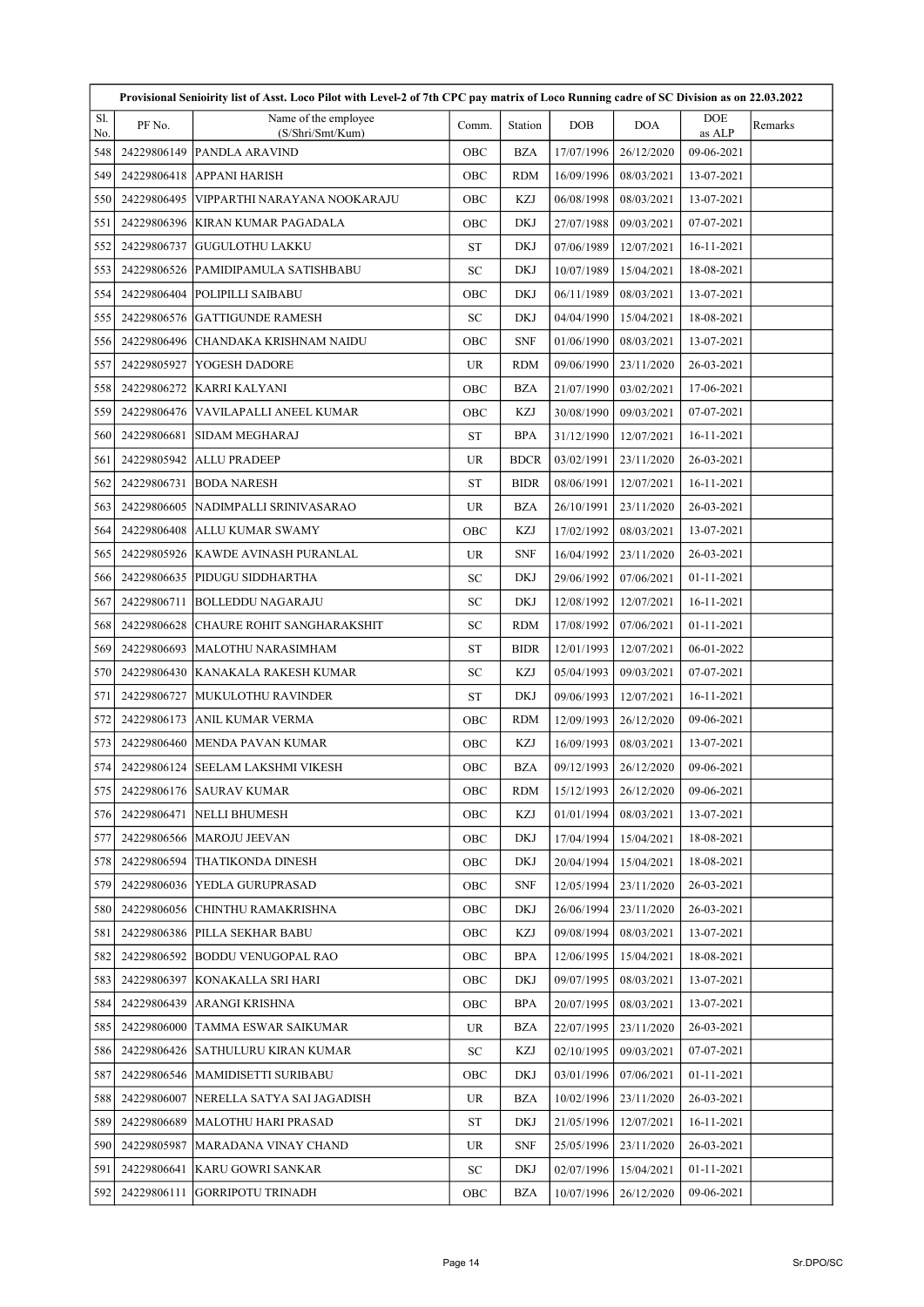| Provisional Senioirity list of Asst. Loco Pilot with Level-2 of 7th CPC pay matrix of Loco Running cadre of SC Division as on 22.03.2022 | | | | | | | | |
|---|---|---|---|---|---|---|---|---|
| Sl. No. | PF No. | Name of the employee (S/Shri/Smt/Kum) | Comm. | Station | DOB | DOA | DOE as ALP | Remarks |
| 548 | 24229806149 | PANDLA ARAVIND | OBC | BZA | 17/07/1996 | 26/12/2020 | 09-06-2021 | |
| 549 | 24229806418 | APPANI HARISH | OBC | RDM | 16/09/1996 | 08/03/2021 | 13-07-2021 | |
| 550 | 24229806495 | VIPPARTHI NARAYANA NOOKARAJU | OBC | KZJ | 06/08/1998 | 08/03/2021 | 13-07-2021 | |
| 551 | 24229806396 | KIRAN KUMAR PAGADALA | OBC | DKJ | 27/07/1988 | 09/03/2021 | 07-07-2021 | |
| 552 | 24229806737 | GUGULOTHU LAKKU | ST | DKJ | 07/06/1989 | 12/07/2021 | 16-11-2021 | |
| 553 | 24229806526 | PAMIDIPAMULA SATISHBABU | SC | DKJ | 10/07/1989 | 15/04/2021 | 18-08-2021 | |
| 554 | 24229806404 | POLIPILLI SAIBABU | OBC | DKJ | 06/11/1989 | 08/03/2021 | 13-07-2021 | |
| 555 | 24229806576 | GATTIGUNDE RAMESH | SC | DKJ | 04/04/1990 | 15/04/2021 | 18-08-2021 | |
| 556 | 24229806496 | CHANDAKA KRISHNAM NAIDU | OBC | SNF | 01/06/1990 | 08/03/2021 | 13-07-2021 | |
| 557 | 24229805927 | YOGESH DADORE | UR | RDM | 09/06/1990 | 23/11/2020 | 26-03-2021 | |
| 558 | 24229806272 | KARRI KALYANI | OBC | BZA | 21/07/1990 | 03/02/2021 | 17-06-2021 | |
| 559 | 24229806476 | VAVILAPALLI ANEEL KUMAR | OBC | KZJ | 30/08/1990 | 09/03/2021 | 07-07-2021 | |
| 560 | 24229806681 | SIDAM MEGHARAJ | ST | BPA | 31/12/1990 | 12/07/2021 | 16-11-2021 | |
| 561 | 24229805942 | ALLU PRADEEP | UR | BDCR | 03/02/1991 | 23/11/2020 | 26-03-2021 | |
| 562 | 24229806731 | BODA NARESH | ST | BIDR | 08/06/1991 | 12/07/2021 | 16-11-2021 | |
| 563 | 24229806605 | NADIMPALLI SRINIVASARAO | UR | BZA | 26/10/1991 | 23/11/2020 | 26-03-2021 | |
| 564 | 24229806408 | ALLU KUMAR SWAMY | OBC | KZJ | 17/02/1992 | 08/03/2021 | 13-07-2021 | |
| 565 | 24229805926 | KAWDE AVINASH PURANLAL | UR | SNF | 16/04/1992 | 23/11/2020 | 26-03-2021 | |
| 566 | 24229806635 | PIDUGU SIDDHARTHA | SC | DKJ | 29/06/1992 | 07/06/2021 | 01-11-2021 | |
| 567 | 24229806711 | BOLLEDDU NAGARAJU | SC | DKJ | 12/08/1992 | 12/07/2021 | 16-11-2021 | |
| 568 | 24229806628 | CHAURE ROHIT SANGHARAKSHIT | SC | RDM | 17/08/1992 | 07/06/2021 | 01-11-2021 | |
| 569 | 24229806693 | MALOTHU NARASIMHAM | ST | BIDR | 12/01/1993 | 12/07/2021 | 06-01-2022 | |
| 570 | 24229806430 | KANAKALA RAKESH KUMAR | SC | KZJ | 05/04/1993 | 09/03/2021 | 07-07-2021 | |
| 571 | 24229806727 | MUKULOTHU RAVINDER | ST | DKJ | 09/06/1993 | 12/07/2021 | 16-11-2021 | |
| 572 | 24229806173 | ANIL KUMAR VERMA | OBC | RDM | 12/09/1993 | 26/12/2020 | 09-06-2021 | |
| 573 | 24229806460 | MENDA PAVAN KUMAR | OBC | KZJ | 16/09/1993 | 08/03/2021 | 13-07-2021 | |
| 574 | 24229806124 | SEELAM LAKSHMI VIKESH | OBC | BZA | 09/12/1993 | 26/12/2020 | 09-06-2021 | |
| 575 | 24229806176 | SAURAV KUMAR | OBC | RDM | 15/12/1993 | 26/12/2020 | 09-06-2021 | |
| 576 | 24229806471 | NELLI BHUMESH | OBC | KZJ | 01/01/1994 | 08/03/2021 | 13-07-2021 | |
| 577 | 24229806566 | MAROJU JEEVAN | OBC | DKJ | 17/04/1994 | 15/04/2021 | 18-08-2021 | |
| 578 | 24229806594 | THATIKONDA DINESH | OBC | DKJ | 20/04/1994 | 15/04/2021 | 18-08-2021 | |
| 579 | 24229806036 | YEDLA GURUPRASAD | OBC | SNF | 12/05/1994 | 23/11/2020 | 26-03-2021 | |
| 580 | 24229806056 | CHINTHU RAMAKRISHNA | OBC | DKJ | 26/06/1994 | 23/11/2020 | 26-03-2021 | |
| 581 | 24229806386 | PILLA SEKHAR BABU | OBC | KZJ | 09/08/1994 | 08/03/2021 | 13-07-2021 | |
| 582 | 24229806592 | BODDU VENUGOPAL RAO | OBC | BPA | 12/06/1995 | 15/04/2021 | 18-08-2021 | |
| 583 | 24229806397 | KONAKALLA SRI HARI | OBC | DKJ | 09/07/1995 | 08/03/2021 | 13-07-2021 | |
| 584 | 24229806439 | ARANGI KRISHNA | OBC | BPA | 20/07/1995 | 08/03/2021 | 13-07-2021 | |
| 585 | 24229806000 | TAMMA ESWAR SAIKUMAR | UR | BZA | 22/07/1995 | 23/11/2020 | 26-03-2021 | |
| 586 | 24229806426 | SATHULURU KIRAN KUMAR | SC | KZJ | 02/10/1995 | 09/03/2021 | 07-07-2021 | |
| 587 | 24229806546 | MAMIDISETTI SURIBABU | OBC | DKJ | 03/01/1996 | 07/06/2021 | 01-11-2021 | |
| 588 | 24229806007 | NERELLA SATYA SAI JAGADISH | UR | BZA | 10/02/1996 | 23/11/2020 | 26-03-2021 | |
| 589 | 24229806689 | MALOTHU HARI PRASAD | ST | DKJ | 21/05/1996 | 12/07/2021 | 16-11-2021 | |
| 590 | 24229805987 | MARADANA VINAY CHAND | UR | SNF | 25/05/1996 | 23/11/2020 | 26-03-2021 | |
| 591 | 24229806641 | KARU GOWRI SANKAR | SC | DKJ | 02/07/1996 | 15/04/2021 | 01-11-2021 | |
| 592 | 24229806111 | GORRIPOTU TRINADH | OBC | BZA | 10/07/1996 | 26/12/2020 | 09-06-2021 | |

Sr.DPO/SC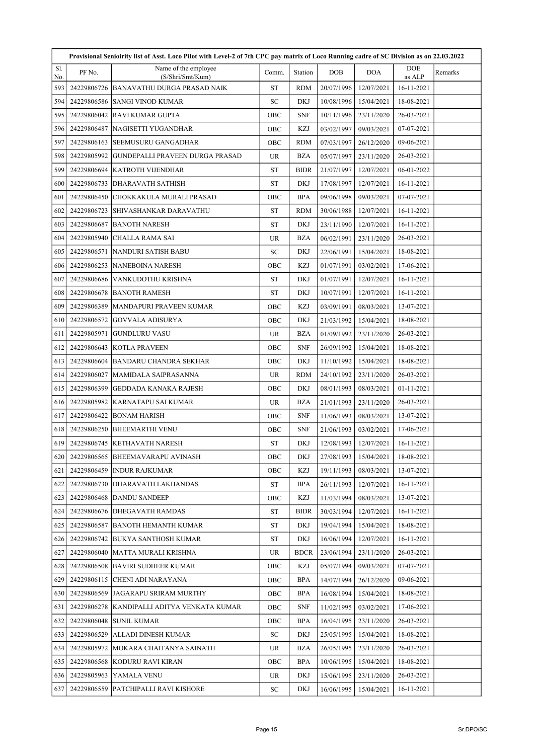| Provisional Senioirity list of Asst. Loco Pilot with Level-2 of 7th CPC pay matrix of Loco Running cadre of SC Division as on 22.03.2022 | | | | | | | | |
|---|---|---|---|---|---|---|---|---|
| Sl. No. | PF No. | Name of the employee (S/Shri/Smt/Kum) | Comm. | Station | DOB | DOA | DOE as ALP | Remarks |
| 593 | 24229806726 | BANAVATHU DURGA PRASAD NAIK | ST | RDM | 20/07/1996 | 12/07/2021 | 16-11-2021 | |
| 594 | 24229806586 | SANGI VINOD KUMAR | SC | DKJ | 10/08/1996 | 15/04/2021 | 18-08-2021 | |
| 595 | 24229806042 | RAVI KUMAR GUPTA | OBC | SNF | 10/11/1996 | 23/11/2020 | 26-03-2021 | |
| 596 | 24229806487 | NAGISETTI YUGANDHAR | OBC | KZJ | 03/02/1997 | 09/03/2021 | 07-07-2021 | |
| 597 | 24229806163 | SEEMUSURU GANGADHAR | OBC | RDM | 07/03/1997 | 26/12/2020 | 09-06-2021 | |
| 598 | 24229805992 | GUNDEPALLI PRAVEEN DURGA PRASAD | UR | BZA | 05/07/1997 | 23/11/2020 | 26-03-2021 | |
| 599 | 24229806694 | KATROTH VIJENDHAR | ST | BIDR | 21/07/1997 | 12/07/2021 | 06-01-2022 | |
| 600 | 24229806733 | DHARAVATH SATHISH | ST | DKJ | 17/08/1997 | 12/07/2021 | 16-11-2021 | |
| 601 | 24229806450 | CHOKKAKULA MURALI PRASAD | OBC | BPA | 09/06/1998 | 09/03/2021 | 07-07-2021 | |
| 602 | 24229806723 | SHIVASHANKAR DARAVATHU | ST | RDM | 30/06/1988 | 12/07/2021 | 16-11-2021 | |
| 603 | 24229806687 | BANOTH NARESH | ST | DKJ | 23/11/1990 | 12/07/2021 | 16-11-2021 | |
| 604 | 24229805940 | CHALLA RAMA SAI | UR | BZA | 06/02/1991 | 23/11/2020 | 26-03-2021 | |
| 605 | 24229806571 | NANDURI SATISH BABU | SC | DKJ | 22/06/1991 | 15/04/2021 | 18-08-2021 | |
| 606 | 24229806253 | NANEBOINA NARESH | OBC | KZJ | 01/07/1991 | 03/02/2021 | 17-06-2021 | |
| 607 | 24229806686 | VANKUDOTHU KRISHNA | ST | DKJ | 01/07/1991 | 12/07/2021 | 16-11-2021 | |
| 608 | 24229806678 | BANOTH RAMESH | ST | DKJ | 10/07/1991 | 12/07/2021 | 16-11-2021 | |
| 609 | 24229806389 | MANDAPURI PRAVEEN KUMAR | OBC | KZJ | 03/09/1991 | 08/03/2021 | 13-07-2021 | |
| 610 | 24229806572 | GOVVALA ADISURYA | OBC | DKJ | 21/03/1992 | 15/04/2021 | 18-08-2021 | |
| 611 | 24229805971 | GUNDLURU VASU | UR | BZA | 01/09/1992 | 23/11/2020 | 26-03-2021 | |
| 612 | 24229806643 | KOTLA PRAVEEN | OBC | SNF | 26/09/1992 | 15/04/2021 | 18-08-2021 | |
| 613 | 24229806604 | BANDARU CHANDRA SEKHAR | OBC | DKJ | 11/10/1992 | 15/04/2021 | 18-08-2021 | |
| 614 | 24229806027 | MAMIDALA SAIPRASANNA | UR | RDM | 24/10/1992 | 23/11/2020 | 26-03-2021 | |
| 615 | 24229806399 | GEDDADA KANAKA RAJESH | OBC | DKJ | 08/01/1993 | 08/03/2021 | 01-11-2021 | |
| 616 | 24229805982 | KARNATAPU SAI KUMAR | UR | BZA | 21/01/1993 | 23/11/2020 | 26-03-2021 | |
| 617 | 24229806422 | BONAM HARISH | OBC | SNF | 11/06/1993 | 08/03/2021 | 13-07-2021 | |
| 618 | 24229806250 | BHEEMARTHI VENU | OBC | SNF | 21/06/1993 | 03/02/2021 | 17-06-2021 | |
| 619 | 24229806745 | KETHAVATH NARESH | ST | DKJ | 12/08/1993 | 12/07/2021 | 16-11-2021 | |
| 620 | 24229806565 | BHEEMAVARAPU AVINASH | OBC | DKJ | 27/08/1993 | 15/04/2021 | 18-08-2021 | |
| 621 | 24229806459 | INDUR RAJKUMAR | OBC | KZJ | 19/11/1993 | 08/03/2021 | 13-07-2021 | |
| 622 | 24229806730 | DHARAVATH LAKHANDAS | ST | BPA | 26/11/1993 | 12/07/2021 | 16-11-2021 | |
| 623 | 24229806468 | DANDU SANDEEP | OBC | KZJ | 11/03/1994 | 08/03/2021 | 13-07-2021 | |
| 624 | 24229806676 | DHEGAVATH RAMDAS | ST | BIDR | 30/03/1994 | 12/07/2021 | 16-11-2021 | |
| 625 | 24229806587 | BANOTH HEMANTH KUMAR | ST | DKJ | 19/04/1994 | 15/04/2021 | 18-08-2021 | |
| 626 | 24229806742 | BUKYA SANTHOSH KUMAR | ST | DKJ | 16/06/1994 | 12/07/2021 | 16-11-2021 | |
| 627 | 24229806040 | MATTA MURALI KRISHNA | UR | BDCR | 23/06/1994 | 23/11/2020 | 26-03-2021 | |
| 628 | 24229806508 | BAVIRI SUDHEER KUMAR | OBC | KZJ | 05/07/1994 | 09/03/2021 | 07-07-2021 | |
| 629 | 24229806115 | CHENI ADI NARAYANA | OBC | BPA | 14/07/1994 | 26/12/2020 | 09-06-2021 | |
| 630 | 24229806569 | JAGARAPU SRIRAM MURTHY | OBC | BPA | 16/08/1994 | 15/04/2021 | 18-08-2021 | |
| 631 | 24229806278 | KANDIPALLI ADITYA VENKATA KUMAR | OBC | SNF | 11/02/1995 | 03/02/2021 | 17-06-2021 | |
| 632 | 24229806048 | SUNIL KUMAR | OBC | BPA | 16/04/1995 | 23/11/2020 | 26-03-2021 | |
| 633 | 24229806529 | ALLADI DINESH KUMAR | SC | DKJ | 25/05/1995 | 15/04/2021 | 18-08-2021 | |
| 634 | 24229805972 | MOKARA CHAITANYA SAINATH | UR | BZA | 26/05/1995 | 23/11/2020 | 26-03-2021 | |
| 635 | 24229806568 | KODURU RAVI KIRAN | OBC | BPA | 10/06/1995 | 15/04/2021 | 18-08-2021 | |
| 636 | 24229805963 | YAMALA VENU | UR | DKJ | 15/06/1995 | 23/11/2020 | 26-03-2021 | |
| 637 | 24229806559 | PATCHIPALLI RAVI KISHORE | SC | DKJ | 16/06/1995 | 15/04/2021 | 16-11-2021 | |

Sr.DPO/SC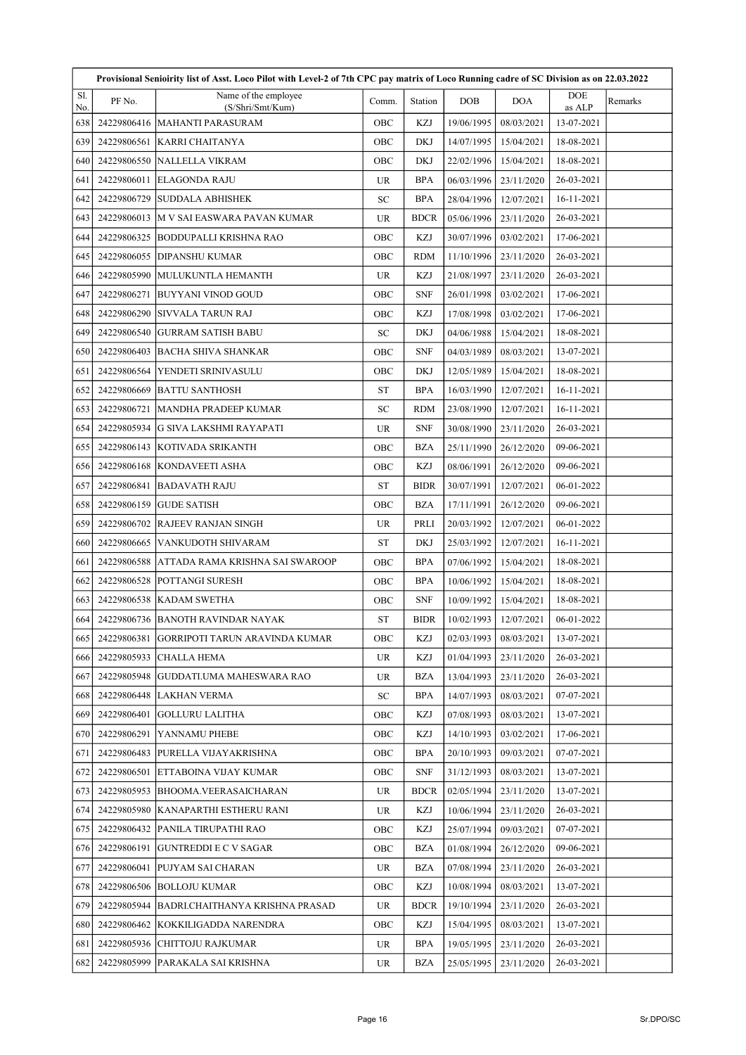| Provisional Senioirity list of Asst. Loco Pilot with Level-2 of 7th CPC pay matrix of Loco Running cadre of SC Division as on 22.03.2022 | | | | | | | | |
|---|---|---|---|---|---|---|---|---|
| Sl. No. | PF No. | Name of the employee (S/Shri/Smt/Kum) | Comm. | Station | DOB | DOA | DOE as ALP | Remarks |
| 638 | 24229806416 | MAHANTI PARASURAM | OBC | KZJ | 19/06/1995 | 08/03/2021 | 13-07-2021 | |
| 639 | 24229806561 | KARRI CHAITANYA | OBC | DKJ | 14/07/1995 | 15/04/2021 | 18-08-2021 | |
| 640 | 24229806550 | NALLELLA VIKRAM | OBC | DKJ | 22/02/1996 | 15/04/2021 | 18-08-2021 | |
| 641 | 24229806011 | ELAGONDA RAJU | UR | BPA | 06/03/1996 | 23/11/2020 | 26-03-2021 | |
| 642 | 24229806729 | SUDDALA ABHISHEK | SC | BPA | 28/04/1996 | 12/07/2021 | 16-11-2021 | |
| 643 | 24229806013 | M V SAI EASWARA PAVAN KUMAR | UR | BDCR | 05/06/1996 | 23/11/2020 | 26-03-2021 | |
| 644 | 24229806325 | BODDUPALLI KRISHNA RAO | OBC | KZJ | 30/07/1996 | 03/02/2021 | 17-06-2021 | |
| 645 | 24229806055 | DIPANSHU KUMAR | OBC | RDM | 11/10/1996 | 23/11/2020 | 26-03-2021 | |
| 646 | 24229805990 | MULUKUNTLA HEMANTH | UR | KZJ | 21/08/1997 | 23/11/2020 | 26-03-2021 | |
| 647 | 24229806271 | BUYYANI VINOD GOUD | OBC | SNF | 26/01/1998 | 03/02/2021 | 17-06-2021 | |
| 648 | 24229806290 | SIVVALA TARUN RAJ | OBC | KZJ | 17/08/1998 | 03/02/2021 | 17-06-2021 | |
| 649 | 24229806540 | GURRAM SATISH BABU | SC | DKJ | 04/06/1988 | 15/04/2021 | 18-08-2021 | |
| 650 | 24229806403 | BACHA SHIVA SHANKAR | OBC | SNF | 04/03/1989 | 08/03/2021 | 13-07-2021 | |
| 651 | 24229806564 | YENDETI SRINIVASULU | OBC | DKJ | 12/05/1989 | 15/04/2021 | 18-08-2021 | |
| 652 | 24229806669 | BATTU SANTHOSH | ST | BPA | 16/03/1990 | 12/07/2021 | 16-11-2021 | |
| 653 | 24229806721 | MANDHA PRADEEP KUMAR | SC | RDM | 23/08/1990 | 12/07/2021 | 16-11-2021 | |
| 654 | 24229805934 | G SIVA LAKSHMI RAYAPATI | UR | SNF | 30/08/1990 | 23/11/2020 | 26-03-2021 | |
| 655 | 24229806143 | KOTIVADA SRIKANTH | OBC | BZA | 25/11/1990 | 26/12/2020 | 09-06-2021 | |
| 656 | 24229806168 | KONDAVEETI ASHA | OBC | KZJ | 08/06/1991 | 26/12/2020 | 09-06-2021 | |
| 657 | 24229806841 | BADAVATH RAJU | ST | BIDR | 30/07/1991 | 12/07/2021 | 06-01-2022 | |
| 658 | 24229806159 | GUDE SATISH | OBC | BZA | 17/11/1991 | 26/12/2020 | 09-06-2021 | |
| 659 | 24229806702 | RAJEEV RANJAN SINGH | UR | PRLI | 20/03/1992 | 12/07/2021 | 06-01-2022 | |
| 660 | 24229806665 | VANKUDOTH SHIVARAM | ST | DKJ | 25/03/1992 | 12/07/2021 | 16-11-2021 | |
| 661 | 24229806588 | ATTADA RAMA KRISHNA SAI SWAROOP | OBC | BPA | 07/06/1992 | 15/04/2021 | 18-08-2021 | |
| 662 | 24229806528 | POTTANGI SURESH | OBC | BPA | 10/06/1992 | 15/04/2021 | 18-08-2021 | |
| 663 | 24229806538 | KADAM SWETHA | OBC | SNF | 10/09/1992 | 15/04/2021 | 18-08-2021 | |
| 664 | 24229806736 | BANOTH RAVINDAR NAYAK | ST | BIDR | 10/02/1993 | 12/07/2021 | 06-01-2022 | |
| 665 | 24229806381 | GORRIPOTI TARUN ARAVINDA KUMAR | OBC | KZJ | 02/03/1993 | 08/03/2021 | 13-07-2021 | |
| 666 | 24229805933 | CHALLA HEMA | UR | KZJ | 01/04/1993 | 23/11/2020 | 26-03-2021 | |
| 667 | 24229805948 | GUDDATI.UMA MAHESWARA RAO | UR | BZA | 13/04/1993 | 23/11/2020 | 26-03-2021 | |
| 668 | 24229806448 | LAKHAN VERMA | SC | BPA | 14/07/1993 | 08/03/2021 | 07-07-2021 | |
| 669 | 24229806401 | GOLLURU LALITHA | OBC | KZJ | 07/08/1993 | 08/03/2021 | 13-07-2021 | |
| 670 | 24229806291 | YANNAMU PHEBE | OBC | KZJ | 14/10/1993 | 03/02/2021 | 17-06-2021 | |
| 671 | 24229806483 | PURELLA VIJAYAKRISHNA | OBC | BPA | 20/10/1993 | 09/03/2021 | 07-07-2021 | |
| 672 | 24229806501 | ETTABOINA VIJAY KUMAR | OBC | SNF | 31/12/1993 | 08/03/2021 | 13-07-2021 | |
| 673 | 24229805953 | BHOOMA.VEERASAICHARAN | UR | BDCR | 02/05/1994 | 23/11/2020 | 13-07-2021 | |
| 674 | 24229805980 | KANAPARTHI ESTHERU RANI | UR | KZJ | 10/06/1994 | 23/11/2020 | 26-03-2021 | |
| 675 | 24229806432 | PANILA TIRUPATHI RAO | OBC | KZJ | 25/07/1994 | 09/03/2021 | 07-07-2021 | |
| 676 | 24229806191 | GUNTREDDI E C V SAGAR | OBC | BZA | 01/08/1994 | 26/12/2020 | 09-06-2021 | |
| 677 | 24229806041 | PUJYAM SAI CHARAN | UR | BZA | 07/08/1994 | 23/11/2020 | 26-03-2021 | |
| 678 | 24229806506 | BOLLOJU KUMAR | OBC | KZJ | 10/08/1994 | 08/03/2021 | 13-07-2021 | |
| 679 | 24229805944 | BADRI.CHAITHANYA KRISHNA PRASAD | UR | BDCR | 19/10/1994 | 23/11/2020 | 26-03-2021 | |
| 680 | 24229806462 | KOKKILIGADDA NARENDRA | OBC | KZJ | 15/04/1995 | 08/03/2021 | 13-07-2021 | |
| 681 | 24229805936 | CHITTOJU RAJKUMAR | UR | BPA | 19/05/1995 | 23/11/2020 | 26-03-2021 | |
| 682 | 24229805999 | PARAKALA SAI KRISHNA | UR | BZA | 25/05/1995 | 23/11/2020 | 26-03-2021 | |

Sr.DPO/SC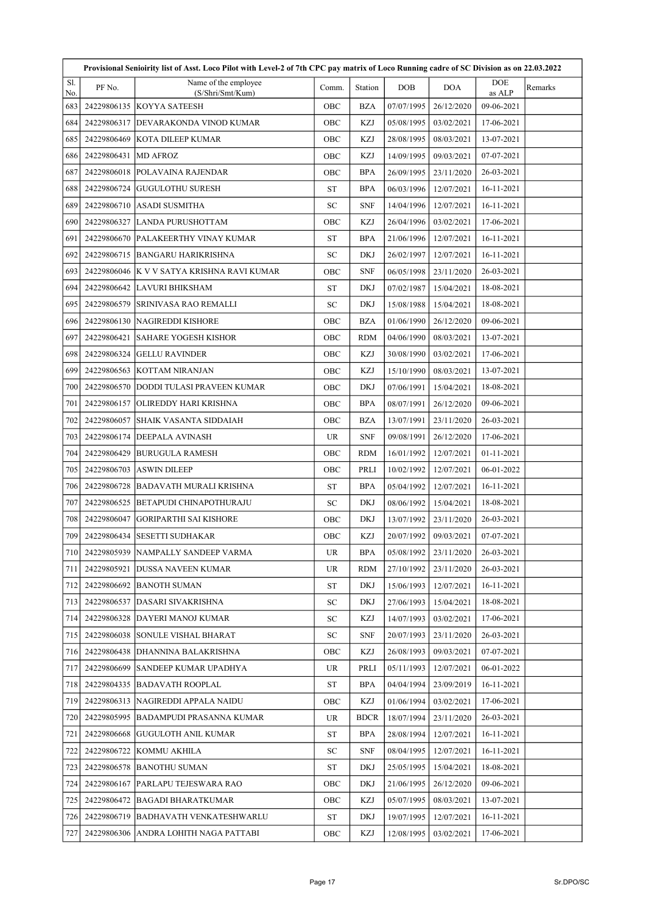| Provisional Senioirity list of Asst. Loco Pilot with Level-2 of 7th CPC pay matrix of Loco Running cadre of SC Division as on 22.03.2022 | | | | | | | | |
|---|---|---|---|---|---|---|---|---|
| Sl. No. | PF No. | Name of the employee (S/Shri/Smt/Kum) | Comm. | Station | DOB | DOA | DOE as ALP | Remarks |
| 683 | 24229806135 | KOYYA SATEESH | OBC | BZA | 07/07/1995 | 26/12/2020 | 09-06-2021 | |
| 684 | 24229806317 | DEVARAKONDA VINOD KUMAR | OBC | KZJ | 05/08/1995 | 03/02/2021 | 17-06-2021 | |
| 685 | 24229806469 | KOTA DILEEP KUMAR | OBC | KZJ | 28/08/1995 | 08/03/2021 | 13-07-2021 | |
| 686 | 24229806431 | MD AFROZ | OBC | KZJ | 14/09/1995 | 09/03/2021 | 07-07-2021 | |
| 687 | 24229806018 | POLAVAINA RAJENDAR | OBC | BPA | 26/09/1995 | 23/11/2020 | 26-03-2021 | |
| 688 | 24229806724 | GUGULOTHU SURESH | ST | BPA | 06/03/1996 | 12/07/2021 | 16-11-2021 | |
| 689 | 24229806710 | ASADI SUSMITHA | SC | SNF | 14/04/1996 | 12/07/2021 | 16-11-2021 | |
| 690 | 24229806327 | LANDA PURUSHOTTAM | OBC | KZJ | 26/04/1996 | 03/02/2021 | 17-06-2021 | |
| 691 | 24229806670 | PALAKEERTHY VINAY KUMAR | ST | BPA | 21/06/1996 | 12/07/2021 | 16-11-2021 | |
| 692 | 24229806715 | BANGARU HARIKRISHNA | SC | DKJ | 26/02/1997 | 12/07/2021 | 16-11-2021 | |
| 693 | 24229806046 | K V V SATYA KRISHNA RAVI KUMAR | OBC | SNF | 06/05/1998 | 23/11/2020 | 26-03-2021 | |
| 694 | 24229806642 | LAVURI BHIKSHAM | ST | DKJ | 07/02/1987 | 15/04/2021 | 18-08-2021 | |
| 695 | 24229806579 | SRINIVASA RAO REMALLI | SC | DKJ | 15/08/1988 | 15/04/2021 | 18-08-2021 | |
| 696 | 24229806130 | NAGIREDDI KISHORE | OBC | BZA | 01/06/1990 | 26/12/2020 | 09-06-2021 | |
| 697 | 24229806421 | SAHARE YOGESH KISHOR | OBC | RDM | 04/06/1990 | 08/03/2021 | 13-07-2021 | |
| 698 | 24229806324 | GELLU RAVINDER | OBC | KZJ | 30/08/1990 | 03/02/2021 | 17-06-2021 | |
| 699 | 24229806563 | KOTTAM NIRANJAN | OBC | KZJ | 15/10/1990 | 08/03/2021 | 13-07-2021 | |
| 700 | 24229806570 | DODDI TULASI PRAVEEN KUMAR | OBC | DKJ | 07/06/1991 | 15/04/2021 | 18-08-2021 | |
| 701 | 24229806157 | OLIREDDY HARI KRISHNA | OBC | BPA | 08/07/1991 | 26/12/2020 | 09-06-2021 | |
| 702 | 24229806057 | SHAIK VASANTA SIDDAIAH | OBC | BZA | 13/07/1991 | 23/11/2020 | 26-03-2021 | |
| 703 | 24229806174 | DEEPALA AVINASH | UR | SNF | 09/08/1991 | 26/12/2020 | 17-06-2021 | |
| 704 | 24229806429 | BURUGULA RAMESH | OBC | RDM | 16/01/1992 | 12/07/2021 | 01-11-2021 | |
| 705 | 24229806703 | ASWIN DILEEP | OBC | PRLI | 10/02/1992 | 12/07/2021 | 06-01-2022 | |
| 706 | 24229806728 | BADAVATH MURALI KRISHNA | ST | BPA | 05/04/1992 | 12/07/2021 | 16-11-2021 | |
| 707 | 24229806525 | BETAPUDI CHINAPOTHURAJU | SC | DKJ | 08/06/1992 | 15/04/2021 | 18-08-2021 | |
| 708 | 24229806047 | GORIPARTHI SAI KISHORE | OBC | DKJ | 13/07/1992 | 23/11/2020 | 26-03-2021 | |
| 709 | 24229806434 | SESETTI SUDHAKAR | OBC | KZJ | 20/07/1992 | 09/03/2021 | 07-07-2021 | |
| 710 | 24229805939 | NAMPALLY SANDEEP VARMA | UR | BPA | 05/08/1992 | 23/11/2020 | 26-03-2021 | |
| 711 | 24229805921 | DUSSA NAVEEN KUMAR | UR | RDM | 27/10/1992 | 23/11/2020 | 26-03-2021 | |
| 712 | 24229806692 | BANOTH SUMAN | ST | DKJ | 15/06/1993 | 12/07/2021 | 16-11-2021 | |
| 713 | 24229806537 | DASARI SIVAKRISHNA | SC | DKJ | 27/06/1993 | 15/04/2021 | 18-08-2021 | |
| 714 | 24229806328 | DAYERI MANOJ KUMAR | SC | KZJ | 14/07/1993 | 03/02/2021 | 17-06-2021 | |
| 715 | 24229806038 | SONULE VISHAL BHARAT | SC | SNF | 20/07/1993 | 23/11/2020 | 26-03-2021 | |
| 716 | 24229806438 | DHANNINA BALAKRISHNA | OBC | KZJ | 26/08/1993 | 09/03/2021 | 07-07-2021 | |
| 717 | 24229806699 | SANDEEP KUMAR UPADHYA | UR | PRLI | 05/11/1993 | 12/07/2021 | 06-01-2022 | |
| 718 | 24229804335 | BADAVATH ROOPLAL | ST | BPA | 04/04/1994 | 23/09/2019 | 16-11-2021 | |
| 719 | 24229806313 | NAGIREDDI APPALA NAIDU | OBC | KZJ | 01/06/1994 | 03/02/2021 | 17-06-2021 | |
| 720 | 24229805995 | BADAMPUDI PRASANNA KUMAR | UR | BDCR | 18/07/1994 | 23/11/2020 | 26-03-2021 | |
| 721 | 24229806668 | GUGULOTH ANIL KUMAR | ST | BPA | 28/08/1994 | 12/07/2021 | 16-11-2021 | |
| 722 | 24229806722 | KOMMU AKHILA | SC | SNF | 08/04/1995 | 12/07/2021 | 16-11-2021 | |
| 723 | 24229806578 | BANOTHU SUMAN | ST | DKJ | 25/05/1995 | 15/04/2021 | 18-08-2021 | |
| 724 | 24229806167 | PARLAPU TEJESWARA RAO | OBC | DKJ | 21/06/1995 | 26/12/2020 | 09-06-2021 | |
| 725 | 24229806472 | BAGADI BHARATKUMAR | OBC | KZJ | 05/07/1995 | 08/03/2021 | 13-07-2021 | |
| 726 | 24229806719 | BADHAVATH VENKATESHWARLU | ST | DKJ | 19/07/1995 | 12/07/2021 | 16-11-2021 | |
| 727 | 24229806306 | ANDRA LOHITH NAGA PATTABI | OBC | KZJ | 12/08/1995 | 03/02/2021 | 17-06-2021 | |

Sr.DPO/SC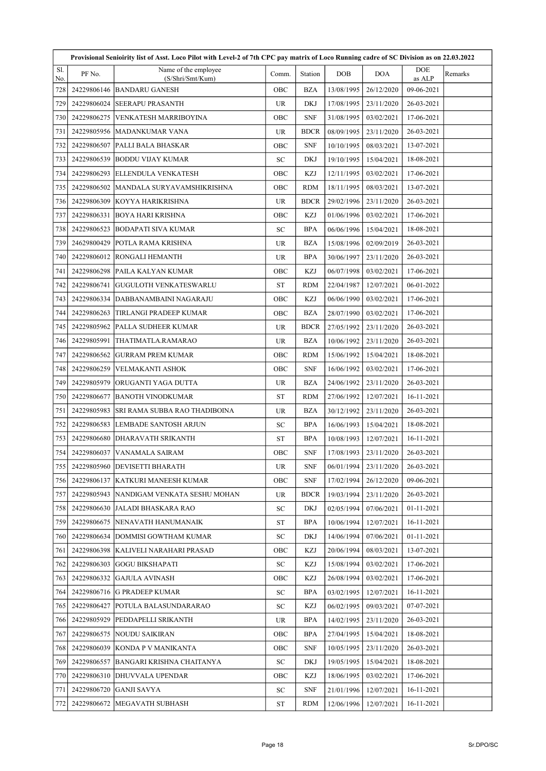| Provisional Senioirity list of Asst. Loco Pilot with Level-2 of 7th CPC pay matrix of Loco Running cadre of SC Division as on 22.03.2022 | | | | | | | | |
|---|---|---|---|---|---|---|---|---|
| Sl. No. | PF No. | Name of the employee (S/Shri/Smt/Kum) | Comm. | Station | DOB | DOA | DOE as ALP | Remarks |
| 728 | 24229806146 | BANDARU GANESH | OBC | BZA | 13/08/1995 | 26/12/2020 | 09-06-2021 | |
| 729 | 24229806024 | SEERAPU PRASANTH | UR | DKJ | 17/08/1995 | 23/11/2020 | 26-03-2021 | |
| 730 | 24229806275 | VENKATESH MARRIBOYINA | OBC | SNF | 31/08/1995 | 03/02/2021 | 17-06-2021 | |
| 731 | 24229805956 | MADANKUMAR VANA | UR | BDCR | 08/09/1995 | 23/11/2020 | 26-03-2021 | |
| 732 | 24229806507 | PALLI BALA BHASKAR | OBC | SNF | 10/10/1995 | 08/03/2021 | 13-07-2021 | |
| 733 | 24229806539 | BODDU VIJAY KUMAR | SC | DKJ | 19/10/1995 | 15/04/2021 | 18-08-2021 | |
| 734 | 24229806293 | ELLENDULA VENKATESH | OBC | KZJ | 12/11/1995 | 03/02/2021 | 17-06-2021 | |
| 735 | 24229806502 | MANDALA SURYAVAMSHIKRISHNA | OBC | RDM | 18/11/1995 | 08/03/2021 | 13-07-2021 | |
| 736 | 24229806309 | KOYYA HARIKRISHNA | UR | BDCR | 29/02/1996 | 23/11/2020 | 26-03-2021 | |
| 737 | 24229806331 | BOYA HARI KRISHNA | OBC | KZJ | 01/06/1996 | 03/02/2021 | 17-06-2021 | |
| 738 | 24229806523 | BODAPATI SIVA KUMAR | SC | BPA | 06/06/1996 | 15/04/2021 | 18-08-2021 | |
| 739 | 24629800429 | POTLA RAMA KRISHNA | UR | BZA | 15/08/1996 | 02/09/2019 | 26-03-2021 | |
| 740 | 24229806012 | RONGALI HEMANTH | UR | BPA | 30/06/1997 | 23/11/2020 | 26-03-2021 | |
| 741 | 24229806298 | PAILA KALYAN KUMAR | OBC | KZJ | 06/07/1998 | 03/02/2021 | 17-06-2021 | |
| 742 | 24229806741 | GUGULOTH VENKATESWARLU | ST | RDM | 22/04/1987 | 12/07/2021 | 06-01-2022 | |
| 743 | 24229806334 | DABBANAMBAINI NAGARAJU | OBC | KZJ | 06/06/1990 | 03/02/2021 | 17-06-2021 | |
| 744 | 24229806263 | TIRLANGI PRADEEP KUMAR | OBC | BZA | 28/07/1990 | 03/02/2021 | 17-06-2021 | |
| 745 | 24229805962 | PALLA SUDHEER KUMAR | UR | BDCR | 27/05/1992 | 23/11/2020 | 26-03-2021 | |
| 746 | 24229805991 | THATIMATLA.RAMARAO | UR | BZA | 10/06/1992 | 23/11/2020 | 26-03-2021 | |
| 747 | 24229806562 | GURRAM PREM KUMAR | OBC | RDM | 15/06/1992 | 15/04/2021 | 18-08-2021 | |
| 748 | 24229806259 | VELMAKANTI ASHOK | OBC | SNF | 16/06/1992 | 03/02/2021 | 17-06-2021 | |
| 749 | 24229805979 | ORUGANTI YAGA DUTTA | UR | BZA | 24/06/1992 | 23/11/2020 | 26-03-2021 | |
| 750 | 24229806677 | BANOTH VINODKUMAR | ST | RDM | 27/06/1992 | 12/07/2021 | 16-11-2021 | |
| 751 | 24229805983 | SRI RAMA SUBBA RAO THADIBOINA | UR | BZA | 30/12/1992 | 23/11/2020 | 26-03-2021 | |
| 752 | 24229806583 | LEMBADE SANTOSH ARJUN | SC | BPA | 16/06/1993 | 15/04/2021 | 18-08-2021 | |
| 753 | 24229806680 | DHARAVATH SRIKANTH | ST | BPA | 10/08/1993 | 12/07/2021 | 16-11-2021 | |
| 754 | 24229806037 | VANAMALA SAIRAM | OBC | SNF | 17/08/1993 | 23/11/2020 | 26-03-2021 | |
| 755 | 24229805960 | DEVISETTI BHARATH | UR | SNF | 06/01/1994 | 23/11/2020 | 26-03-2021 | |
| 756 | 24229806137 | KATKURI MANEESH KUMAR | OBC | SNF | 17/02/1994 | 26/12/2020 | 09-06-2021 | |
| 757 | 24229805943 | NANDIGAM VENKATA SESHU MOHAN | UR | BDCR | 19/03/1994 | 23/11/2020 | 26-03-2021 | |
| 758 | 24229806630 | JALADI BHASKARA RAO | SC | DKJ | 02/05/1994 | 07/06/2021 | 01-11-2021 | |
| 759 | 24229806675 | NENAVATH HANUMANAIK | ST | BPA | 10/06/1994 | 12/07/2021 | 16-11-2021 | |
| 760 | 24229806634 | DOMMISI GOWTHAM KUMAR | SC | DKJ | 14/06/1994 | 07/06/2021 | 01-11-2021 | |
| 761 | 24229806398 | KALIVELI NARAHARI PRASAD | OBC | KZJ | 20/06/1994 | 08/03/2021 | 13-07-2021 | |
| 762 | 24229806303 | GOGU BIKSHAPATI | SC | KZJ | 15/08/1994 | 03/02/2021 | 17-06-2021 | |
| 763 | 24229806332 | GAJULA AVINASH | OBC | KZJ | 26/08/1994 | 03/02/2021 | 17-06-2021 | |
| 764 | 24229806716 | G PRADEEP KUMAR | SC | BPA | 03/02/1995 | 12/07/2021 | 16-11-2021 | |
| 765 | 24229806427 | POTULA BALASUNDARARAO | SC | KZJ | 06/02/1995 | 09/03/2021 | 07-07-2021 | |
| 766 | 24229805929 | PEDDAPELLI SRIKANTH | UR | BPA | 14/02/1995 | 23/11/2020 | 26-03-2021 | |
| 767 | 24229806575 | NOUDU SAIKIRAN | OBC | BPA | 27/04/1995 | 15/04/2021 | 18-08-2021 | |
| 768 | 24229806039 | KONDA P V MANIKANTA | OBC | SNF | 10/05/1995 | 23/11/2020 | 26-03-2021 | |
| 769 | 24229806557 | BANGARI KRISHNA CHAITANYA | SC | DKJ | 19/05/1995 | 15/04/2021 | 18-08-2021 | |
| 770 | 24229806310 | DHUVVALA UPENDAR | OBC | KZJ | 18/06/1995 | 03/02/2021 | 17-06-2021 | |
| 771 | 24229806720 | GANJI SAVYA | SC | SNF | 21/01/1996 | 12/07/2021 | 16-11-2021 | |
| 772 | 24229806672 | MEGAVATH SUBHASH | ST | RDM | 12/06/1996 | 12/07/2021 | 16-11-2021 | |

Sr.DPO/SC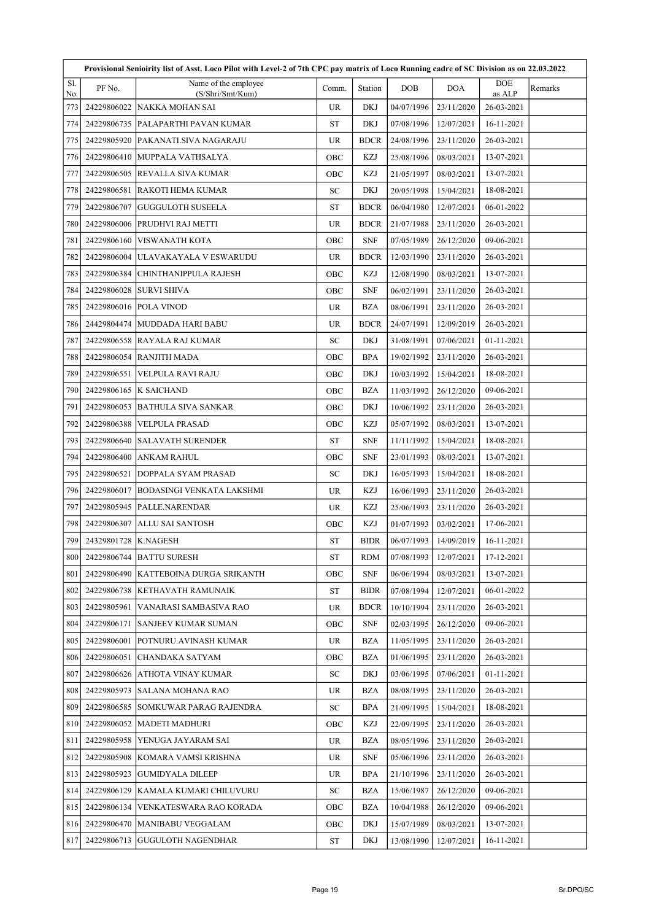| Provisional Senioirity list of Asst. Loco Pilot with Level-2 of 7th CPC pay matrix of Loco Running cadre of SC Division as on 22.03.2022 | | | | | | | | |
|---|---|---|---|---|---|---|---|---|
| Sl. No. | PF No. | Name of the employee (S/Shri/Smt/Kum) | Comm. | Station | DOB | DOA | DOE as ALP | Remarks |
| 773 | 24229806022 | NAKKA MOHAN SAI | UR | DKJ | 04/07/1996 | 23/11/2020 | 26-03-2021 | |
| 774 | 24229806735 | PALAPARTHI PAVAN KUMAR | ST | DKJ | 07/08/1996 | 12/07/2021 | 16-11-2021 | |
| 775 | 24229805920 | PAKANATI.SIVA NAGARAJU | UR | BDCR | 24/08/1996 | 23/11/2020 | 26-03-2021 | |
| 776 | 24229806410 | MUPPALA VATHSALYA | OBC | KZJ | 25/08/1996 | 08/03/2021 | 13-07-2021 | |
| 777 | 24229806505 | REVALLA SIVA KUMAR | OBC | KZJ | 21/05/1997 | 08/03/2021 | 13-07-2021 | |
| 778 | 24229806581 | RAKOTI HEMA KUMAR | SC | DKJ | 20/05/1998 | 15/04/2021 | 18-08-2021 | |
| 779 | 24229806707 | GUGGULOTH SUSEELA | ST | BDCR | 06/04/1980 | 12/07/2021 | 06-01-2022 | |
| 780 | 24229806006 | PRUDHVI RAJ METTI | UR | BDCR | 21/07/1988 | 23/11/2020 | 26-03-2021 | |
| 781 | 24229806160 | VISWANATH KOTA | OBC | SNF | 07/05/1989 | 26/12/2020 | 09-06-2021 | |
| 782 | 24229806004 | ULAVAKAYALA V ESWARUDU | UR | BDCR | 12/03/1990 | 23/11/2020 | 26-03-2021 | |
| 783 | 24229806384 | CHINTHANIPPULA RAJESH | OBC | KZJ | 12/08/1990 | 08/03/2021 | 13-07-2021 | |
| 784 | 24229806028 | SURVI SHIVA | OBC | SNF | 06/02/1991 | 23/11/2020 | 26-03-2021 | |
| 785 | 24229806016 | POLA VINOD | UR | BZA | 08/06/1991 | 23/11/2020 | 26-03-2021 | |
| 786 | 24429804474 | MUDDADA HARI BABU | UR | BDCR | 24/07/1991 | 12/09/2019 | 26-03-2021 | |
| 787 | 24229806558 | RAYALA RAJ KUMAR | SC | DKJ | 31/08/1991 | 07/06/2021 | 01-11-2021 | |
| 788 | 24229806054 | RANJITH MADA | OBC | BPA | 19/02/1992 | 23/11/2020 | 26-03-2021 | |
| 789 | 24229806551 | VELPULA RAVI RAJU | OBC | DKJ | 10/03/1992 | 15/04/2021 | 18-08-2021 | |
| 790 | 24229806165 | K SAICHAND | OBC | BZA | 11/03/1992 | 26/12/2020 | 09-06-2021 | |
| 791 | 24229806053 | BATHULA SIVA SANKAR | OBC | DKJ | 10/06/1992 | 23/11/2020 | 26-03-2021 | |
| 792 | 24229806388 | VELPULA PRASAD | OBC | KZJ | 05/07/1992 | 08/03/2021 | 13-07-2021 | |
| 793 | 24229806640 | SALAVATH SURENDER | ST | SNF | 11/11/1992 | 15/04/2021 | 18-08-2021 | |
| 794 | 24229806400 | ANKAM RAHUL | OBC | SNF | 23/01/1993 | 08/03/2021 | 13-07-2021 | |
| 795 | 24229806521 | DOPPALA SYAM PRASAD | SC | DKJ | 16/05/1993 | 15/04/2021 | 18-08-2021 | |
| 796 | 24229806017 | BODASINGI VENKATA LAKSHMI | UR | KZJ | 16/06/1993 | 23/11/2020 | 26-03-2021 | |
| 797 | 24229805945 | PALLE.NARENDAR | UR | KZJ | 25/06/1993 | 23/11/2020 | 26-03-2021 | |
| 798 | 24229806307 | ALLU SAI SANTOSH | OBC | KZJ | 01/07/1993 | 03/02/2021 | 17-06-2021 | |
| 799 | 24329801728 | K.NAGESH | ST | BIDR | 06/07/1993 | 14/09/2019 | 16-11-2021 | |
| 800 | 24229806744 | BATTU SURESH | ST | RDM | 07/08/1993 | 12/07/2021 | 17-12-2021 | |
| 801 | 24229806490 | KATTEBOINA DURGA SRIKANTH | OBC | SNF | 06/06/1994 | 08/03/2021 | 13-07-2021 | |
| 802 | 24229806738 | KETHAVATH RAMUNAIK | ST | BIDR | 07/08/1994 | 12/07/2021 | 06-01-2022 | |
| 803 | 24229805961 | VANARASI SAMBASIVA RAO | UR | BDCR | 10/10/1994 | 23/11/2020 | 26-03-2021 | |
| 804 | 24229806171 | SANJEEV KUMAR SUMAN | OBC | SNF | 02/03/1995 | 26/12/2020 | 09-06-2021 | |
| 805 | 24229806001 | POTNURU.AVINASH KUMAR | UR | BZA | 11/05/1995 | 23/11/2020 | 26-03-2021 | |
| 806 | 24229806051 | CHANDAKA SATYAM | OBC | BZA | 01/06/1995 | 23/11/2020 | 26-03-2021 | |
| 807 | 24229806626 | ATHOTA VINAY KUMAR | SC | DKJ | 03/06/1995 | 07/06/2021 | 01-11-2021 | |
| 808 | 24229805973 | SALANA MOHANA RAO | UR | BZA | 08/08/1995 | 23/11/2020 | 26-03-2021 | |
| 809 | 24229806585 | SOMKUWAR PARAG RAJENDRA | SC | BPA | 21/09/1995 | 15/04/2021 | 18-08-2021 | |
| 810 | 24229806052 | MADETI MADHURI | OBC | KZJ | 22/09/1995 | 23/11/2020 | 26-03-2021 | |
| 811 | 24229805958 | YENUGA JAYARAM SAI | UR | BZA | 08/05/1996 | 23/11/2020 | 26-03-2021 | |
| 812 | 24229805908 | KOMARA VAMSI KRISHNA | UR | SNF | 05/06/1996 | 23/11/2020 | 26-03-2021 | |
| 813 | 24229805923 | GUMIDYALA DILEEP | UR | BPA | 21/10/1996 | 23/11/2020 | 26-03-2021 | |
| 814 | 24229806129 | KAMALA KUMARI CHILUVURU | SC | BZA | 15/06/1987 | 26/12/2020 | 09-06-2021 | |
| 815 | 24229806134 | VENKATESWARA RAO KORADA | OBC | BZA | 10/04/1988 | 26/12/2020 | 09-06-2021 | |
| 816 | 24229806470 | MANIBABU VEGGALAM | OBC | DKJ | 15/07/1989 | 08/03/2021 | 13-07-2021 | |
| 817 | 24229806713 | GUGULOTH NAGENDHAR | ST | DKJ | 13/08/1990 | 12/07/2021 | 16-11-2021 | |

Sr.DPO/SC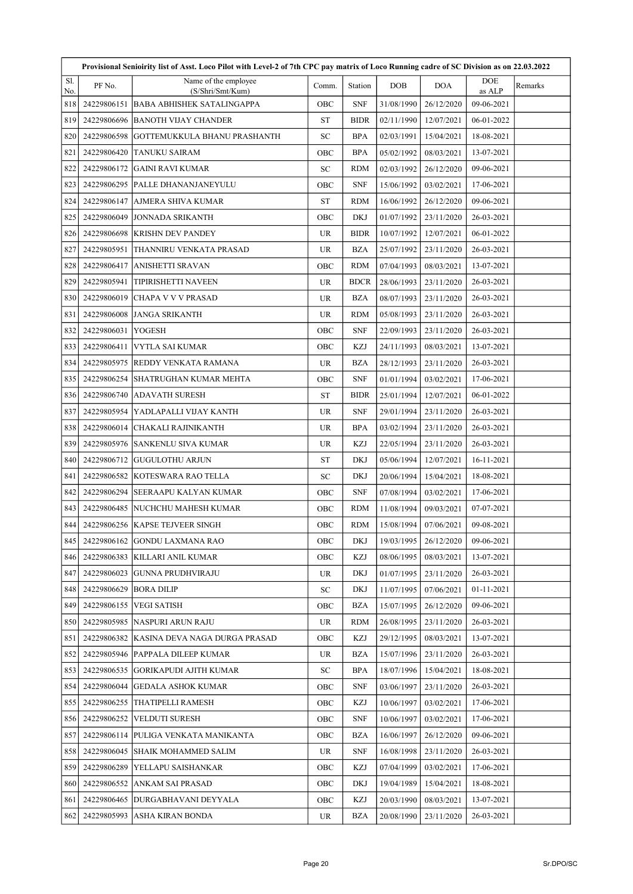| Provisional Senioirity list of Asst. Loco Pilot with Level-2 of 7th CPC pay matrix of Loco Running cadre of SC Division as on 22.03.2022 | | | | | | | | |
|---|---|---|---|---|---|---|---|---|
| Sl. No. | PF No. | Name of the employee (S/Shri/Smt/Kum) | Comm. | Station | DOB | DOA | DOE as ALP | Remarks |
| 818 | 24229806151 | BABA ABHISHEK SATALINGAPPA | OBC | SNF | 31/08/1990 | 26/12/2020 | 09-06-2021 | |
| 819 | 24229806696 | BANOTH VIJAY CHANDER | ST | BIDR | 02/11/1990 | 12/07/2021 | 06-01-2022 | |
| 820 | 24229806598 | GOTTEMUKKULA BHANU PRASHANTH | SC | BPA | 02/03/1991 | 15/04/2021 | 18-08-2021 | |
| 821 | 24229806420 | TANUKU SAIRAM | OBC | BPA | 05/02/1992 | 08/03/2021 | 13-07-2021 | |
| 822 | 24229806172 | GAINI RAVI KUMAR | SC | RDM | 02/03/1992 | 26/12/2020 | 09-06-2021 | |
| 823 | 24229806295 | PALLE DHANANJANEYULU | OBC | SNF | 15/06/1992 | 03/02/2021 | 17-06-2021 | |
| 824 | 24229806147 | AJMERA SHIVA KUMAR | ST | RDM | 16/06/1992 | 26/12/2020 | 09-06-2021 | |
| 825 | 24229806049 | JONNADA SRIKANTH | OBC | DKJ | 01/07/1992 | 23/11/2020 | 26-03-2021 | |
| 826 | 24229806698 | KRISHN DEV PANDEY | UR | BIDR | 10/07/1992 | 12/07/2021 | 06-01-2022 | |
| 827 | 24229805951 | THANNIRU VENKATA PRASAD | UR | BZA | 25/07/1992 | 23/11/2020 | 26-03-2021 | |
| 828 | 24229806417 | ANISHETTI SRAVAN | OBC | RDM | 07/04/1993 | 08/03/2021 | 13-07-2021 | |
| 829 | 24229805941 | TIPIRISHETTI NAVEEN | UR | BDCR | 28/06/1993 | 23/11/2020 | 26-03-2021 | |
| 830 | 24229806019 | CHAPA V V V PRASAD | UR | BZA | 08/07/1993 | 23/11/2020 | 26-03-2021 | |
| 831 | 24229806008 | JANGA SRIKANTH | UR | RDM | 05/08/1993 | 23/11/2020 | 26-03-2021 | |
| 832 | 24229806031 | YOGESH | OBC | SNF | 22/09/1993 | 23/11/2020 | 26-03-2021 | |
| 833 | 24229806411 | VYTLA SAI KUMAR | OBC | KZJ | 24/11/1993 | 08/03/2021 | 13-07-2021 | |
| 834 | 24229805975 | REDDY VENKATA RAMANA | UR | BZA | 28/12/1993 | 23/11/2020 | 26-03-2021 | |
| 835 | 24229806254 | SHATRUGHAN KUMAR MEHTA | OBC | SNF | 01/01/1994 | 03/02/2021 | 17-06-2021 | |
| 836 | 24229806740 | ADAVATH SURESH | ST | BIDR | 25/01/1994 | 12/07/2021 | 06-01-2022 | |
| 837 | 24229805954 | YADLAPALLI VIJAY KANTH | UR | SNF | 29/01/1994 | 23/11/2020 | 26-03-2021 | |
| 838 | 24229806014 | CHAKALI RAJINIKANTH | UR | BPA | 03/02/1994 | 23/11/2020 | 26-03-2021 | |
| 839 | 24229805976 | SANKENLU SIVA KUMAR | UR | KZJ | 22/05/1994 | 23/11/2020 | 26-03-2021 | |
| 840 | 24229806712 | GUGULOTHU ARJUN | ST | DKJ | 05/06/1994 | 12/07/2021 | 16-11-2021 | |
| 841 | 24229806582 | KOTESWARA RAO TELLA | SC | DKJ | 20/06/1994 | 15/04/2021 | 18-08-2021 | |
| 842 | 24229806294 | SEERAAPU KALYAN KUMAR | OBC | SNF | 07/08/1994 | 03/02/2021 | 17-06-2021 | |
| 843 | 24229806485 | NUCHCHU MAHESH KUMAR | OBC | RDM | 11/08/1994 | 09/03/2021 | 07-07-2021 | |
| 844 | 24229806256 | KAPSE TEJVEER SINGH | OBC | RDM | 15/08/1994 | 07/06/2021 | 09-08-2021 | |
| 845 | 24229806162 | GONDU LAXMANA RAO | OBC | DKJ | 19/03/1995 | 26/12/2020 | 09-06-2021 | |
| 846 | 24229806383 | KILLARI ANIL KUMAR | OBC | KZJ | 08/06/1995 | 08/03/2021 | 13-07-2021 | |
| 847 | 24229806023 | GUNNA PRUDHVIRAJU | UR | DKJ | 01/07/1995 | 23/11/2020 | 26-03-2021 | |
| 848 | 24229806629 | BORA DILIP | SC | DKJ | 11/07/1995 | 07/06/2021 | 01-11-2021 | |
| 849 | 24229806155 | VEGI SATISH | OBC | BZA | 15/07/1995 | 26/12/2020 | 09-06-2021 | |
| 850 | 24229805985 | NASPURI ARUN RAJU | UR | RDM | 26/08/1995 | 23/11/2020 | 26-03-2021 | |
| 851 | 24229806382 | KASINA DEVA NAGA DURGA PRASAD | OBC | KZJ | 29/12/1995 | 08/03/2021 | 13-07-2021 | |
| 852 | 24229805946 | PAPPALA DILEEP KUMAR | UR | BZA | 15/07/1996 | 23/11/2020 | 26-03-2021 | |
| 853 | 24229806535 | GORIKAPUDI AJITH KUMAR | SC | BPA | 18/07/1996 | 15/04/2021 | 18-08-2021 | |
| 854 | 24229806044 | GEDALA ASHOK KUMAR | OBC | SNF | 03/06/1997 | 23/11/2020 | 26-03-2021 | |
| 855 | 24229806255 | THATIPELLI RAMESH | OBC | KZJ | 10/06/1997 | 03/02/2021 | 17-06-2021 | |
| 856 | 24229806252 | VELDUTI SURESH | OBC | SNF | 10/06/1997 | 03/02/2021 | 17-06-2021 | |
| 857 | 24229806114 | PULIGA VENKATA MANIKANTA | OBC | BZA | 16/06/1997 | 26/12/2020 | 09-06-2021 | |
| 858 | 24229806045 | SHAIK MOHAMMED SALIM | UR | SNF | 16/08/1998 | 23/11/2020 | 26-03-2021 | |
| 859 | 24229806289 | YELLAPU SAISHANKAR | OBC | KZJ | 07/04/1999 | 03/02/2021 | 17-06-2021 | |
| 860 | 24229806552 | ANKAM SAI PRASAD | OBC | DKJ | 19/04/1989 | 15/04/2021 | 18-08-2021 | |
| 861 | 24229806465 | DURGABHAVANI DEYYALA | OBC | KZJ | 20/03/1990 | 08/03/2021 | 13-07-2021 | |
| 862 | 24229805993 | ASHA KIRAN BONDA | UR | BZA | 20/08/1990 | 23/11/2020 | 26-03-2021 | |

Sr.DPO/SC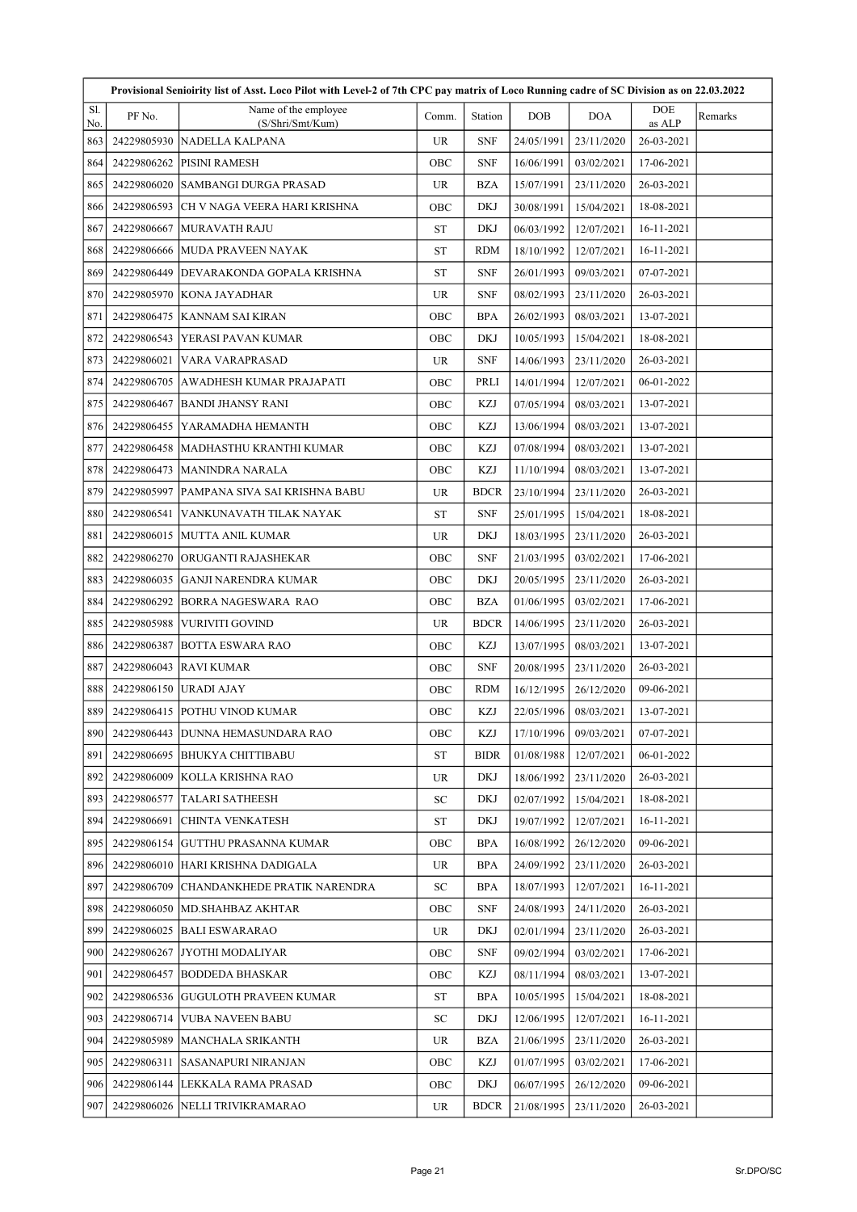| Provisional Senioirity list of Asst. Loco Pilot with Level-2 of 7th CPC pay matrix of Loco Running cadre of SC Division as on 22.03.2022 | | | | | | | | |
|---|---|---|---|---|---|---|---|---|
| Sl. No. | PF No. | Name of the employee (S/Shri/Smt/Kum) | Comm. | Station | DOB | DOA | DOE as ALP | Remarks |
| 863 | 24229805930 | NADELLA KALPANA | UR | SNF | 24/05/1991 | 23/11/2020 | 26-03-2021 | |
| 864 | 24229806262 | PISINI RAMESH | OBC | SNF | 16/06/1991 | 03/02/2021 | 17-06-2021 | |
| 865 | 24229806020 | SAMBANGI DURGA PRASAD | UR | BZA | 15/07/1991 | 23/11/2020 | 26-03-2021 | |
| 866 | 24229806593 | CH V NAGA VEERA HARI KRISHNA | OBC | DKJ | 30/08/1991 | 15/04/2021 | 18-08-2021 | |
| 867 | 24229806667 | MURAVATH RAJU | ST | DKJ | 06/03/1992 | 12/07/2021 | 16-11-2021 | |
| 868 | 24229806666 | MUDA PRAVEEN NAYAK | ST | RDM | 18/10/1992 | 12/07/2021 | 16-11-2021 | |
| 869 | 24229806449 | DEVARAKONDA GOPALA KRISHNA | ST | SNF | 26/01/1993 | 09/03/2021 | 07-07-2021 | |
| 870 | 24229805970 | KONA JAYADHAR | UR | SNF | 08/02/1993 | 23/11/2020 | 26-03-2021 | |
| 871 | 24229806475 | KANNAM SAI KIRAN | OBC | BPA | 26/02/1993 | 08/03/2021 | 13-07-2021 | |
| 872 | 24229806543 | YERASI PAVAN KUMAR | OBC | DKJ | 10/05/1993 | 15/04/2021 | 18-08-2021 | |
| 873 | 24229806021 | VARA VARAPRASAD | UR | SNF | 14/06/1993 | 23/11/2020 | 26-03-2021 | |
| 874 | 24229806705 | AWADHESH KUMAR PRAJAPATI | OBC | PRLI | 14/01/1994 | 12/07/2021 | 06-01-2022 | |
| 875 | 24229806467 | BANDI JHANSY RANI | OBC | KZJ | 07/05/1994 | 08/03/2021 | 13-07-2021 | |
| 876 | 24229806455 | YARAMADHA HEMANTH | OBC | KZJ | 13/06/1994 | 08/03/2021 | 13-07-2021 | |
| 877 | 24229806458 | MADHASTHU KRANTHI KUMAR | OBC | KZJ | 07/08/1994 | 08/03/2021 | 13-07-2021 | |
| 878 | 24229806473 | MANINDRA NARALA | OBC | KZJ | 11/10/1994 | 08/03/2021 | 13-07-2021 | |
| 879 | 24229805997 | PAMPANA SIVA SAI KRISHNA BABU | UR | BDCR | 23/10/1994 | 23/11/2020 | 26-03-2021 | |
| 880 | 24229806541 | VANKUNAVATH TILAK NAYAK | ST | SNF | 25/01/1995 | 15/04/2021 | 18-08-2021 | |
| 881 | 24229806015 | MUTTA ANIL KUMAR | UR | DKJ | 18/03/1995 | 23/11/2020 | 26-03-2021 | |
| 882 | 24229806270 | ORUGANTI RAJASHEKAR | OBC | SNF | 21/03/1995 | 03/02/2021 | 17-06-2021 | |
| 883 | 24229806035 | GANJI NARENDRA KUMAR | OBC | DKJ | 20/05/1995 | 23/11/2020 | 26-03-2021 | |
| 884 | 24229806292 | BORRA NAGESWARA RAO | OBC | BZA | 01/06/1995 | 03/02/2021 | 17-06-2021 | |
| 885 | 24229805988 | VURIVITI GOVIND | UR | BDCR | 14/06/1995 | 23/11/2020 | 26-03-2021 | |
| 886 | 24229806387 | BOTTA ESWARA RAO | OBC | KZJ | 13/07/1995 | 08/03/2021 | 13-07-2021 | |
| 887 | 24229806043 | RAVI KUMAR | OBC | SNF | 20/08/1995 | 23/11/2020 | 26-03-2021 | |
| 888 | 24229806150 | URADI AJAY | OBC | RDM | 16/12/1995 | 26/12/2020 | 09-06-2021 | |
| 889 | 24229806415 | POTHU VINOD KUMAR | OBC | KZJ | 22/05/1996 | 08/03/2021 | 13-07-2021 | |
| 890 | 24229806443 | DUNNA HEMASUNDARA RAO | OBC | KZJ | 17/10/1996 | 09/03/2021 | 07-07-2021 | |
| 891 | 24229806695 | BHUKYA CHITTIBABU | ST | BIDR | 01/08/1988 | 12/07/2021 | 06-01-2022 | |
| 892 | 24229806009 | KOLLA KRISHNA RAO | UR | DKJ | 18/06/1992 | 23/11/2020 | 26-03-2021 | |
| 893 | 24229806577 | TALARI SATHEESH | SC | DKJ | 02/07/1992 | 15/04/2021 | 18-08-2021 | |
| 894 | 24229806691 | CHINTA VENKATESH | ST | DKJ | 19/07/1992 | 12/07/2021 | 16-11-2021 | |
| 895 | 24229806154 | GUTTHU PRASANNA KUMAR | OBC | BPA | 16/08/1992 | 26/12/2020 | 09-06-2021 | |
| 896 | 24229806010 | HARI KRISHNA DADIGALA | UR | BPA | 24/09/1992 | 23/11/2020 | 26-03-2021 | |
| 897 | 24229806709 | CHANDANKHEDE PRATIK NARENDRA | SC | BPA | 18/07/1993 | 12/07/2021 | 16-11-2021 | |
| 898 | 24229806050 | MD.SHAHBAZ AKHTAR | OBC | SNF | 24/08/1993 | 24/11/2020 | 26-03-2021 | |
| 899 | 24229806025 | BALI ESWARARAO | UR | DKJ | 02/01/1994 | 23/11/2020 | 26-03-2021 | |
| 900 | 24229806267 | JYOTHI MODALIYAR | OBC | SNF | 09/02/1994 | 03/02/2021 | 17-06-2021 | |
| 901 | 24229806457 | BODDEDA BHASKAR | OBC | KZJ | 08/11/1994 | 08/03/2021 | 13-07-2021 | |
| 902 | 24229806536 | GUGULOTH PRAVEEN KUMAR | ST | BPA | 10/05/1995 | 15/04/2021 | 18-08-2021 | |
| 903 | 24229806714 | VUBA NAVEEN BABU | SC | DKJ | 12/06/1995 | 12/07/2021 | 16-11-2021 | |
| 904 | 24229805989 | MANCHALA SRIKANTH | UR | BZA | 21/06/1995 | 23/11/2020 | 26-03-2021 | |
| 905 | 24229806311 | SASANAPURI NIRANJAN | OBC | KZJ | 01/07/1995 | 03/02/2021 | 17-06-2021 | |
| 906 | 24229806144 | LEKKALA RAMA PRASAD | OBC | DKJ | 06/07/1995 | 26/12/2020 | 09-06-2021 | |
| 907 | 24229806026 | NELLI TRIVIKRAMARAO | UR | BDCR | 21/08/1995 | 23/11/2020 | 26-03-2021 | |

Sr.DPO/SC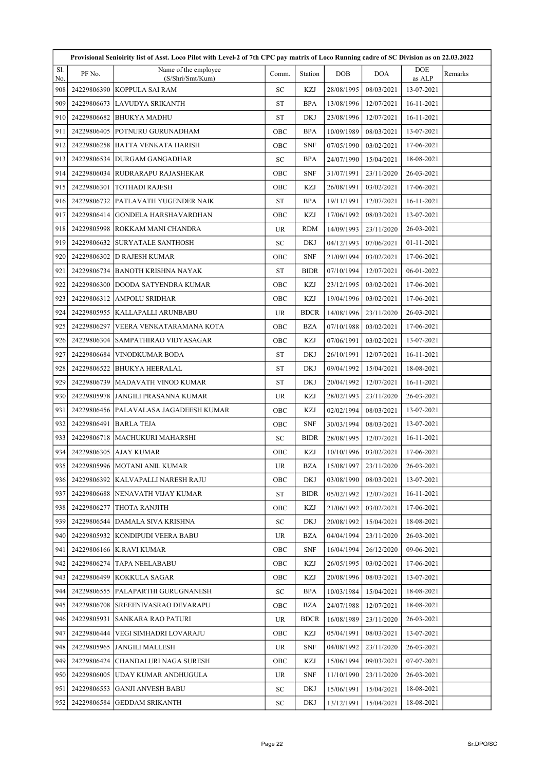| Provisional Senioirity list of Asst. Loco Pilot with Level-2 of 7th CPC pay matrix of Loco Running cadre of SC Division as on 22.03.2022 | | | | | | | | |
|---|---|---|---|---|---|---|---|---|
| Sl. No. | PF No. | Name of the employee (S/Shri/Smt/Kum) | Comm. | Station | DOB | DOA | DOE as ALP | Remarks |
| 908 | 24229806390 | KOPPULA SAI RAM | SC | KZJ | 28/08/1995 | 08/03/2021 | 13-07-2021 | |
| 909 | 24229806673 | LAVUDYA SRIKANTH | ST | BPA | 13/08/1996 | 12/07/2021 | 16-11-2021 | |
| 910 | 24229806682 | BHUKYA MADHU | ST | DKJ | 23/08/1996 | 12/07/2021 | 16-11-2021 | |
| 911 | 24229806405 | POTNURU GURUNADHAM | OBC | BPA | 10/09/1989 | 08/03/2021 | 13-07-2021 | |
| 912 | 24229806258 | BATTA VENKATA HARISH | OBC | SNF | 07/05/1990 | 03/02/2021 | 17-06-2021 | |
| 913 | 24229806534 | DURGAM GANGADHAR | SC | BPA | 24/07/1990 | 15/04/2021 | 18-08-2021 | |
| 914 | 24229806034 | RUDRARAPU RAJASHEKAR | OBC | SNF | 31/07/1991 | 23/11/2020 | 26-03-2021 | |
| 915 | 24229806301 | TOTHADI RAJESH | OBC | KZJ | 26/08/1991 | 03/02/2021 | 17-06-2021 | |
| 916 | 24229806732 | PATLAVATH YUGENDER NAIK | ST | BPA | 19/11/1991 | 12/07/2021 | 16-11-2021 | |
| 917 | 24229806414 | GONDELA HARSHAVARDHAN | OBC | KZJ | 17/06/1992 | 08/03/2021 | 13-07-2021 | |
| 918 | 24229805998 | ROKKAM MANI CHANDRA | UR | RDM | 14/09/1993 | 23/11/2020 | 26-03-2021 | |
| 919 | 24229806632 | SURYATALE SANTHOSH | SC | DKJ | 04/12/1993 | 07/06/2021 | 01-11-2021 | |
| 920 | 24229806302 | D RAJESH KUMAR | OBC | SNF | 21/09/1994 | 03/02/2021 | 17-06-2021 | |
| 921 | 24229806734 | BANOTH KRISHNA NAYAK | ST | BIDR | 07/10/1994 | 12/07/2021 | 06-01-2022 | |
| 922 | 24229806300 | DOODA SATYENDRA KUMAR | OBC | KZJ | 23/12/1995 | 03/02/2021 | 17-06-2021 | |
| 923 | 24229806312 | AMPOLU SRIDHAR | OBC | KZJ | 19/04/1996 | 03/02/2021 | 17-06-2021 | |
| 924 | 24229805955 | KALLAPALLI ARUNBABU | UR | BDCR | 14/08/1996 | 23/11/2020 | 26-03-2021 | |
| 925 | 24229806297 | VEERA VENKATARAMANA KOTA | OBC | BZA | 07/10/1988 | 03/02/2021 | 17-06-2021 | |
| 926 | 24229806304 | SAMPATHIRAO VIDYASAGAR | OBC | KZJ | 07/06/1991 | 03/02/2021 | 13-07-2021 | |
| 927 | 24229806684 | VINODKUMAR BODA | ST | DKJ | 26/10/1991 | 12/07/2021 | 16-11-2021 | |
| 928 | 24229806522 | BHUKYA HEERALAL | ST | DKJ | 09/04/1992 | 15/04/2021 | 18-08-2021 | |
| 929 | 24229806739 | MADAVATH VINOD KUMAR | ST | DKJ | 20/04/1992 | 12/07/2021 | 16-11-2021 | |
| 930 | 24229805978 | JANGILI PRASANNA KUMAR | UR | KZJ | 28/02/1993 | 23/11/2020 | 26-03-2021 | |
| 931 | 24229806456 | PALAVALASA JAGADEESH KUMAR | OBC | KZJ | 02/02/1994 | 08/03/2021 | 13-07-2021 | |
| 932 | 24229806491 | BARLA TEJA | OBC | SNF | 30/03/1994 | 08/03/2021 | 13-07-2021 | |
| 933 | 24229806718 | MACHUKURI MAHARSHI | SC | BIDR | 28/08/1995 | 12/07/2021 | 16-11-2021 | |
| 934 | 24229806305 | AJAY KUMAR | OBC | KZJ | 10/10/1996 | 03/02/2021 | 17-06-2021 | |
| 935 | 24229805996 | MOTANI ANIL KUMAR | UR | BZA | 15/08/1997 | 23/11/2020 | 26-03-2021 | |
| 936 | 24229806392 | KALVAPALLI NARESH RAJU | OBC | DKJ | 03/08/1990 | 08/03/2021 | 13-07-2021 | |
| 937 | 24229806688 | NENAVATH VIJAY KUMAR | ST | BIDR | 05/02/1992 | 12/07/2021 | 16-11-2021 | |
| 938 | 24229806277 | THOTA RANJITH | OBC | KZJ | 21/06/1992 | 03/02/2021 | 17-06-2021 | |
| 939 | 24229806544 | DAMALA SIVA KRISHNA | SC | DKJ | 20/08/1992 | 15/04/2021 | 18-08-2021 | |
| 940 | 24229805932 | KONDIPUDI VEERA BABU | UR | BZA | 04/04/1994 | 23/11/2020 | 26-03-2021 | |
| 941 | 24229806166 | K.RAVI KUMAR | OBC | SNF | 16/04/1994 | 26/12/2020 | 09-06-2021 | |
| 942 | 24229806274 | TAPA NEELABABU | OBC | KZJ | 26/05/1995 | 03/02/2021 | 17-06-2021 | |
| 943 | 24229806499 | KOKKULA SAGAR | OBC | KZJ | 20/08/1996 | 08/03/2021 | 13-07-2021 | |
| 944 | 24229806555 | PALAPARTHI GURUGNANESH | SC | BPA | 10/03/1984 | 15/04/2021 | 18-08-2021 | |
| 945 | 24229806708 | SREEENIVASRAO DEVARAPU | OBC | BZA | 24/07/1988 | 12/07/2021 | 18-08-2021 | |
| 946 | 24229805931 | SANKARA RAO PATURI | UR | BDCR | 16/08/1989 | 23/11/2020 | 26-03-2021 | |
| 947 | 24229806444 | VEGI SIMHADRI LOVARAJU | OBC | KZJ | 05/04/1991 | 08/03/2021 | 13-07-2021 | |
| 948 | 24229805965 | JANGILI MALLESH | UR | SNF | 04/08/1992 | 23/11/2020 | 26-03-2021 | |
| 949 | 24229806424 | CHANDALURI NAGA SURESH | OBC | KZJ | 15/06/1994 | 09/03/2021 | 07-07-2021 | |
| 950 | 24229806005 | UDAY KUMAR ANDHUGULA | UR | SNF | 11/10/1990 | 23/11/2020 | 26-03-2021 | |
| 951 | 24229806553 | GANJI ANVESH BABU | SC | DKJ | 15/06/1991 | 15/04/2021 | 18-08-2021 | |
| 952 | 24229806584 | GEDDAM SRIKANTH | SC | DKJ | 13/12/1991 | 15/04/2021 | 18-08-2021 | |

Sr.DPO/SC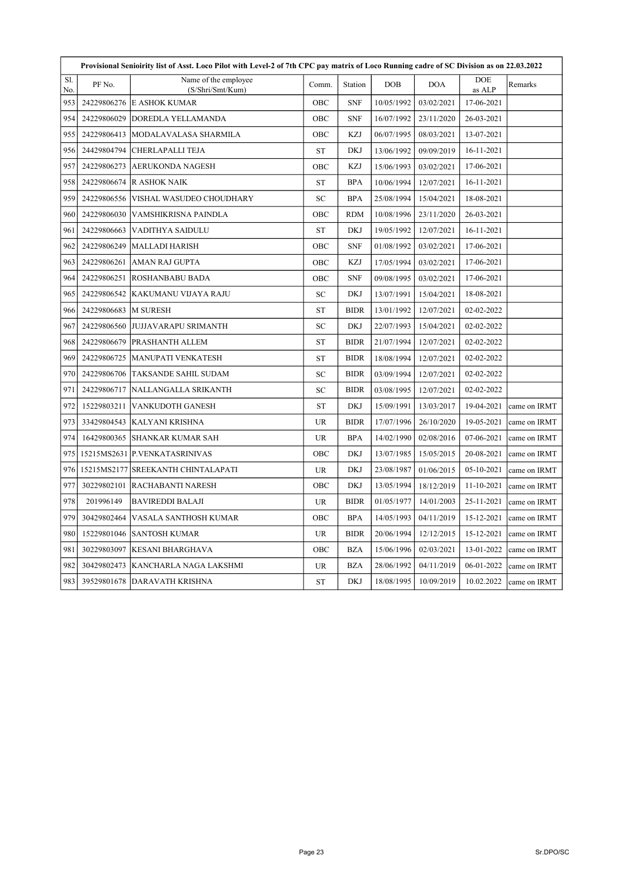| Provisional Senioirity list of Asst. Loco Pilot with Level-2 of 7th CPC pay matrix of Loco Running cadre of SC Division as on 22.03.2022 | | | | | | | | |
|---|---|---|---|---|---|---|---|---|
| Sl. No. | PF No. | Name of the employee (S/Shri/Smt/Kum) | Comm. | Station | DOB | DOA | DOE as ALP | Remarks |
| 953 | 24229806276 | E ASHOK KUMAR | OBC | SNF | 10/05/1992 | 03/02/2021 | 17-06-2021 | |
| 954 | 24229806029 | DOREDLA YELLAMANDA | OBC | SNF | 16/07/1992 | 23/11/2020 | 26-03-2021 | |
| 955 | 24229806413 | MODALAVALASA SHARMILA | OBC | KZJ | 06/07/1995 | 08/03/2021 | 13-07-2021 | |
| 956 | 24429804794 | CHERLAPALLI TEJA | ST | DKJ | 13/06/1992 | 09/09/2019 | 16-11-2021 | |
| 957 | 24229806273 | AERUKONDA NAGESH | OBC | KZJ | 15/06/1993 | 03/02/2021 | 17-06-2021 | |
| 958 | 24229806674 | R ASHOK NAIK | ST | BPA | 10/06/1994 | 12/07/2021 | 16-11-2021 | |
| 959 | 24229806556 | VISHAL WASUDEO CHOUDHARY | SC | BPA | 25/08/1994 | 15/04/2021 | 18-08-2021 | |
| 960 | 24229806030 | VAMSHIKRISNA PAINDLA | OBC | RDM | 10/08/1996 | 23/11/2020 | 26-03-2021 | |
| 961 | 24229806663 | VADITHYA SAIDULU | ST | DKJ | 19/05/1992 | 12/07/2021 | 16-11-2021 | |
| 962 | 24229806249 | MALLADI HARISH | OBC | SNF | 01/08/1992 | 03/02/2021 | 17-06-2021 | |
| 963 | 24229806261 | AMAN RAJ GUPTA | OBC | KZJ | 17/05/1994 | 03/02/2021 | 17-06-2021 | |
| 964 | 24229806251 | ROSHANBABU BADA | OBC | SNF | 09/08/1995 | 03/02/2021 | 17-06-2021 | |
| 965 | 24229806542 | KAKUMANU VIJAYA RAJU | SC | DKJ | 13/07/1991 | 15/04/2021 | 18-08-2021 | |
| 966 | 24229806683 | M SURESH | ST | BIDR | 13/01/1992 | 12/07/2021 | 02-02-2022 | |
| 967 | 24229806560 | JUJJAVARAPU SRIMANTH | SC | DKJ | 22/07/1993 | 15/04/2021 | 02-02-2022 | |
| 968 | 24229806679 | PRASHANTH ALLEM | ST | BIDR | 21/07/1994 | 12/07/2021 | 02-02-2022 | |
| 969 | 24229806725 | MANUPATI VENKATESH | ST | BIDR | 18/08/1994 | 12/07/2021 | 02-02-2022 | |
| 970 | 24229806706 | TAKSANDE SAHIL SUDAM | SC | BIDR | 03/09/1994 | 12/07/2021 | 02-02-2022 | |
| 971 | 24229806717 | NALLANGALLA SRIKANTH | SC | BIDR | 03/08/1995 | 12/07/2021 | 02-02-2022 | |
| 972 | 15229803211 | VANKUDOTH GANESH | ST | DKJ | 15/09/1991 | 13/03/2017 | 19-04-2021 | came on IRMT |
| 973 | 33429804543 | KALYANI KRISHNA | UR | BIDR | 17/07/1996 | 26/10/2020 | 19-05-2021 | came on IRMT |
| 974 | 16429800365 | SHANKAR KUMAR SAH | UR | BPA | 14/02/1990 | 02/08/2016 | 07-06-2021 | came on IRMT |
| 975 | 15215MS2631 | P.VENKATASRINIVAS | OBC | DKJ | 13/07/1985 | 15/05/2015 | 20-08-2021 | came on IRMT |
| 976 | 15215MS2177 | SREEKANTH CHINTALAPATI | UR | DKJ | 23/08/1987 | 01/06/2015 | 05-10-2021 | came on IRMT |
| 977 | 30229802101 | RACHABANTI NARESH | OBC | DKJ | 13/05/1994 | 18/12/2019 | 11-10-2021 | came on IRMT |
| 978 | 201996149 | BAVIREDDI BALAJI | UR | BIDR | 01/05/1977 | 14/01/2003 | 25-11-2021 | came on IRMT |
| 979 | 30429802464 | VASALA SANTHOSH KUMAR | OBC | BPA | 14/05/1993 | 04/11/2019 | 15-12-2021 | came on IRMT |
| 980 | 15229801046 | SANTOSH KUMAR | UR | BIDR | 20/06/1994 | 12/12/2015 | 15-12-2021 | came on IRMT |
| 981 | 30229803097 | KESANI BHARGHAVA | OBC | BZA | 15/06/1996 | 02/03/2021 | 13-01-2022 | came on IRMT |
| 982 | 30429802473 | KANCHARLA NAGA LAKSHMI | UR | BZA | 28/06/1992 | 04/11/2019 | 06-01-2022 | came on IRMT |
| 983 | 39529801678 | DARAVATH KRISHNA | ST | DKJ | 18/08/1995 | 10/09/2019 | 10.02.2022 | came on IRMT |

Sr.DPO/SC